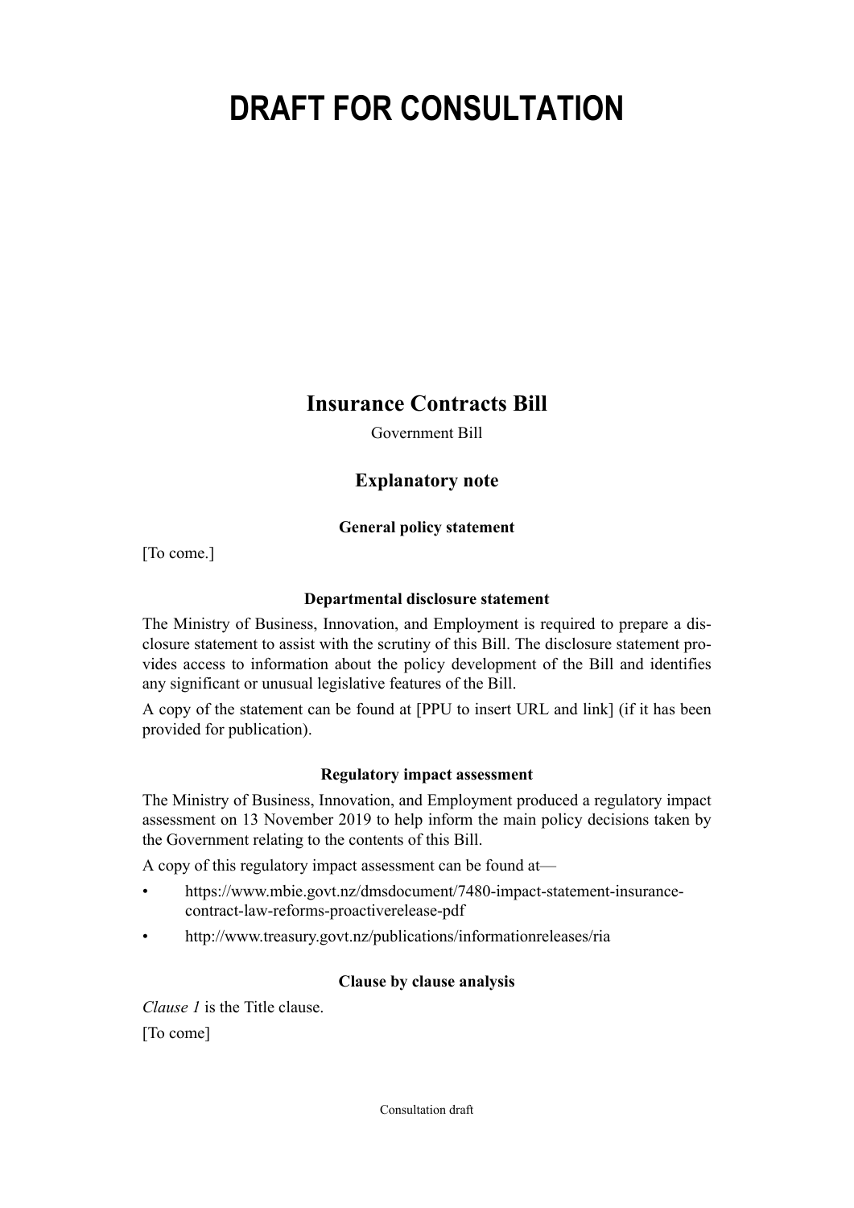# DRAFT FOR CONSULTATION

## Insurance Contracts Bill

Government Bill

### Explanatory note

#### General policy statement

[To come.]

#### Departmental disclosure statement

The Ministry of Business, Innovation, and Employment is required to prepare a disclosure statement to assist with the scrutiny of this Bill. The disclosure statement provides access to information about the policy development of the Bill and identifies any significant or unusual legislative features of the Bill.

A copy of the statement can be found at [PPU to insert URL and link] (if it has been provided for publication).

#### Regulatory impact assessment

The Ministry of Business, Innovation, and Employment produced a regulatory impact assessment on 13 November 2019 to help inform the main policy decisions taken by the Government relating to the contents of this Bill.

A copy of this regulatory impact assessment can be found at—

- https://www.mbie.govt.nz/dmsdocument/7480-impact-statement-insurance-contract-law-reforms-proactiverelease-pdf
- http://www.treasury.govt.nz/publications/informationreleases/ria

#### Clause by clause analysis

*Clause 1* is the Title clause.

[To come]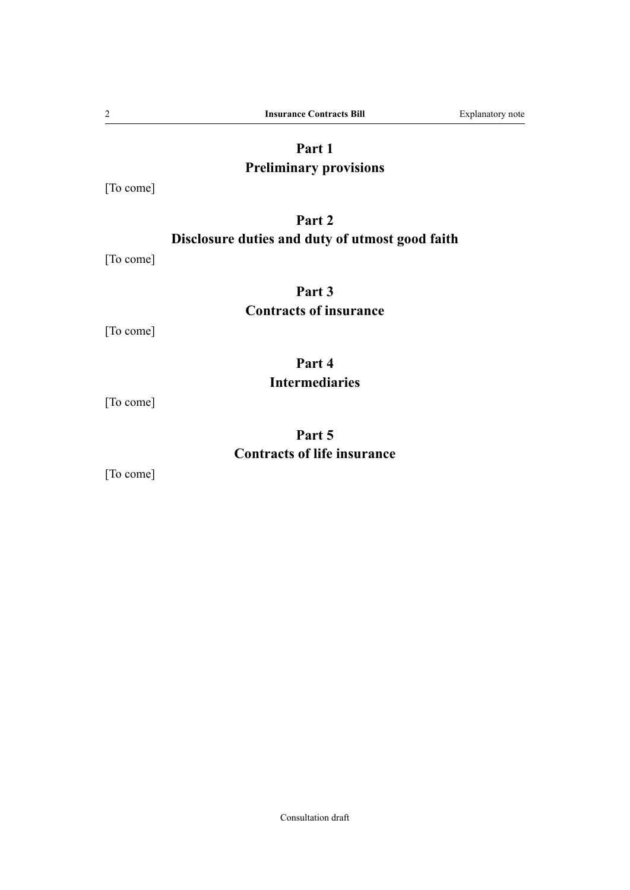## Part 1
## Preliminary provisions

[To come]

## Part 2
## Disclosure duties and duty of utmost good faith

[To come]

## Part 3
## Contracts of insurance

[To come]

## Part 4
## Intermediaries

[To come]

## Part 5
## Contracts of life insurance

[To come]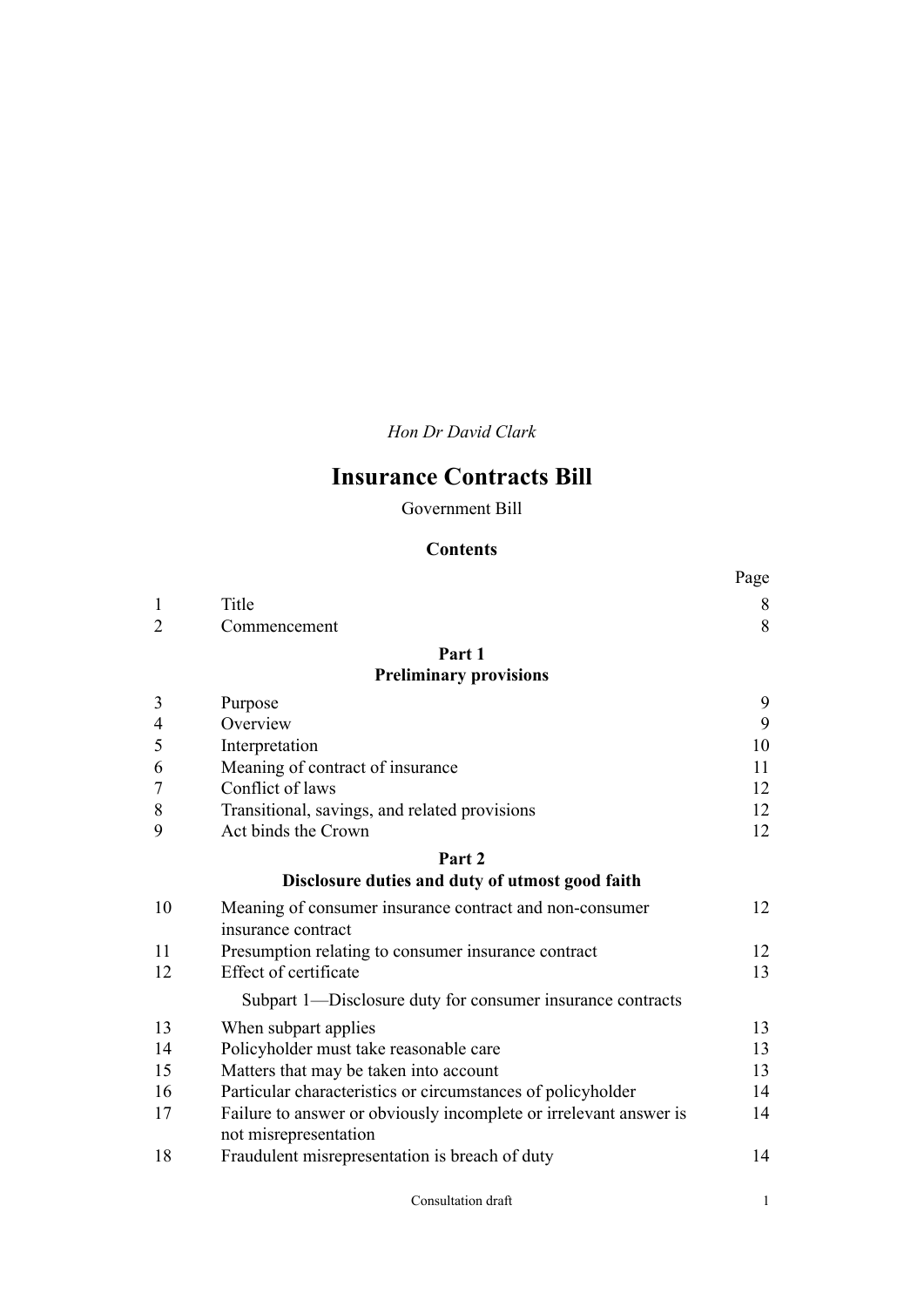*Hon Dr David Clark*

# Insurance Contracts Bill

Government Bill

## Contents

| | | Page |
|---|---|---|
| 1 | Title | 8 |
| 2 | Commencement | 8 |
| | **Part 1** **Preliminary provisions** | |
| 3 | Purpose | 9 |
| 4 | Overview | 9 |
| 5 | Interpretation | 10 |
| 6 | Meaning of contract of insurance | 11 |
| 7 | Conflict of laws | 12 |
| 8 | Transitional, savings, and related provisions | 12 |
| 9 | Act binds the Crown | 12 |
| | **Part 2** **Disclosure duties and duty of utmost good faith** | |
| 10 | Meaning of consumer insurance contract and non-consumer insurance contract | 12 |
| 11 | Presumption relating to consumer insurance contract | 12 |
| 12 | Effect of certificate | 13 |
| | Subpart 1—Disclosure duty for consumer insurance contracts | |
| 13 | When subpart applies | 13 |
| 14 | Policyholder must take reasonable care | 13 |
| 15 | Matters that may be taken into account | 13 |
| 16 | Particular characteristics or circumstances of policyholder | 14 |
| 17 | Failure to answer or obviously incomplete or irrelevant answer is not misrepresentation | 14 |
| 18 | Fraudulent misrepresentation is breach of duty | 14 |

Consultation draft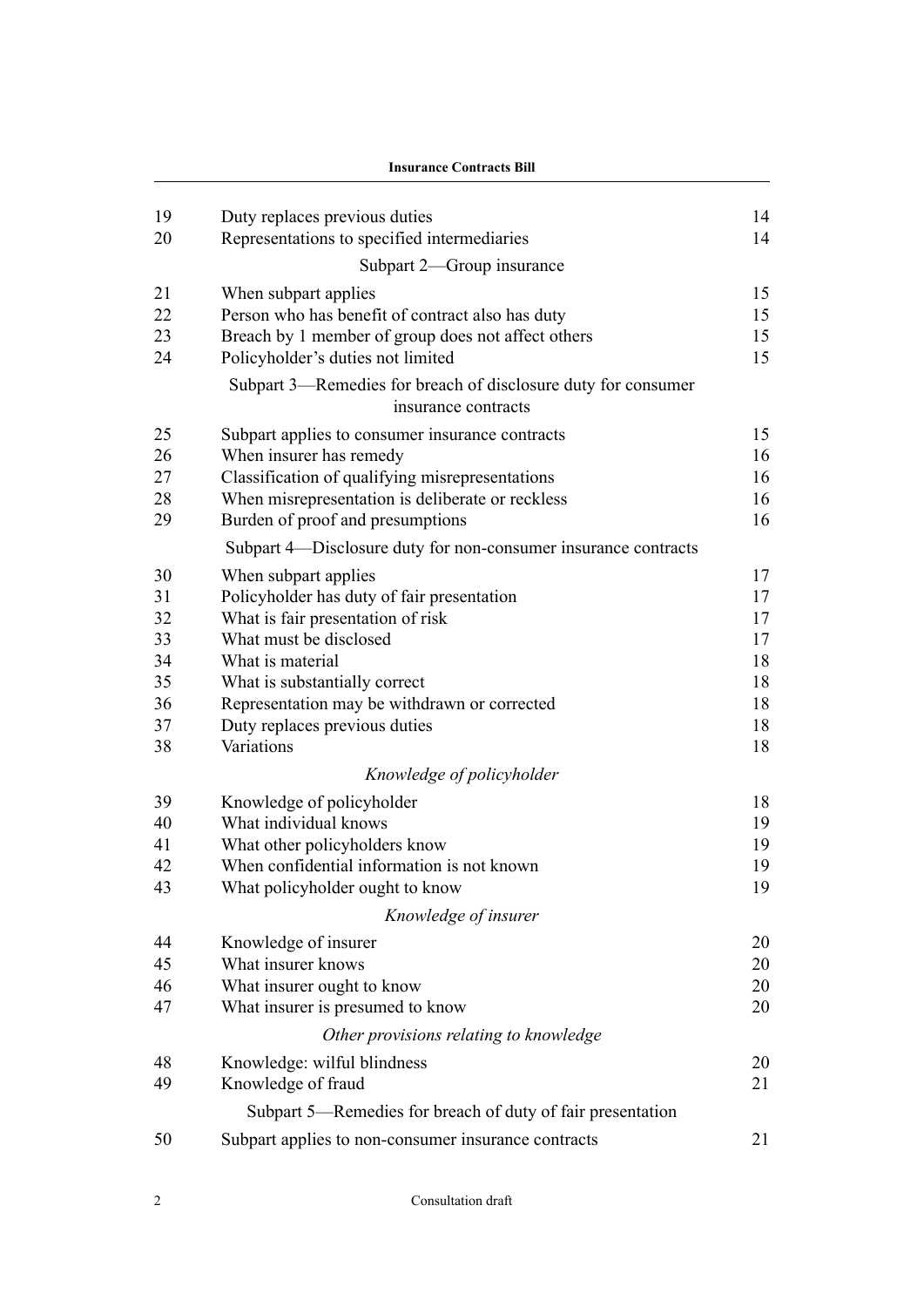| | | |
|---|---|---|
| 19 | Duty replaces previous duties | 14 |
| 20 | Representations to specified intermediaries | 14 |
| | Subpart 2—Group insurance | |
| 21 | When subpart applies | 15 |
| 22 | Person who has benefit of contract also has duty | 15 |
| 23 | Breach by 1 member of group does not affect others | 15 |
| 24 | Policyholder's duties not limited | 15 |
| | Subpart 3—Remedies for breach of disclosure duty for consumer insurance contracts | |
| 25 | Subpart applies to consumer insurance contracts | 15 |
| 26 | When insurer has remedy | 16 |
| 27 | Classification of qualifying misrepresentations | 16 |
| 28 | When misrepresentation is deliberate or reckless | 16 |
| 29 | Burden of proof and presumptions | 16 |
| | Subpart 4—Disclosure duty for non-consumer insurance contracts | |
| 30 | When subpart applies | 17 |
| 31 | Policyholder has duty of fair presentation | 17 |
| 32 | What is fair presentation of risk | 17 |
| 33 | What must be disclosed | 17 |
| 34 | What is material | 18 |
| 35 | What is substantially correct | 18 |
| 36 | Representation may be withdrawn or corrected | 18 |
| 37 | Duty replaces previous duties | 18 |
| 38 | Variations | 18 |
| | *Knowledge of policyholder* | |
| 39 | Knowledge of policyholder | 18 |
| 40 | What individual knows | 19 |
| 41 | What other policyholders know | 19 |
| 42 | When confidential information is not known | 19 |
| 43 | What policyholder ought to know | 19 |
| | *Knowledge of insurer* | |
| 44 | Knowledge of insurer | 20 |
| 45 | What insurer knows | 20 |
| 46 | What insurer ought to know | 20 |
| 47 | What insurer is presumed to know | 20 |
| | *Other provisions relating to knowledge* | |
| 48 | Knowledge: wilful blindness | 20 |
| 49 | Knowledge of fraud | 21 |
| | Subpart 5—Remedies for breach of duty of fair presentation | |
| 50 | Subpart applies to non-consumer insurance contracts | 21 |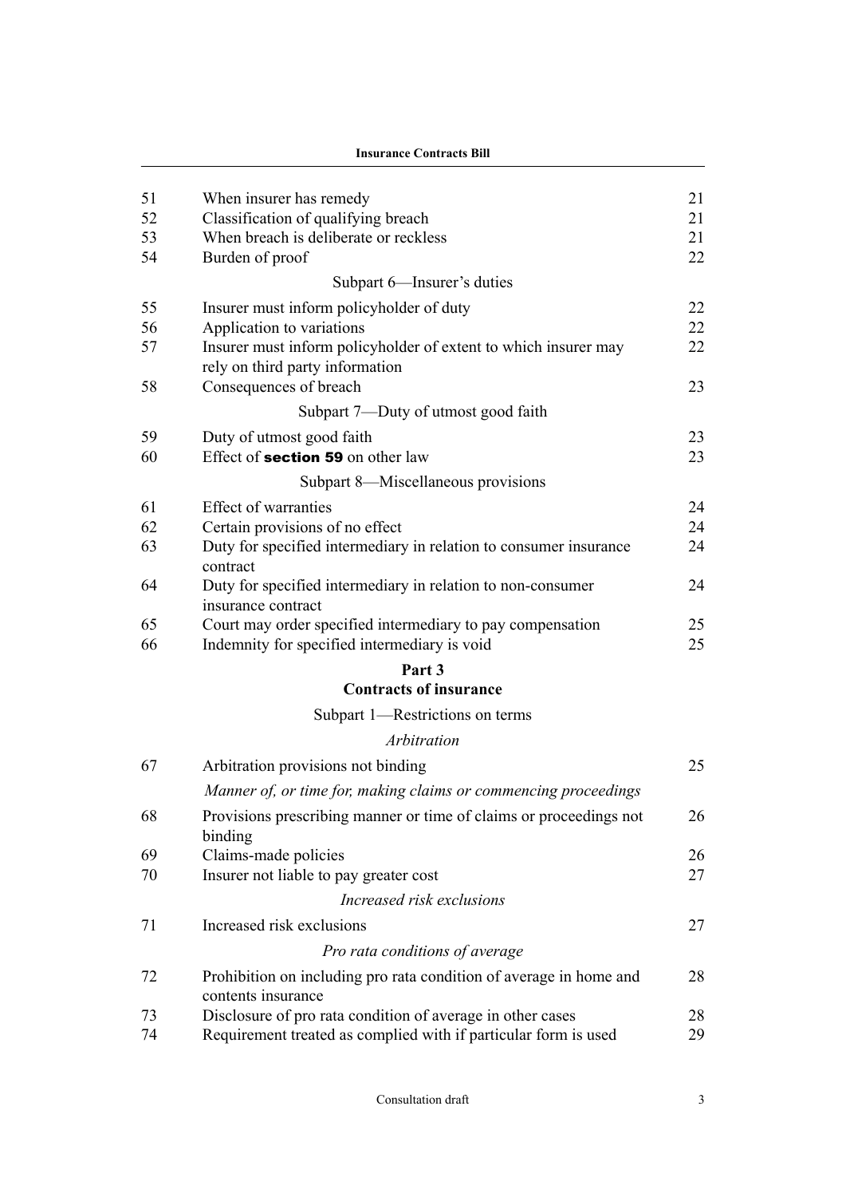| | | |
|---|---|---|
| 51 | When insurer has remedy | 21 |
| 52 | Classification of qualifying breach | 21 |
| 53 | When breach is deliberate or reckless | 21 |
| 54 | Burden of proof | 22 |

Subpart 6—Insurer's duties

| | | |
|---|---|---|
| 55 | Insurer must inform policyholder of duty | 22 |
| 56 | Application to variations | 22 |
| 57 | Insurer must inform policyholder of extent to which insurer may rely on third party information | 22 |
| 58 | Consequences of breach | 23 |

Subpart 7—Duty of utmost good faith

| | | |
|---|---|---|
| 59 | Duty of utmost good faith | 23 |
| 60 | Effect of **section 59** on other law | 23 |

Subpart 8—Miscellaneous provisions

| | | |
|---|---|---|
| 61 | Effect of warranties | 24 |
| 62 | Certain provisions of no effect | 24 |
| 63 | Duty for specified intermediary in relation to consumer insurance contract | 24 |
| 64 | Duty for specified intermediary in relation to non-consumer insurance contract | 24 |
| 65 | Court may order specified intermediary to pay compensation | 25 |
| 66 | Indemnity for specified intermediary is void | 25 |

**Part 3**
**Contracts of insurance**

Subpart 1—Restrictions on terms

*Arbitration*

| | | |
|---|---|---|
| 67 | Arbitration provisions not binding | 25 |

*Manner of, or time for, making claims or commencing proceedings*

| | | |
|---|---|---|
| 68 | Provisions prescribing manner or time of claims or proceedings not binding | 26 |
| 69 | Claims-made policies | 26 |
| 70 | Insurer not liable to pay greater cost | 27 |

*Increased risk exclusions*

| | | |
|---|---|---|
| 71 | Increased risk exclusions | 27 |

*Pro rata conditions of average*

| | | |
|---|---|---|
| 72 | Prohibition on including pro rata condition of average in home and contents insurance | 28 |
| 73 | Disclosure of pro rata condition of average in other cases | 28 |
| 74 | Requirement treated as complied with if particular form is used | 29 |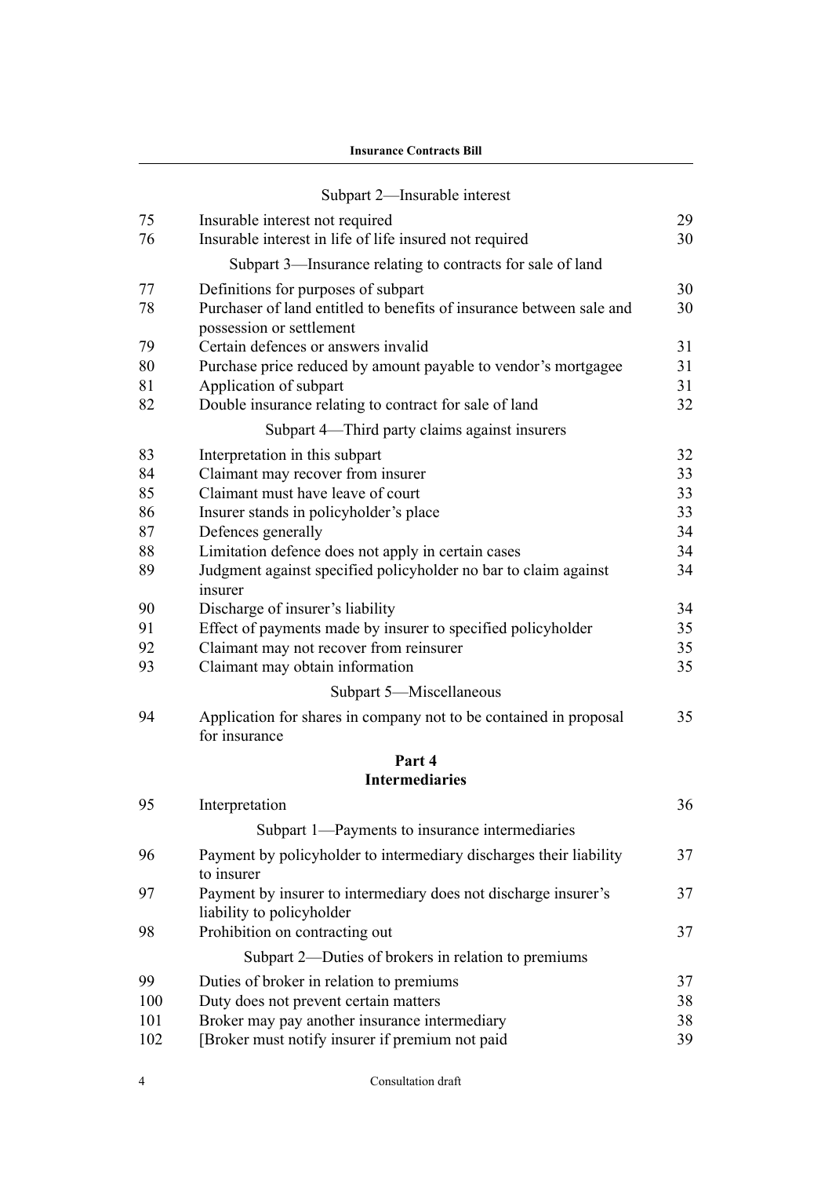Subpart 2—Insurable interest

| | | |
|---|---|---|
| 75 | Insurable interest not required | 29 |
| 76 | Insurable interest in life of life insured not required | 30 |

Subpart 3—Insurance relating to contracts for sale of land

| | | |
|---|---|---|
| 77 | Definitions for purposes of subpart | 30 |
| 78 | Purchaser of land entitled to benefits of insurance between sale and possession or settlement | 30 |
| 79 | Certain defences or answers invalid | 31 |
| 80 | Purchase price reduced by amount payable to vendor's mortgagee | 31 |
| 81 | Application of subpart | 31 |
| 82 | Double insurance relating to contract for sale of land | 32 |

Subpart 4—Third party claims against insurers

| | | |
|---|---|---|
| 83 | Interpretation in this subpart | 32 |
| 84 | Claimant may recover from insurer | 33 |
| 85 | Claimant must have leave of court | 33 |
| 86 | Insurer stands in policyholder's place | 33 |
| 87 | Defences generally | 34 |
| 88 | Limitation defence does not apply in certain cases | 34 |
| 89 | Judgment against specified policyholder no bar to claim against insurer | 34 |
| 90 | Discharge of insurer's liability | 34 |
| 91 | Effect of payments made by insurer to specified policyholder | 35 |
| 92 | Claimant may not recover from reinsurer | 35 |
| 93 | Claimant may obtain information | 35 |

Subpart 5—Miscellaneous

| | | |
|---|---|---|
| 94 | Application for shares in company not to be contained in proposal for insurance | 35 |

## Part 4
## Intermediaries

| | | |
|---|---|---|
| 95 | Interpretation | 36 |

Subpart 1—Payments to insurance intermediaries

| | | |
|---|---|---|
| 96 | Payment by policyholder to intermediary discharges their liability to insurer | 37 |
| 97 | Payment by insurer to intermediary does not discharge insurer's liability to policyholder | 37 |
| 98 | Prohibition on contracting out | 37 |

Subpart 2—Duties of brokers in relation to premiums

| | | |
|---|---|---|
| 99 | Duties of broker in relation to premiums | 37 |
| 100 | Duty does not prevent certain matters | 38 |
| 101 | Broker may pay another insurance intermediary | 38 |
| 102 | [Broker must notify insurer if premium not paid | 39 |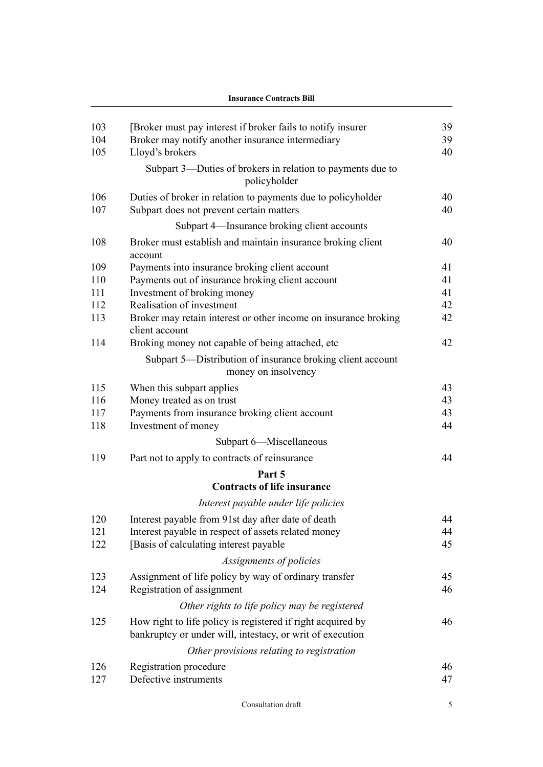| | | |
|---|---|---|
| 103 | [Broker must pay interest if broker fails to notify insurer | 39 |
| 104 | Broker may notify another insurance intermediary | 39 |
| 105 | Lloyd's brokers | 40 |
| | Subpart 3—Duties of brokers in relation to payments due to policyholder | |
| 106 | Duties of broker in relation to payments due to policyholder | 40 |
| 107 | Subpart does not prevent certain matters | 40 |
| | Subpart 4—Insurance broking client accounts | |
| 108 | Broker must establish and maintain insurance broking client account | 40 |
| 109 | Payments into insurance broking client account | 41 |
| 110 | Payments out of insurance broking client account | 41 |
| 111 | Investment of broking money | 41 |
| 112 | Realisation of investment | 42 |
| 113 | Broker may retain interest or other income on insurance broking client account | 42 |
| 114 | Broking money not capable of being attached, etc | 42 |
| | Subpart 5—Distribution of insurance broking client account money on insolvency | |
| 115 | When this subpart applies | 43 |
| 116 | Money treated as on trust | 43 |
| 117 | Payments from insurance broking client account | 43 |
| 118 | Investment of money | 44 |
| | Subpart 6—Miscellaneous | |
| 119 | Part not to apply to contracts of reinsurance | 44 |
| | **Part 5** **Contracts of life insurance** | |
| | *Interest payable under life policies* | |
| 120 | Interest payable from 91st day after date of death | 44 |
| 121 | Interest payable in respect of assets related money | 44 |
| 122 | [Basis of calculating interest payable | 45 |
| | *Assignments of policies* | |
| 123 | Assignment of life policy by way of ordinary transfer | 45 |
| 124 | Registration of assignment | 46 |
| | *Other rights to life policy may be registered* | |
| 125 | How right to life policy is registered if right acquired by bankruptcy or under will, intestacy, or writ of execution | 46 |
| | *Other provisions relating to registration* | |
| 126 | Registration procedure | 46 |
| 127 | Defective instruments | 47 |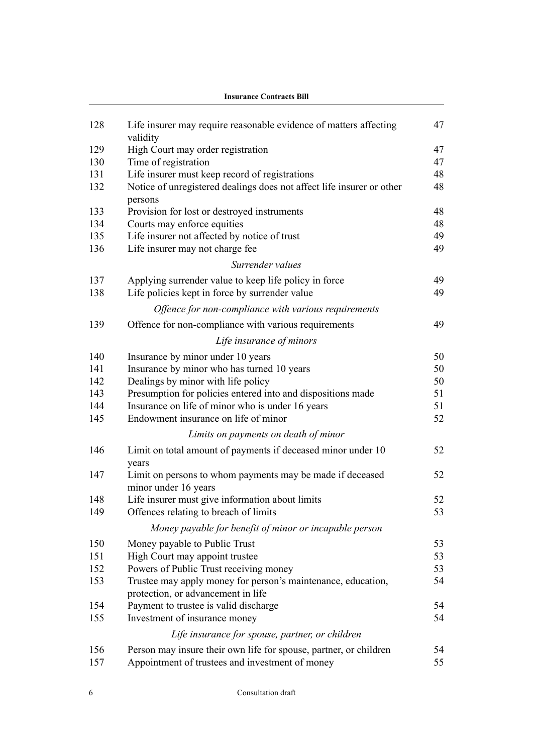| | | |
|---|---|---|
| 128 | Life insurer may require reasonable evidence of matters affecting validity | 47 |
| 129 | High Court may order registration | 47 |
| 130 | Time of registration | 47 |
| 131 | Life insurer must keep record of registrations | 48 |
| 132 | Notice of unregistered dealings does not affect life insurer or other persons | 48 |
| 133 | Provision for lost or destroyed instruments | 48 |
| 134 | Courts may enforce equities | 48 |
| 135 | Life insurer not affected by notice of trust | 49 |
| 136 | Life insurer may not charge fee | 49 |
| | *Surrender values* | |
| 137 | Applying surrender value to keep life policy in force | 49 |
| 138 | Life policies kept in force by surrender value | 49 |
| | *Offence for non-compliance with various requirements* | |
| 139 | Offence for non-compliance with various requirements | 49 |
| | *Life insurance of minors* | |
| 140 | Insurance by minor under 10 years | 50 |
| 141 | Insurance by minor who has turned 10 years | 50 |
| 142 | Dealings by minor with life policy | 50 |
| 143 | Presumption for policies entered into and dispositions made | 51 |
| 144 | Insurance on life of minor who is under 16 years | 51 |
| 145 | Endowment insurance on life of minor | 52 |
| | *Limits on payments on death of minor* | |
| 146 | Limit on total amount of payments if deceased minor under 10 years | 52 |
| 147 | Limit on persons to whom payments may be made if deceased minor under 16 years | 52 |
| 148 | Life insurer must give information about limits | 52 |
| 149 | Offences relating to breach of limits | 53 |
| | *Money payable for benefit of minor or incapable person* | |
| 150 | Money payable to Public Trust | 53 |
| 151 | High Court may appoint trustee | 53 |
| 152 | Powers of Public Trust receiving money | 53 |
| 153 | Trustee may apply money for person's maintenance, education, protection, or advancement in life | 54 |
| 154 | Payment to trustee is valid discharge | 54 |
| 155 | Investment of insurance money | 54 |
| | *Life insurance for spouse, partner, or children* | |
| 156 | Person may insure their own life for spouse, partner, or children | 54 |
| 157 | Appointment of trustees and investment of money | 55 |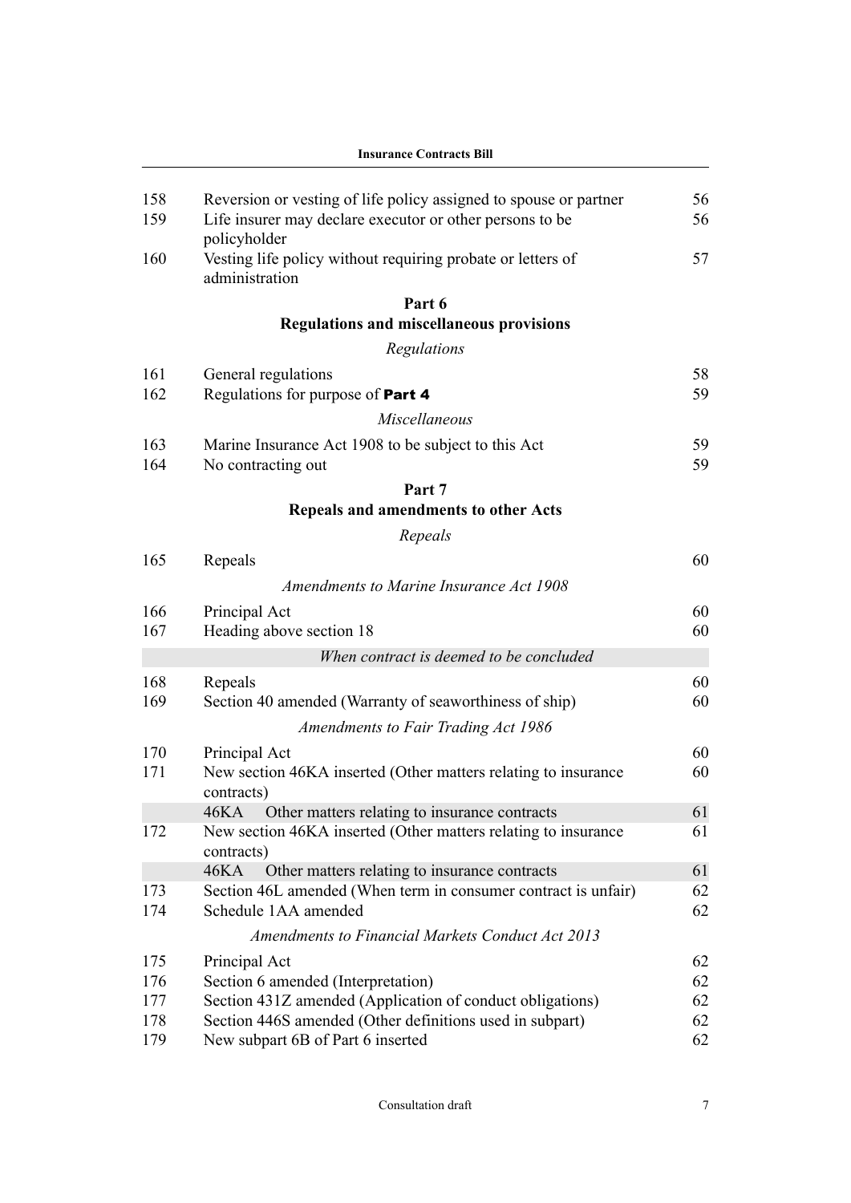| | | |
|---|---|---|
| 158 | Reversion or vesting of life policy assigned to spouse or partner | 56 |
| 159 | Life insurer may declare executor or other persons to be policyholder | 56 |
| 160 | Vesting life policy without requiring probate or letters of administration | 57 |

## Part 6
## Regulations and miscellaneous provisions

*Regulations*

| | | |
|---|---|---|
| 161 | General regulations | 58 |
| 162 | Regulations for purpose of **Part 4** | 59 |

*Miscellaneous*

| | | |
|---|---|---|
| 163 | Marine Insurance Act 1908 to be subject to this Act | 59 |
| 164 | No contracting out | 59 |

## Part 7
## Repeals and amendments to other Acts

*Repeals*

| | | |
|---|---|---|
| 165 | Repeals | 60 |

*Amendments to Marine Insurance Act 1908*

| | | |
|---|---|---|
| 166 | Principal Act | 60 |
| 167 | Heading above section 18 | 60 |
| | *When contract is deemed to be concluded* | |
| 168 | Repeals | 60 |
| 169 | Section 40 amended (Warranty of seaworthiness of ship) | 60 |

*Amendments to Fair Trading Act 1986*

| | | |
|---|---|---|
| 170 | Principal Act | 60 |
| 171 | New section 46KA inserted (Other matters relating to insurance contracts) | 60 |
| | 46KA Other matters relating to insurance contracts | 61 |
| 172 | New section 46KA inserted (Other matters relating to insurance contracts) | 61 |
| | 46KA Other matters relating to insurance contracts | 61 |
| 173 | Section 46L amended (When term in consumer contract is unfair) | 62 |
| 174 | Schedule 1AA amended | 62 |

*Amendments to Financial Markets Conduct Act 2013*

| | | |
|---|---|---|
| 175 | Principal Act | 62 |
| 176 | Section 6 amended (Interpretation) | 62 |
| 177 | Section 431Z amended (Application of conduct obligations) | 62 |
| 178 | Section 446S amended (Other definitions used in subpart) | 62 |
| 179 | New subpart 6B of Part 6 inserted | 62 |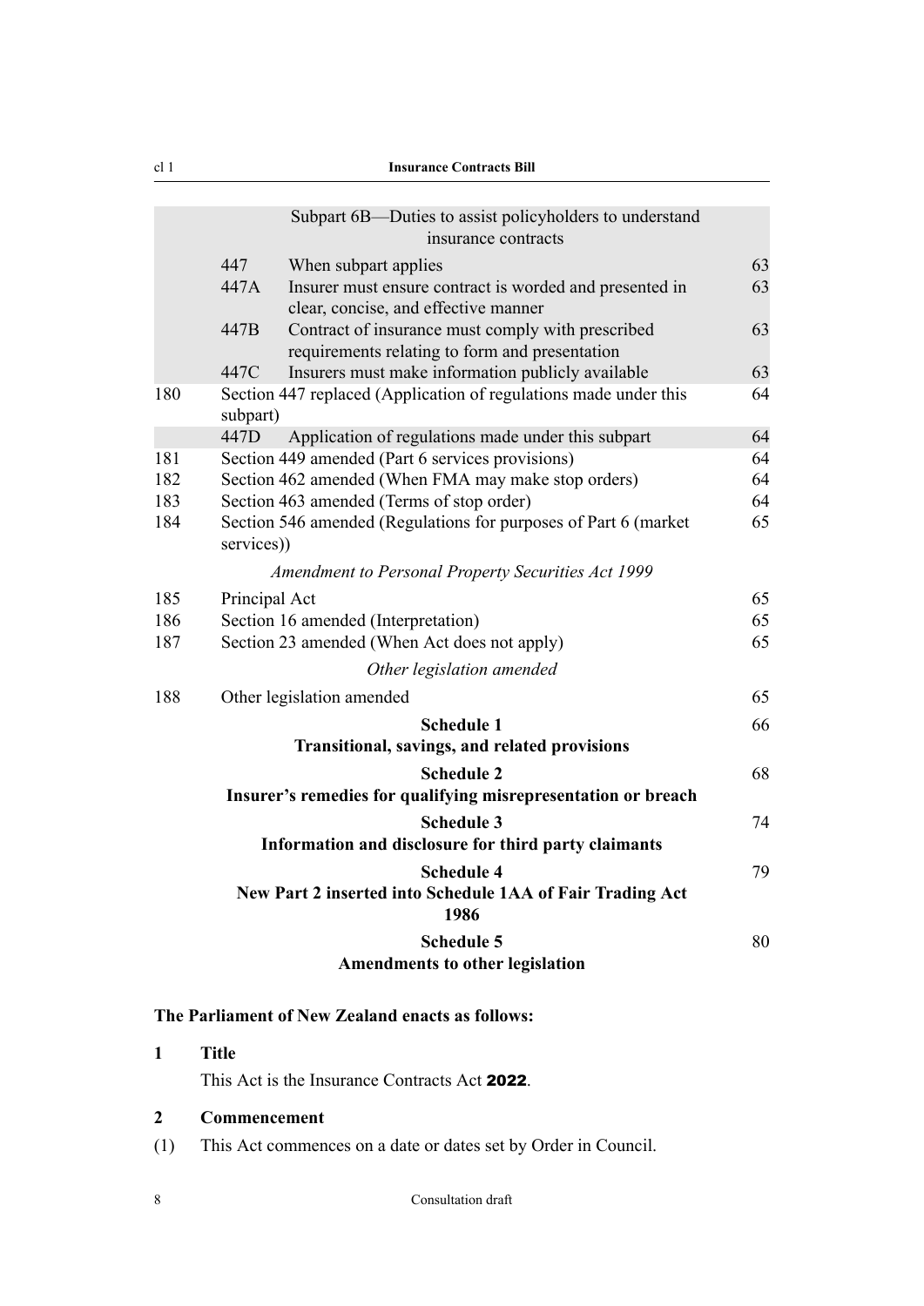| | | | |
|---|---|---|---|
| | | Subpart 6B—Duties to assist policyholders to understand insurance contracts | |
| | 447 | When subpart applies | 63 |
| | 447A | Insurer must ensure contract is worded and presented in clear, concise, and effective manner | 63 |
| | 447B | Contract of insurance must comply with prescribed requirements relating to form and presentation | 63 |
| | 447C | Insurers must make information publicly available | 63 |
| 180 | | Section 447 replaced (Application of regulations made under this subpart) | 64 |
| | 447D | Application of regulations made under this subpart | 64 |
| 181 | | Section 449 amended (Part 6 services provisions) | 64 |
| 182 | | Section 462 amended (When FMA may make stop orders) | 64 |
| 183 | | Section 463 amended (Terms of stop order) | 64 |
| 184 | | Section 546 amended (Regulations for purposes of Part 6 (market services)) | 65 |
| | | *Amendment to Personal Property Securities Act 1999* | |
| 185 | | Principal Act | 65 |
| 186 | | Section 16 amended (Interpretation) | 65 |
| 187 | | Section 23 amended (When Act does not apply) | 65 |
| | | *Other legislation amended* | |
| 188 | | Other legislation amended | 65 |
| | | **Schedule 1** **Transitional, savings, and related provisions** | 66 |
| | | **Schedule 2** **Insurer's remedies for qualifying misrepresentation or breach** | 68 |
| | | **Schedule 3** **Information and disclosure for third party claimants** | 74 |
| | | **Schedule 4** **New Part 2 inserted into Schedule 1AA of Fair Trading Act 1986** | 79 |
| | | **Schedule 5** **Amendments to other legislation** | 80 |

**The Parliament of New Zealand enacts as follows:**

### 1 Title

This Act is the Insurance Contracts Act **2022**.

### 2 Commencement

(1) This Act commences on a date or dates set by Order in Council.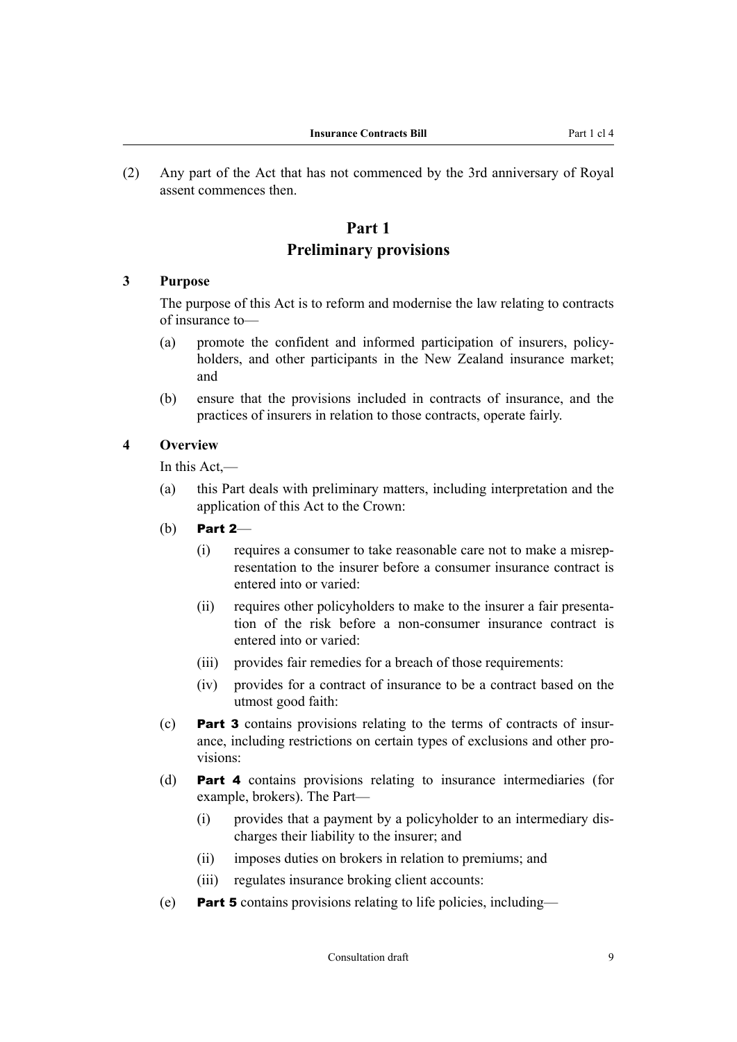(2) Any part of the Act that has not commenced by the 3rd anniversary of Royal assent commences then.

## Part 1
## Preliminary provisions

### 3 Purpose

The purpose of this Act is to reform and modernise the law relating to contracts of insurance to—

(a) promote the confident and informed participation of insurers, policyholders, and other participants in the New Zealand insurance market; and

(b) ensure that the provisions included in contracts of insurance, and the practices of insurers in relation to those contracts, operate fairly.

### 4 Overview

In this Act,—

(a) this Part deals with preliminary matters, including interpretation and the application of this Act to the Crown:

(b) **Part 2**—

(i) requires a consumer to take reasonable care not to make a misrepresentation to the insurer before a consumer insurance contract is entered into or varied:

(ii) requires other policyholders to make to the insurer a fair presentation of the risk before a non-consumer insurance contract is entered into or varied:

(iii) provides fair remedies for a breach of those requirements:

(iv) provides for a contract of insurance to be a contract based on the utmost good faith:

(c) **Part 3** contains provisions relating to the terms of contracts of insurance, including restrictions on certain types of exclusions and other provisions:

(d) **Part 4** contains provisions relating to insurance intermediaries (for example, brokers). The Part—

(i) provides that a payment by a policyholder to an intermediary discharges their liability to the insurer; and

(ii) imposes duties on brokers in relation to premiums; and

(iii) regulates insurance broking client accounts:

(e) **Part 5** contains provisions relating to life policies, including—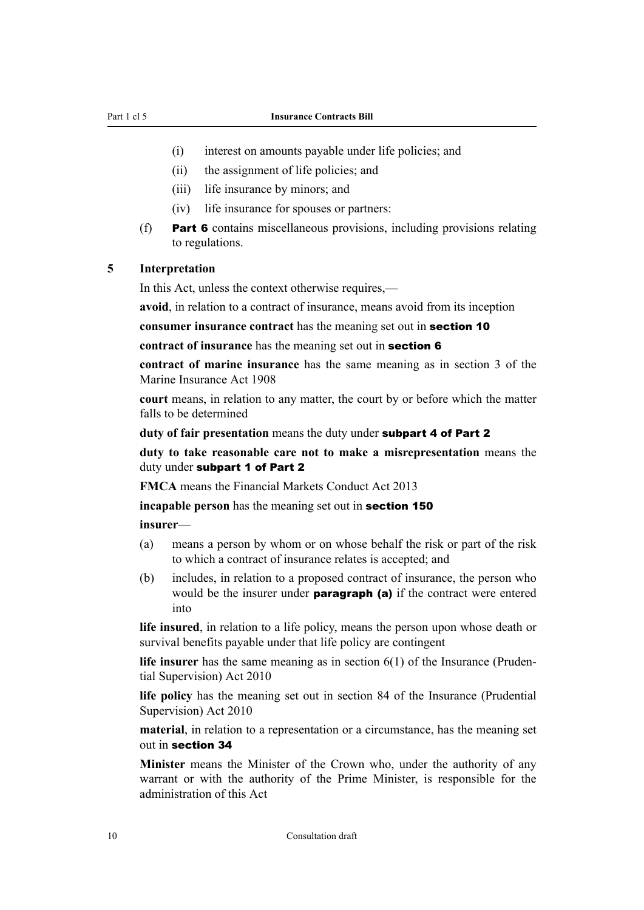(i) interest on amounts payable under life policies; and

(ii) the assignment of life policies; and

(iii) life insurance by minors; and

(iv) life insurance for spouses or partners:

(f) **Part 6** contains miscellaneous provisions, including provisions relating to regulations.

### 5 Interpretation

In this Act, unless the context otherwise requires,—

**avoid**, in relation to a contract of insurance, means avoid from its inception

**consumer insurance contract** has the meaning set out in **section 10**

**contract of insurance** has the meaning set out in **section 6**

**contract of marine insurance** has the same meaning as in section 3 of the Marine Insurance Act 1908

**court** means, in relation to any matter, the court by or before which the matter falls to be determined

**duty of fair presentation** means the duty under **subpart 4 of Part 2**

**duty to take reasonable care not to make a misrepresentation** means the duty under **subpart 1 of Part 2**

**FMCA** means the Financial Markets Conduct Act 2013

**incapable person** has the meaning set out in **section 150**

**insurer**—

(a) means a person by whom or on whose behalf the risk or part of the risk to which a contract of insurance relates is accepted; and

(b) includes, in relation to a proposed contract of insurance, the person who would be the insurer under **paragraph (a)** if the contract were entered into

**life insured**, in relation to a life policy, means the person upon whose death or survival benefits payable under that life policy are contingent

**life insurer** has the same meaning as in section 6(1) of the Insurance (Prudential Supervision) Act 2010

**life policy** has the meaning set out in section 84 of the Insurance (Prudential Supervision) Act 2010

**material**, in relation to a representation or a circumstance, has the meaning set out in **section 34**

**Minister** means the Minister of the Crown who, under the authority of any warrant or with the authority of the Prime Minister, is responsible for the administration of this Act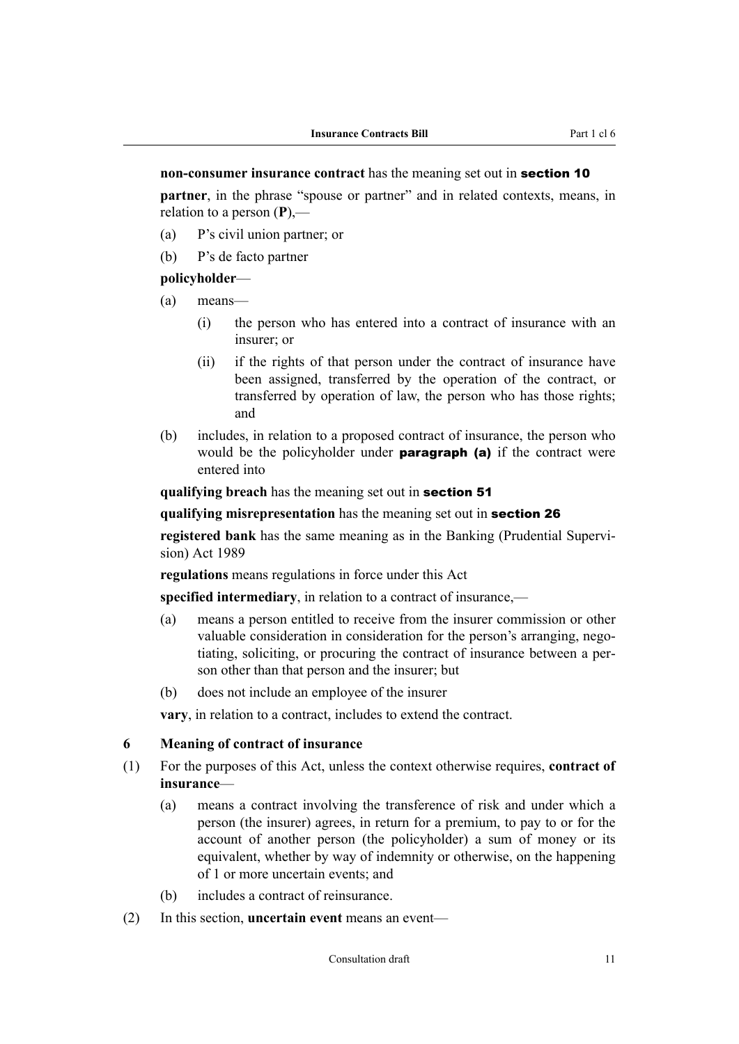**non-consumer insurance contract** has the meaning set out in **section 10**

**partner**, in the phrase "spouse or partner" and in related contexts, means, in relation to a person (**P**),—

(a) P's civil union partner; or

(b) P's de facto partner

**policyholder**—

(a) means—

  (i) the person who has entered into a contract of insurance with an insurer; or

  (ii) if the rights of that person under the contract of insurance have been assigned, transferred by the operation of the contract, or transferred by operation of law, the person who has those rights; and

(b) includes, in relation to a proposed contract of insurance, the person who would be the policyholder under **paragraph (a)** if the contract were entered into

**qualifying breach** has the meaning set out in **section 51**

**qualifying misrepresentation** has the meaning set out in **section 26**

**registered bank** has the same meaning as in the Banking (Prudential Supervision) Act 1989

**regulations** means regulations in force under this Act

**specified intermediary**, in relation to a contract of insurance,—

(a) means a person entitled to receive from the insurer commission or other valuable consideration in consideration for the person's arranging, negotiating, soliciting, or procuring the contract of insurance between a person other than that person and the insurer; but

(b) does not include an employee of the insurer

**vary**, in relation to a contract, includes to extend the contract.

### 6 Meaning of contract of insurance

(1) For the purposes of this Act, unless the context otherwise requires, **contract of insurance**—

  (a) means a contract involving the transference of risk and under which a person (the insurer) agrees, in return for a premium, to pay to or for the account of another person (the policyholder) a sum of money or its equivalent, whether by way of indemnity or otherwise, on the happening of 1 or more uncertain events; and

  (b) includes a contract of reinsurance.

(2) In this section, **uncertain event** means an event—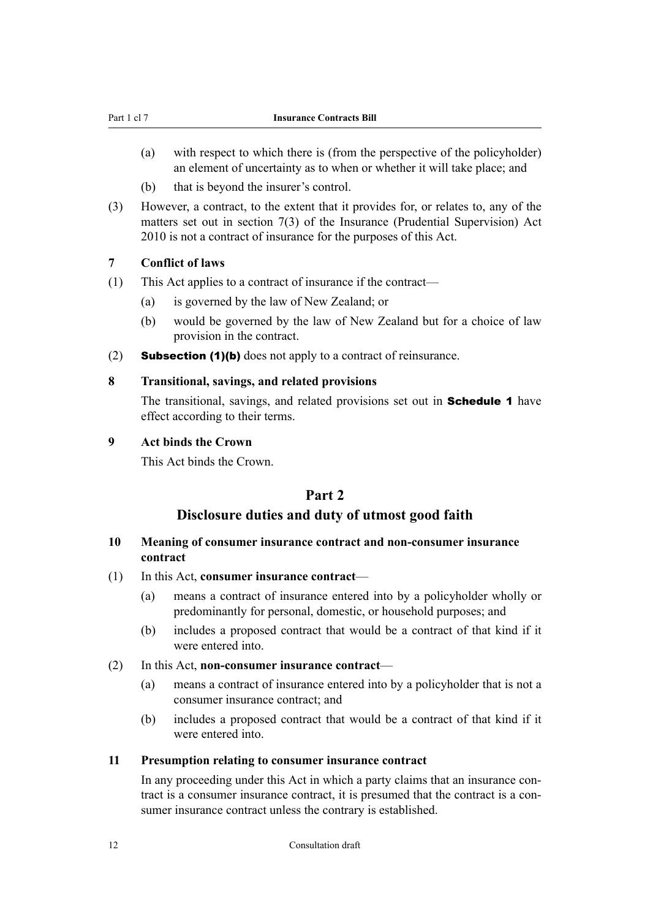(a) with respect to which there is (from the perspective of the policyholder) an element of uncertainty as to when or whether it will take place; and

(b) that is beyond the insurer's control.

(3) However, a contract, to the extent that it provides for, or relates to, any of the matters set out in section 7(3) of the Insurance (Prudential Supervision) Act 2010 is not a contract of insurance for the purposes of this Act.

### 7 Conflict of laws

(1) This Act applies to a contract of insurance if the contract—

(a) is governed by the law of New Zealand; or

(b) would be governed by the law of New Zealand but for a choice of law provision in the contract.

(2) **Subsection (1)(b)** does not apply to a contract of reinsurance.

### 8 Transitional, savings, and related provisions

The transitional, savings, and related provisions set out in **Schedule 1** have effect according to their terms.

### 9 Act binds the Crown

This Act binds the Crown.

## Part 2
## Disclosure duties and duty of utmost good faith

### 10 Meaning of consumer insurance contract and non-consumer insurance contract

(1) In this Act, **consumer insurance contract**—

(a) means a contract of insurance entered into by a policyholder wholly or predominantly for personal, domestic, or household purposes; and

(b) includes a proposed contract that would be a contract of that kind if it were entered into.

(2) In this Act, **non-consumer insurance contract**—

(a) means a contract of insurance entered into by a policyholder that is not a consumer insurance contract; and

(b) includes a proposed contract that would be a contract of that kind if it were entered into.

### 11 Presumption relating to consumer insurance contract

In any proceeding under this Act in which a party claims that an insurance contract is a consumer insurance contract, it is presumed that the contract is a consumer insurance contract unless the contrary is established.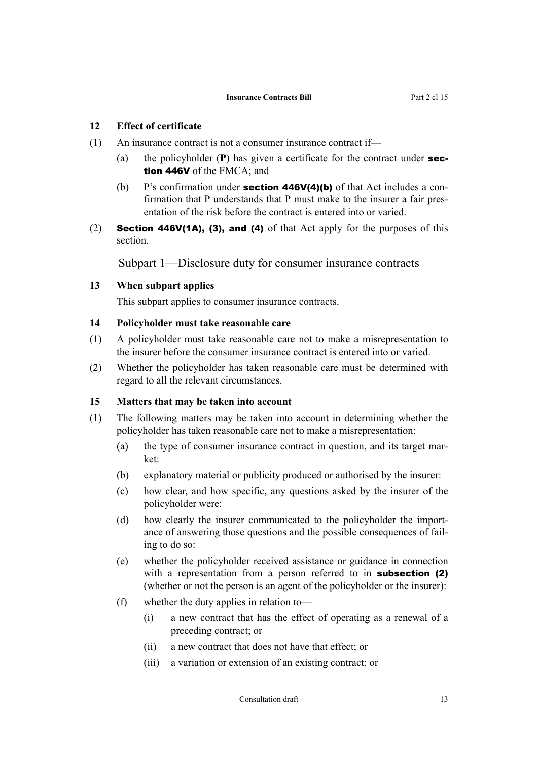### 12 Effect of certificate

(1) An insurance contract is not a consumer insurance contract if—

  (a) the policyholder (**P**) has given a certificate for the contract under **section 446V** of the FMCA; and

  (b) P's confirmation under **section 446V(4)(b)** of that Act includes a confirmation that P understands that P must make to the insurer a fair presentation of the risk before the contract is entered into or varied.

(2) **Section 446V(1A), (3), and (4)** of that Act apply for the purposes of this section.

## Subpart 1—Disclosure duty for consumer insurance contracts

### 13 When subpart applies

This subpart applies to consumer insurance contracts.

### 14 Policyholder must take reasonable care

(1) A policyholder must take reasonable care not to make a misrepresentation to the insurer before the consumer insurance contract is entered into or varied.

(2) Whether the policyholder has taken reasonable care must be determined with regard to all the relevant circumstances.

### 15 Matters that may be taken into account

(1) The following matters may be taken into account in determining whether the policyholder has taken reasonable care not to make a misrepresentation:

  (a) the type of consumer insurance contract in question, and its target market:

  (b) explanatory material or publicity produced or authorised by the insurer:

  (c) how clear, and how specific, any questions asked by the insurer of the policyholder were:

  (d) how clearly the insurer communicated to the policyholder the importance of answering those questions and the possible consequences of failing to do so:

  (e) whether the policyholder received assistance or guidance in connection with a representation from a person referred to in **subsection (2)** (whether or not the person is an agent of the policyholder or the insurer):

  (f) whether the duty applies in relation to—

    (i) a new contract that has the effect of operating as a renewal of a preceding contract; or

    (ii) a new contract that does not have that effect; or

    (iii) a variation or extension of an existing contract; or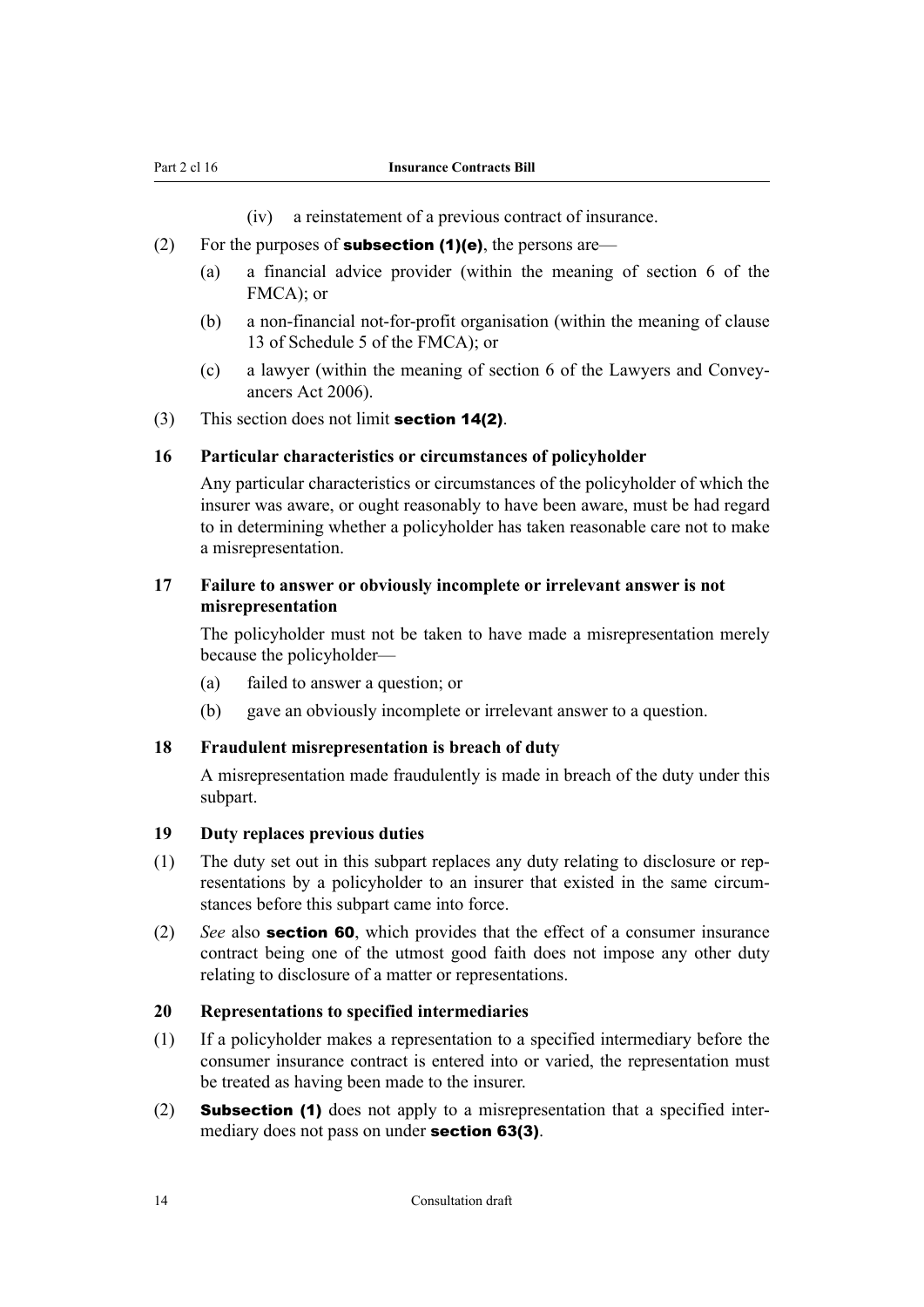(iv) a reinstatement of a previous contract of insurance.

(2) For the purposes of **subsection (1)(e)**, the persons are—

(a) a financial advice provider (within the meaning of section 6 of the FMCA); or

(b) a non-financial not-for-profit organisation (within the meaning of clause 13 of Schedule 5 of the FMCA); or

(c) a lawyer (within the meaning of section 6 of the Lawyers and Conveyancers Act 2006).

(3) This section does not limit **section 14(2)**.

### 16 Particular characteristics or circumstances of policyholder

Any particular characteristics or circumstances of the policyholder of which the insurer was aware, or ought reasonably to have been aware, must be had regard to in determining whether a policyholder has taken reasonable care not to make a misrepresentation.

### 17 Failure to answer or obviously incomplete or irrelevant answer is not misrepresentation

The policyholder must not be taken to have made a misrepresentation merely because the policyholder—

(a) failed to answer a question; or

(b) gave an obviously incomplete or irrelevant answer to a question.

### 18 Fraudulent misrepresentation is breach of duty

A misrepresentation made fraudulently is made in breach of the duty under this subpart.

### 19 Duty replaces previous duties

(1) The duty set out in this subpart replaces any duty relating to disclosure or representations by a policyholder to an insurer that existed in the same circumstances before this subpart came into force.

(2) *See* also **section 60**, which provides that the effect of a consumer insurance contract being one of the utmost good faith does not impose any other duty relating to disclosure of a matter or representations.

### 20 Representations to specified intermediaries

(1) If a policyholder makes a representation to a specified intermediary before the consumer insurance contract is entered into or varied, the representation must be treated as having been made to the insurer.

(2) **Subsection (1)** does not apply to a misrepresentation that a specified intermediary does not pass on under **section 63(3)**.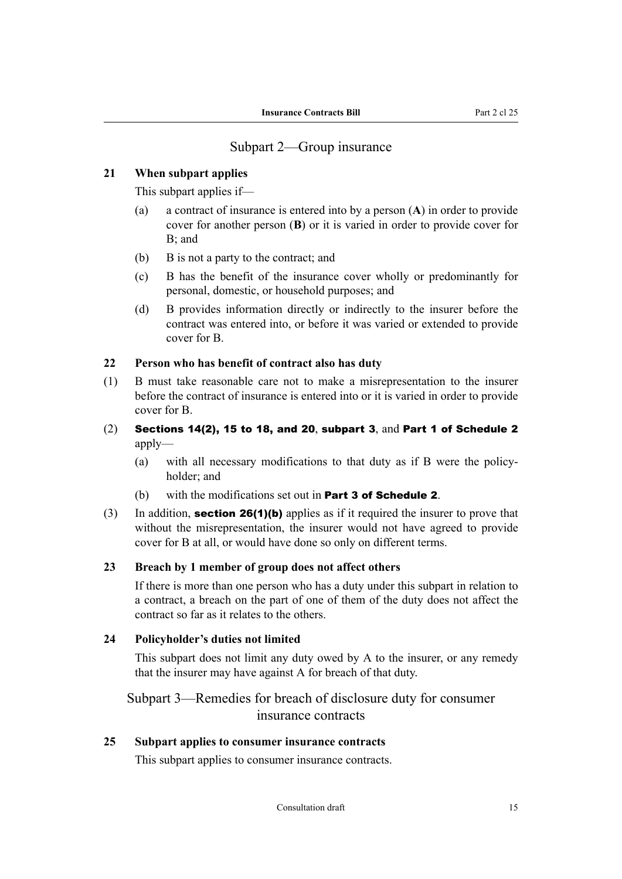## Subpart 2—Group insurance

### 21 When subpart applies

This subpart applies if—

(a) a contract of insurance is entered into by a person (**A**) in order to provide cover for another person (**B**) or it is varied in order to provide cover for B; and

(b) B is not a party to the contract; and

(c) B has the benefit of the insurance cover wholly or predominantly for personal, domestic, or household purposes; and

(d) B provides information directly or indirectly to the insurer before the contract was entered into, or before it was varied or extended to provide cover for B.

### 22 Person who has benefit of contract also has duty

(1) B must take reasonable care not to make a misrepresentation to the insurer before the contract of insurance is entered into or it is varied in order to provide cover for B.

(2) **Sections 14(2), 15 to 18, and 20**, **subpart 3**, and **Part 1 of Schedule 2** apply—

(a) with all necessary modifications to that duty as if B were the policy-holder; and

(b) with the modifications set out in **Part 3 of Schedule 2**.

(3) In addition, **section 26(1)(b)** applies as if it required the insurer to prove that without the misrepresentation, the insurer would not have agreed to provide cover for B at all, or would have done so only on different terms.

### 23 Breach by 1 member of group does not affect others

If there is more than one person who has a duty under this subpart in relation to a contract, a breach on the part of one of them of the duty does not affect the contract so far as it relates to the others.

### 24 Policyholder's duties not limited

This subpart does not limit any duty owed by A to the insurer, or any remedy that the insurer may have against A for breach of that duty.

## Subpart 3—Remedies for breach of disclosure duty for consumer insurance contracts

### 25 Subpart applies to consumer insurance contracts

This subpart applies to consumer insurance contracts.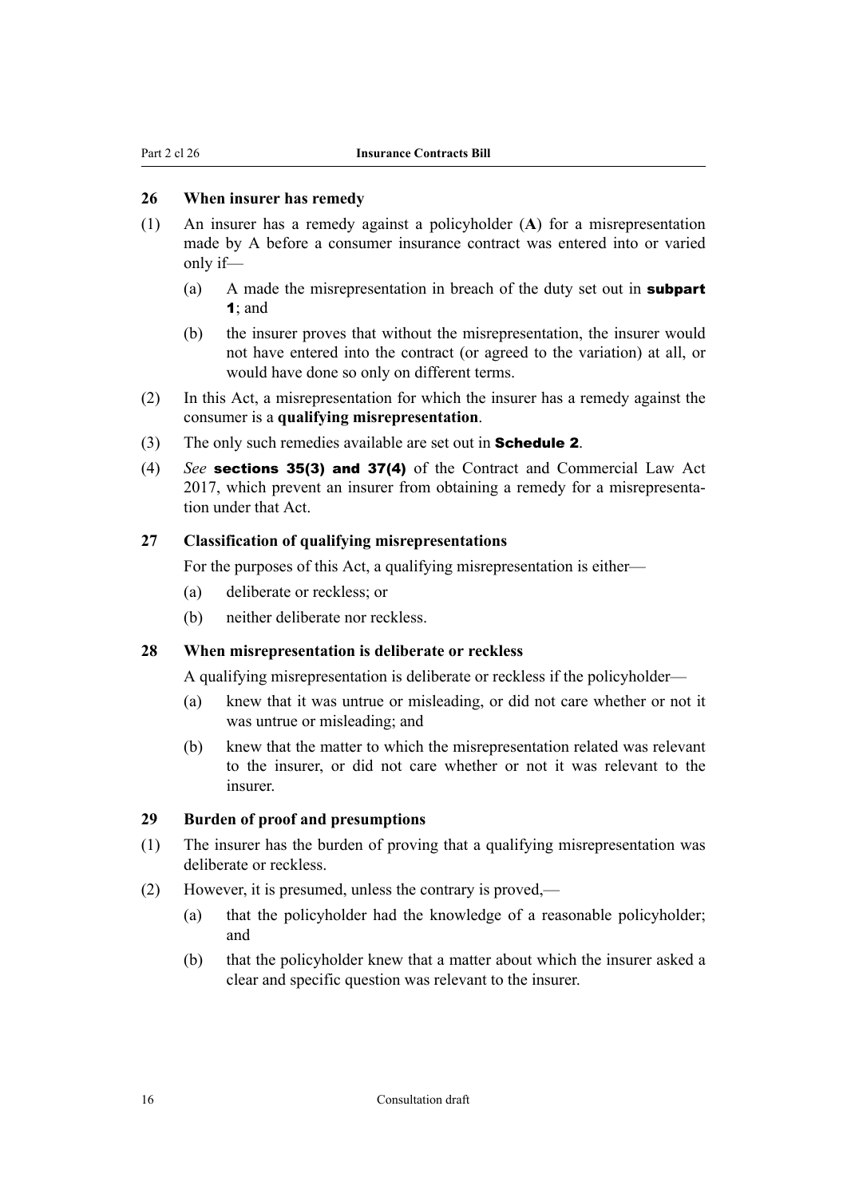### 26 When insurer has remedy

(1) An insurer has a remedy against a policyholder (**A**) for a misrepresentation made by A before a consumer insurance contract was entered into or varied only if—

(a) A made the misrepresentation in breach of the duty set out in **subpart 1**; and

(b) the insurer proves that without the misrepresentation, the insurer would not have entered into the contract (or agreed to the variation) at all, or would have done so only on different terms.

(2) In this Act, a misrepresentation for which the insurer has a remedy against the consumer is a **qualifying misrepresentation**.

(3) The only such remedies available are set out in **Schedule 2**.

(4) *See* **sections 35(3) and 37(4)** of the Contract and Commercial Law Act 2017, which prevent an insurer from obtaining a remedy for a misrepresentation under that Act.

### 27 Classification of qualifying misrepresentations

For the purposes of this Act, a qualifying misrepresentation is either—

(a) deliberate or reckless; or

(b) neither deliberate nor reckless.

### 28 When misrepresentation is deliberate or reckless

A qualifying misrepresentation is deliberate or reckless if the policyholder—

(a) knew that it was untrue or misleading, or did not care whether or not it was untrue or misleading; and

(b) knew that the matter to which the misrepresentation related was relevant to the insurer, or did not care whether or not it was relevant to the insurer.

### 29 Burden of proof and presumptions

(1) The insurer has the burden of proving that a qualifying misrepresentation was deliberate or reckless.

(2) However, it is presumed, unless the contrary is proved,—

(a) that the policyholder had the knowledge of a reasonable policyholder; and

(b) that the policyholder knew that a matter about which the insurer asked a clear and specific question was relevant to the insurer.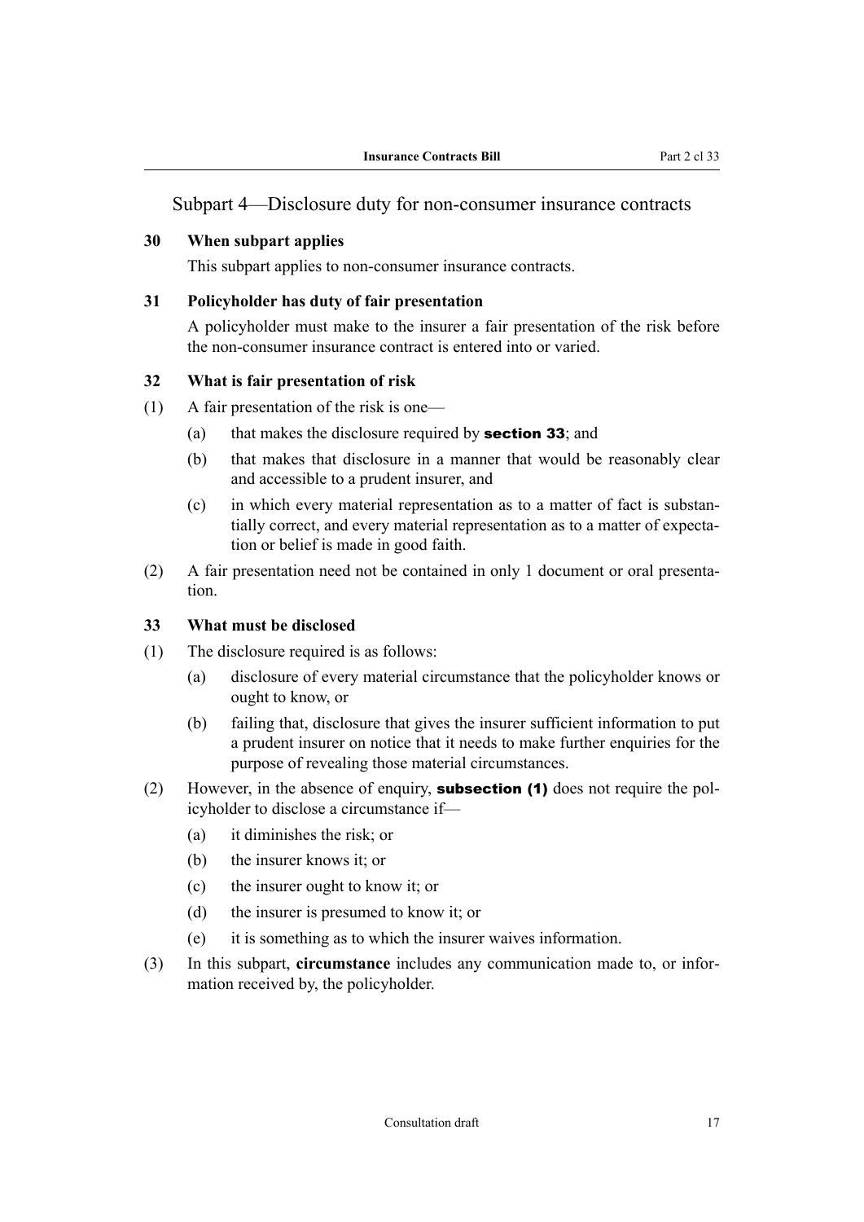## Subpart 4—Disclosure duty for non-consumer insurance contracts

### 30 When subpart applies

This subpart applies to non-consumer insurance contracts.

### 31 Policyholder has duty of fair presentation

A policyholder must make to the insurer a fair presentation of the risk before the non-consumer insurance contract is entered into or varied.

### 32 What is fair presentation of risk

(1) A fair presentation of the risk is one—

(a) that makes the disclosure required by **section 33**; and

(b) that makes that disclosure in a manner that would be reasonably clear and accessible to a prudent insurer, and

(c) in which every material representation as to a matter of fact is substantially correct, and every material representation as to a matter of expectation or belief is made in good faith.

(2) A fair presentation need not be contained in only 1 document or oral presentation.

### 33 What must be disclosed

(1) The disclosure required is as follows:

(a) disclosure of every material circumstance that the policyholder knows or ought to know, or

(b) failing that, disclosure that gives the insurer sufficient information to put a prudent insurer on notice that it needs to make further enquiries for the purpose of revealing those material circumstances.

(2) However, in the absence of enquiry, **subsection (1)** does not require the policyholder to disclose a circumstance if—

(a) it diminishes the risk; or

(b) the insurer knows it; or

(c) the insurer ought to know it; or

(d) the insurer is presumed to know it; or

(e) it is something as to which the insurer waives information.

(3) In this subpart, **circumstance** includes any communication made to, or information received by, the policyholder.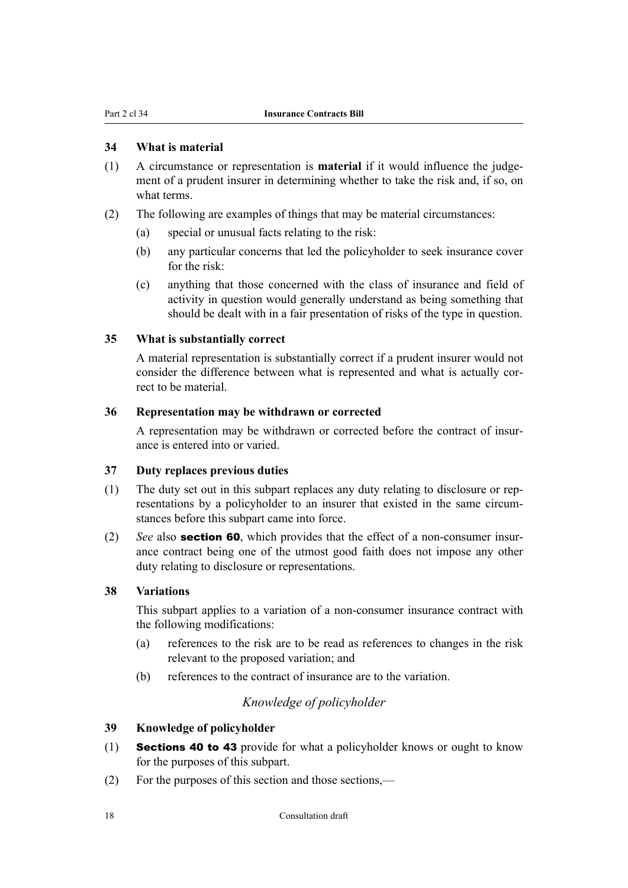### 34 What is material

(1) A circumstance or representation is **material** if it would influence the judgement of a prudent insurer in determining whether to take the risk and, if so, on what terms.

(2) The following are examples of things that may be material circumstances:

  (a) special or unusual facts relating to the risk:

  (b) any particular concerns that led the policyholder to seek insurance cover for the risk:

  (c) anything that those concerned with the class of insurance and field of activity in question would generally understand as being something that should be dealt with in a fair presentation of risks of the type in question.

### 35 What is substantially correct

A material representation is substantially correct if a prudent insurer would not consider the difference between what is represented and what is actually correct to be material.

### 36 Representation may be withdrawn or corrected

A representation may be withdrawn or corrected before the contract of insurance is entered into or varied.

### 37 Duty replaces previous duties

(1) The duty set out in this subpart replaces any duty relating to disclosure or representations by a policyholder to an insurer that existed in the same circumstances before this subpart came into force.

(2) *See* also **section 60**, which provides that the effect of a non-consumer insurance contract being one of the utmost good faith does not impose any other duty relating to disclosure or representations.

### 38 Variations

This subpart applies to a variation of a non-consumer insurance contract with the following modifications:

  (a) references to the risk are to be read as references to changes in the risk relevant to the proposed variation; and

  (b) references to the contract of insurance are to the variation.

## *Knowledge of policyholder*

### 39 Knowledge of policyholder

(1) **Sections 40 to 43** provide for what a policyholder knows or ought to know for the purposes of this subpart.

(2) For the purposes of this section and those sections,—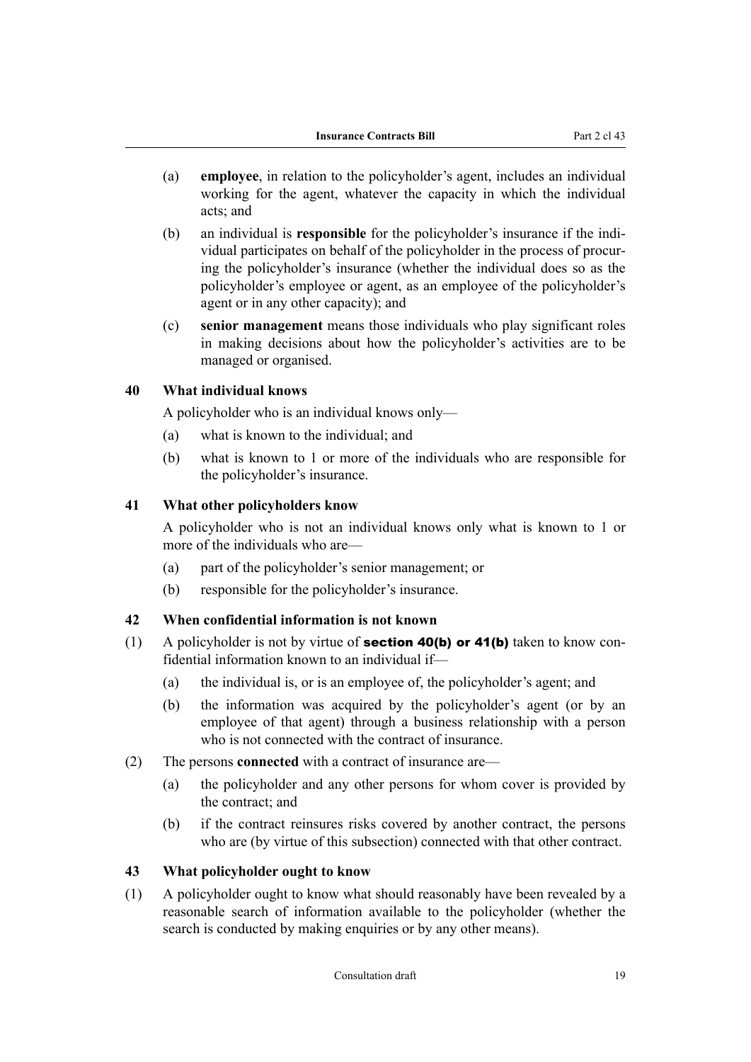(a) **employee**, in relation to the policyholder's agent, includes an individual working for the agent, whatever the capacity in which the individual acts; and

(b) an individual is **responsible** for the policyholder's insurance if the individual participates on behalf of the policyholder in the process of procuring the policyholder's insurance (whether the individual does so as the policyholder's employee or agent, as an employee of the policyholder's agent or in any other capacity); and

(c) **senior management** means those individuals who play significant roles in making decisions about how the policyholder's activities are to be managed or organised.

### 40 What individual knows

A policyholder who is an individual knows only—

(a) what is known to the individual; and

(b) what is known to 1 or more of the individuals who are responsible for the policyholder's insurance.

### 41 What other policyholders know

A policyholder who is not an individual knows only what is known to 1 or more of the individuals who are—

(a) part of the policyholder's senior management; or

(b) responsible for the policyholder's insurance.

### 42 When confidential information is not known

(1) A policyholder is not by virtue of **section 40(b) or 41(b)** taken to know confidential information known to an individual if—

(a) the individual is, or is an employee of, the policyholder's agent; and

(b) the information was acquired by the policyholder's agent (or by an employee of that agent) through a business relationship with a person who is not connected with the contract of insurance.

(2) The persons **connected** with a contract of insurance are—

(a) the policyholder and any other persons for whom cover is provided by the contract; and

(b) if the contract reinsures risks covered by another contract, the persons who are (by virtue of this subsection) connected with that other contract.

### 43 What policyholder ought to know

(1) A policyholder ought to know what should reasonably have been revealed by a reasonable search of information available to the policyholder (whether the search is conducted by making enquiries or by any other means).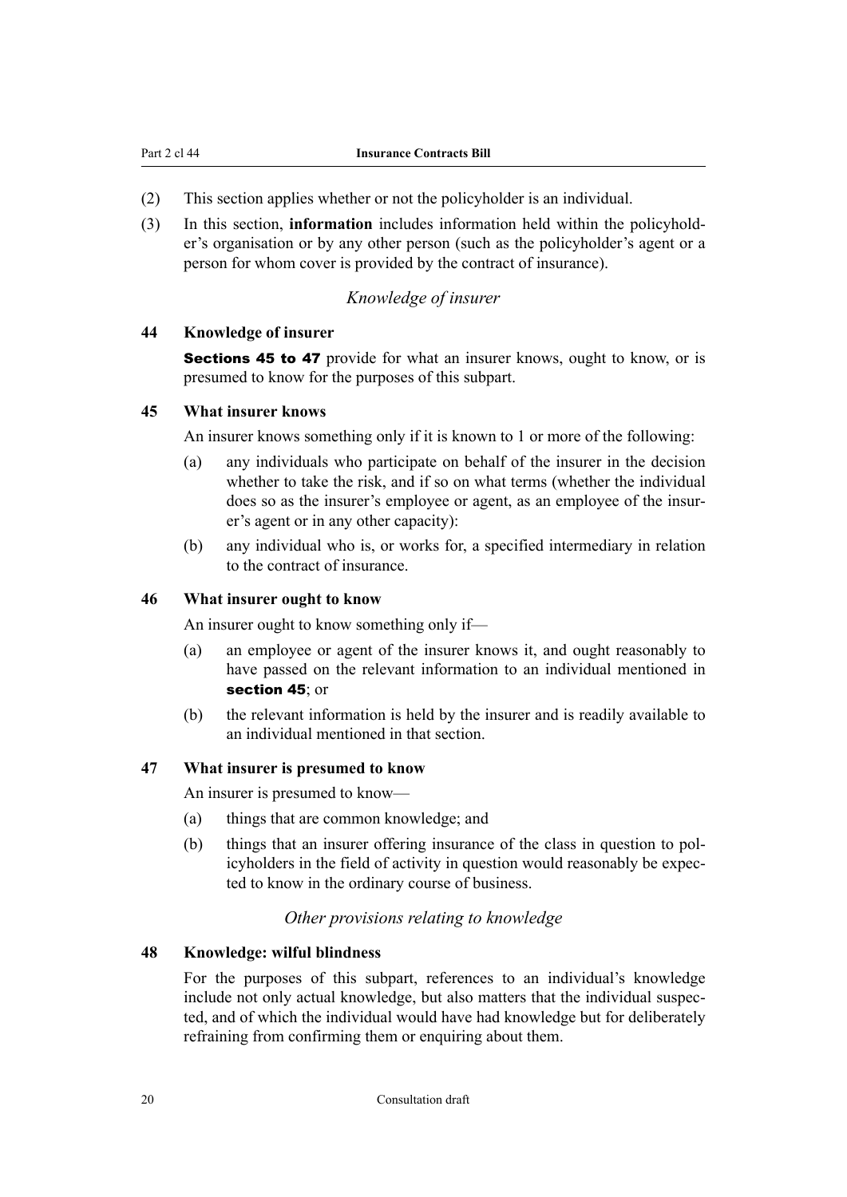(2) This section applies whether or not the policyholder is an individual.

(3) In this section, **information** includes information held within the policyholder's organisation or by any other person (such as the policyholder's agent or a person for whom cover is provided by the contract of insurance).

### *Knowledge of insurer*

#### 44 Knowledge of insurer

**Sections 45 to 47** provide for what an insurer knows, ought to know, or is presumed to know for the purposes of this subpart.

#### 45 What insurer knows

An insurer knows something only if it is known to 1 or more of the following:

(a) any individuals who participate on behalf of the insurer in the decision whether to take the risk, and if so on what terms (whether the individual does so as the insurer's employee or agent, as an employee of the insurer's agent or in any other capacity):

(b) any individual who is, or works for, a specified intermediary in relation to the contract of insurance.

#### 46 What insurer ought to know

An insurer ought to know something only if—

(a) an employee or agent of the insurer knows it, and ought reasonably to have passed on the relevant information to an individual mentioned in **section 45**; or

(b) the relevant information is held by the insurer and is readily available to an individual mentioned in that section.

#### 47 What insurer is presumed to know

An insurer is presumed to know—

(a) things that are common knowledge; and

(b) things that an insurer offering insurance of the class in question to policyholders in the field of activity in question would reasonably be expected to know in the ordinary course of business.

### *Other provisions relating to knowledge*

#### 48 Knowledge: wilful blindness

For the purposes of this subpart, references to an individual's knowledge include not only actual knowledge, but also matters that the individual suspected, and of which the individual would have had knowledge but for deliberately refraining from confirming them or enquiring about them.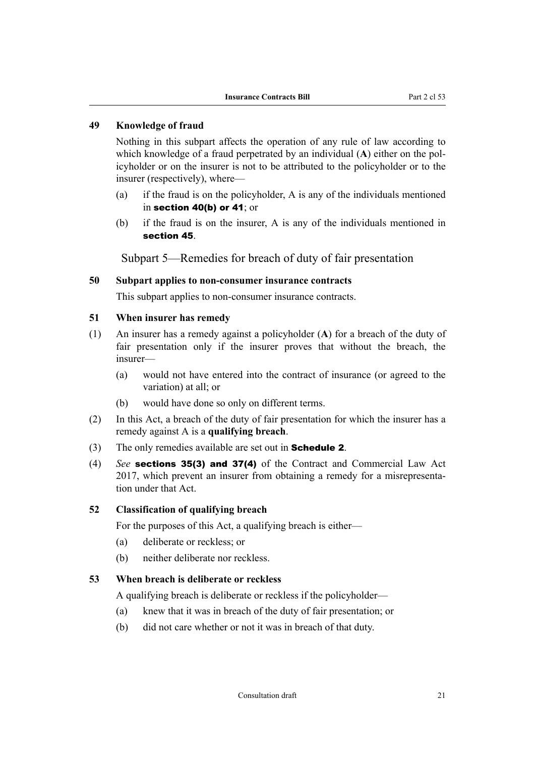### 49 Knowledge of fraud

Nothing in this subpart affects the operation of any rule of law according to which knowledge of a fraud perpetrated by an individual (**A**) either on the policyholder or on the insurer is not to be attributed to the policyholder or to the insurer (respectively), where—

(a) if the fraud is on the policyholder, A is any of the individuals mentioned in **section 40(b) or 41**; or

(b) if the fraud is on the insurer, A is any of the individuals mentioned in **section 45**.

## Subpart 5—Remedies for breach of duty of fair presentation

### 50 Subpart applies to non-consumer insurance contracts

This subpart applies to non-consumer insurance contracts.

### 51 When insurer has remedy

(1) An insurer has a remedy against a policyholder (**A**) for a breach of the duty of fair presentation only if the insurer proves that without the breach, the insurer—

(a) would not have entered into the contract of insurance (or agreed to the variation) at all; or

(b) would have done so only on different terms.

(2) In this Act, a breach of the duty of fair presentation for which the insurer has a remedy against A is a **qualifying breach**.

(3) The only remedies available are set out in **Schedule 2**.

(4) *See* **sections 35(3) and 37(4)** of the Contract and Commercial Law Act 2017, which prevent an insurer from obtaining a remedy for a misrepresentation under that Act.

### 52 Classification of qualifying breach

For the purposes of this Act, a qualifying breach is either—

(a) deliberate or reckless; or

(b) neither deliberate nor reckless.

### 53 When breach is deliberate or reckless

A qualifying breach is deliberate or reckless if the policyholder—

(a) knew that it was in breach of the duty of fair presentation; or

(b) did not care whether or not it was in breach of that duty.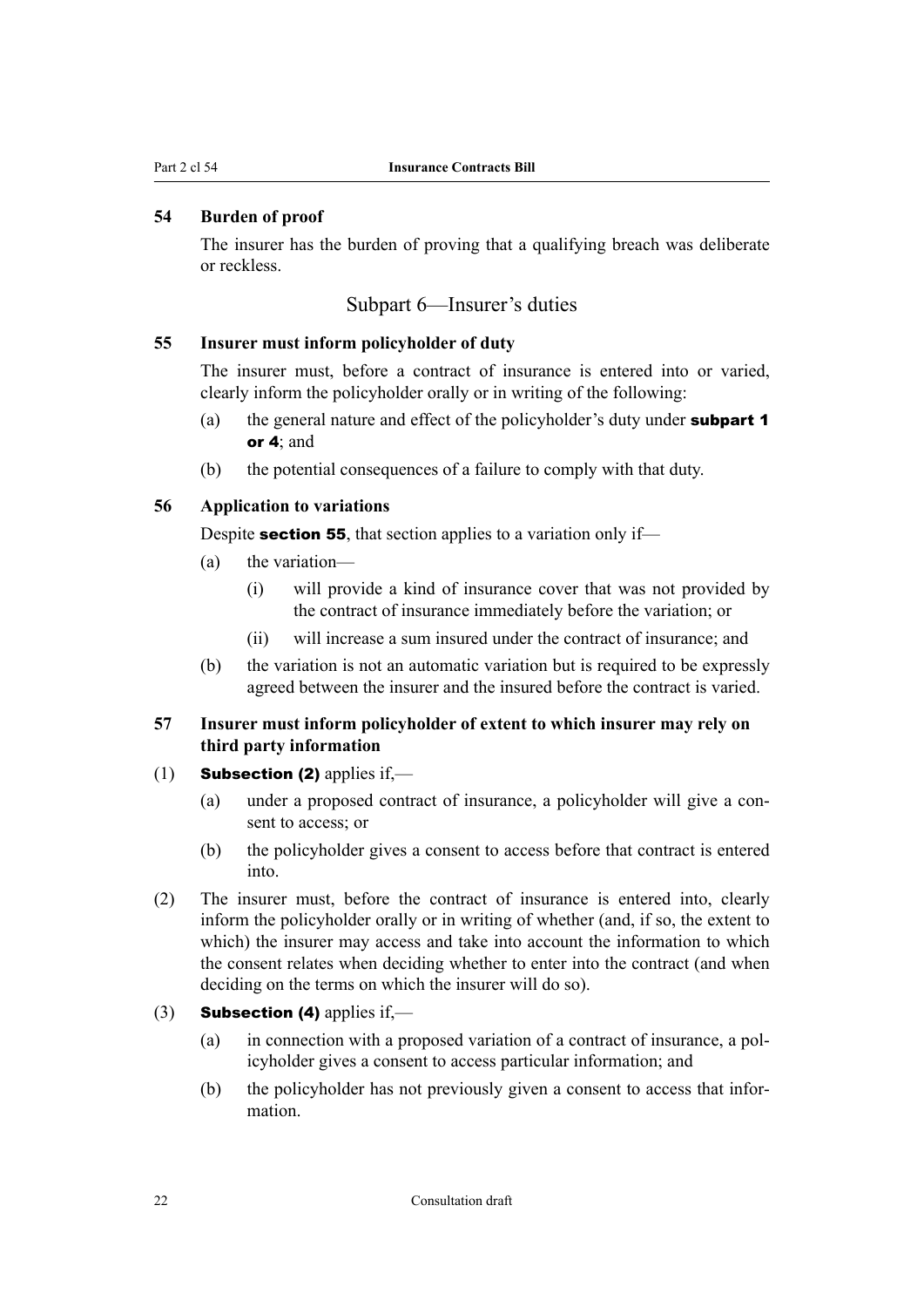### 54 Burden of proof

The insurer has the burden of proving that a qualifying breach was deliberate or reckless.

## Subpart 6—Insurer's duties

### 55 Insurer must inform policyholder of duty

The insurer must, before a contract of insurance is entered into or varied, clearly inform the policyholder orally or in writing of the following:

(a) the general nature and effect of the policyholder's duty under **subpart 1 or 4**; and

(b) the potential consequences of a failure to comply with that duty.

### 56 Application to variations

Despite **section 55**, that section applies to a variation only if—

(a) the variation—

  (i) will provide a kind of insurance cover that was not provided by the contract of insurance immediately before the variation; or

  (ii) will increase a sum insured under the contract of insurance; and

(b) the variation is not an automatic variation but is required to be expressly agreed between the insurer and the insured before the contract is varied.

### 57 Insurer must inform policyholder of extent to which insurer may rely on third party information

(1) **Subsection (2)** applies if,—

  (a) under a proposed contract of insurance, a policyholder will give a consent to access; or

  (b) the policyholder gives a consent to access before that contract is entered into.

(2) The insurer must, before the contract of insurance is entered into, clearly inform the policyholder orally or in writing of whether (and, if so, the extent to which) the insurer may access and take into account the information to which the consent relates when deciding whether to enter into the contract (and when deciding on the terms on which the insurer will do so).

(3) **Subsection (4)** applies if,—

  (a) in connection with a proposed variation of a contract of insurance, a policyholder gives a consent to access particular information; and

  (b) the policyholder has not previously given a consent to access that information.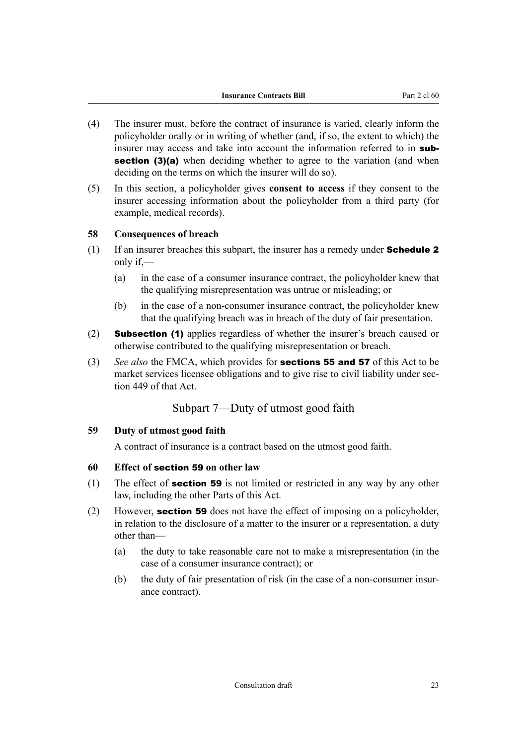(4) The insurer must, before the contract of insurance is varied, clearly inform the policyholder orally or in writing of whether (and, if so, the extent to which) the insurer may access and take into account the information referred to in **subsection (3)(a)** when deciding whether to agree to the variation (and when deciding on the terms on which the insurer will do so).

(5) In this section, a policyholder gives **consent to access** if they consent to the insurer accessing information about the policyholder from a third party (for example, medical records).

### 58 Consequences of breach

(1) If an insurer breaches this subpart, the insurer has a remedy under **Schedule 2** only if,—

- (a) in the case of a consumer insurance contract, the policyholder knew that the qualifying misrepresentation was untrue or misleading; or
- (b) in the case of a non-consumer insurance contract, the policyholder knew that the qualifying breach was in breach of the duty of fair presentation.

(2) **Subsection (1)** applies regardless of whether the insurer's breach caused or otherwise contributed to the qualifying misrepresentation or breach.

(3) *See also* the FMCA, which provides for **sections 55 and 57** of this Act to be market services licensee obligations and to give rise to civil liability under section 449 of that Act.

## Subpart 7—Duty of utmost good faith

### 59 Duty of utmost good faith

A contract of insurance is a contract based on the utmost good faith.

### 60 Effect of section 59 on other law

(1) The effect of **section 59** is not limited or restricted in any way by any other law, including the other Parts of this Act.

(2) However, **section 59** does not have the effect of imposing on a policyholder, in relation to the disclosure of a matter to the insurer or a representation, a duty other than—

- (a) the duty to take reasonable care not to make a misrepresentation (in the case of a consumer insurance contract); or
- (b) the duty of fair presentation of risk (in the case of a non-consumer insurance contract).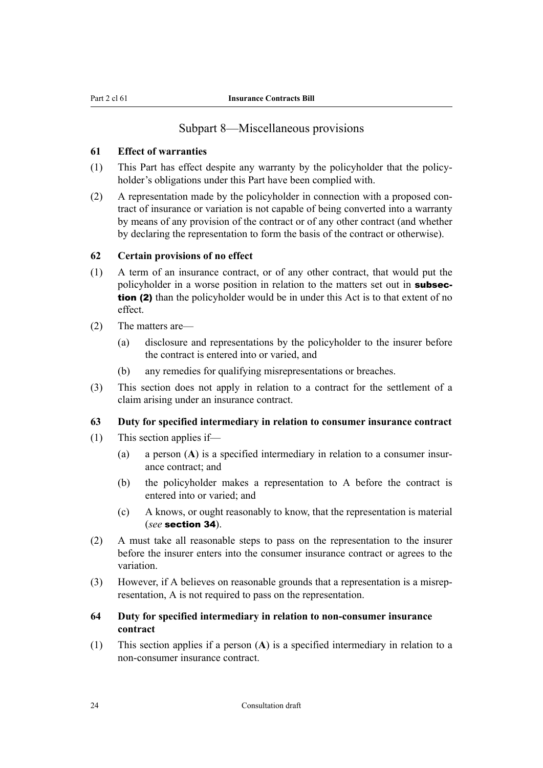## Subpart 8—Miscellaneous provisions

### 61 Effect of warranties

(1) This Part has effect despite any warranty by the policyholder that the policyholder's obligations under this Part have been complied with.

(2) A representation made by the policyholder in connection with a proposed contract of insurance or variation is not capable of being converted into a warranty by means of any provision of the contract or of any other contract (and whether by declaring the representation to form the basis of the contract or otherwise).

### 62 Certain provisions of no effect

(1) A term of an insurance contract, or of any other contract, that would put the policyholder in a worse position in relation to the matters set out in **subsection (2)** than the policyholder would be in under this Act is to that extent of no effect.

(2) The matters are—

- (a) disclosure and representations by the policyholder to the insurer before the contract is entered into or varied, and
- (b) any remedies for qualifying misrepresentations or breaches.

(3) This section does not apply in relation to a contract for the settlement of a claim arising under an insurance contract.

### 63 Duty for specified intermediary in relation to consumer insurance contract

(1) This section applies if—

- (a) a person (**A**) is a specified intermediary in relation to a consumer insurance contract; and
- (b) the policyholder makes a representation to A before the contract is entered into or varied; and
- (c) A knows, or ought reasonably to know, that the representation is material (*see* **section 34**).

(2) A must take all reasonable steps to pass on the representation to the insurer before the insurer enters into the consumer insurance contract or agrees to the variation.

(3) However, if A believes on reasonable grounds that a representation is a misrepresentation, A is not required to pass on the representation.

### 64 Duty for specified intermediary in relation to non-consumer insurance contract

(1) This section applies if a person (**A**) is a specified intermediary in relation to a non-consumer insurance contract.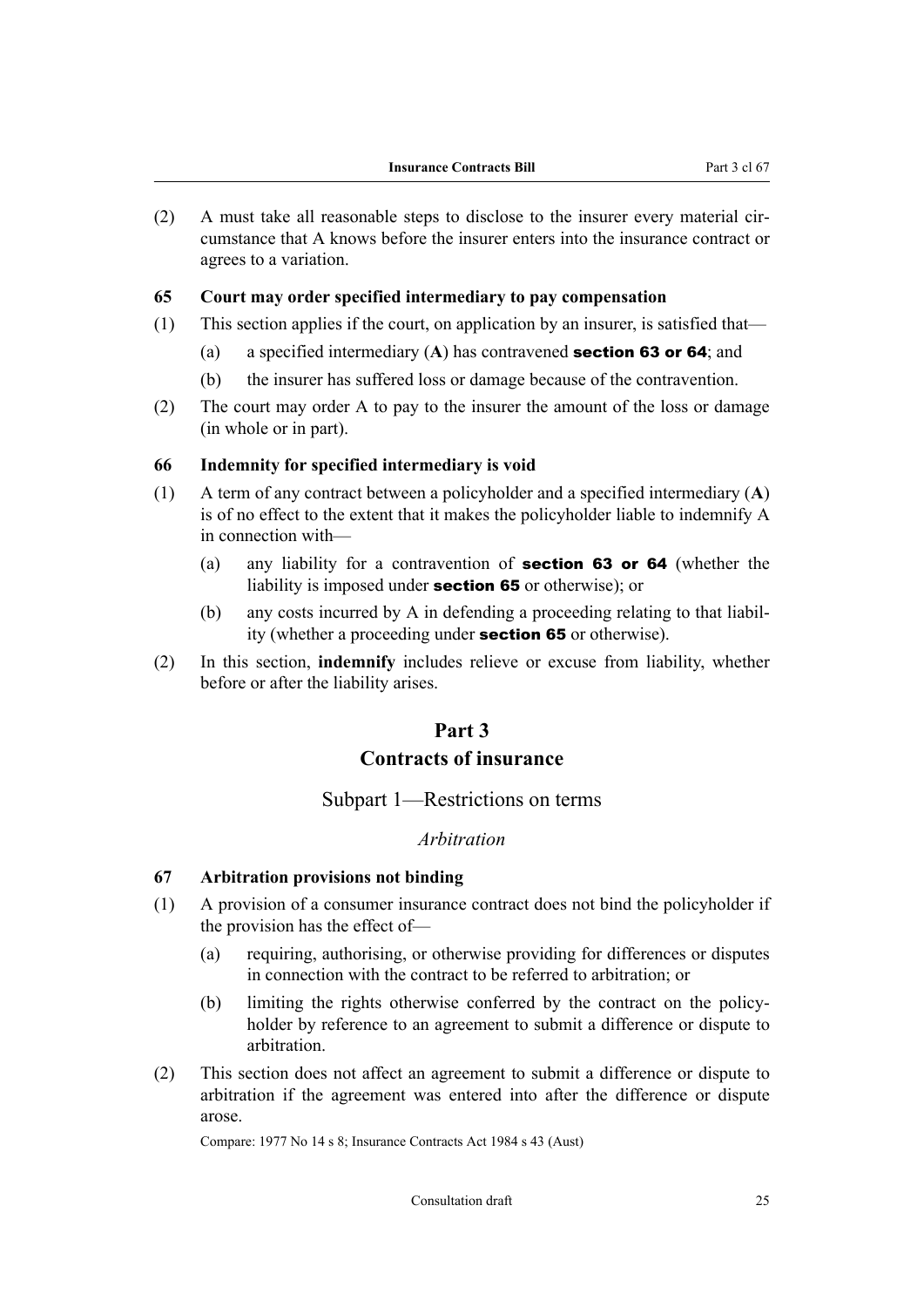(2) A must take all reasonable steps to disclose to the insurer every material circumstance that A knows before the insurer enters into the insurance contract or agrees to a variation.

**65 Court may order specified intermediary to pay compensation**

(1) This section applies if the court, on application by an insurer, is satisfied that—

   (a) a specified intermediary (**A**) has contravened **section 63 or 64**; and

   (b) the insurer has suffered loss or damage because of the contravention.

(2) The court may order A to pay to the insurer the amount of the loss or damage (in whole or in part).

**66 Indemnity for specified intermediary is void**

(1) A term of any contract between a policyholder and a specified intermediary (**A**) is of no effect to the extent that it makes the policyholder liable to indemnify A in connection with—

   (a) any liability for a contravention of **section 63 or 64** (whether the liability is imposed under **section 65** or otherwise); or

   (b) any costs incurred by A in defending a proceeding relating to that liability (whether a proceeding under **section 65** or otherwise).

(2) In this section, **indemnify** includes relieve or excuse from liability, whether before or after the liability arises.

# Part 3
# Contracts of insurance

## Subpart 1—Restrictions on terms

### *Arbitration*

**67 Arbitration provisions not binding**

(1) A provision of a consumer insurance contract does not bind the policyholder if the provision has the effect of—

   (a) requiring, authorising, or otherwise providing for differences or disputes in connection with the contract to be referred to arbitration; or

   (b) limiting the rights otherwise conferred by the contract on the policyholder by reference to an agreement to submit a difference or dispute to arbitration.

(2) This section does not affect an agreement to submit a difference or dispute to arbitration if the agreement was entered into after the difference or dispute arose.

Compare: 1977 No 14 s 8; Insurance Contracts Act 1984 s 43 (Aust)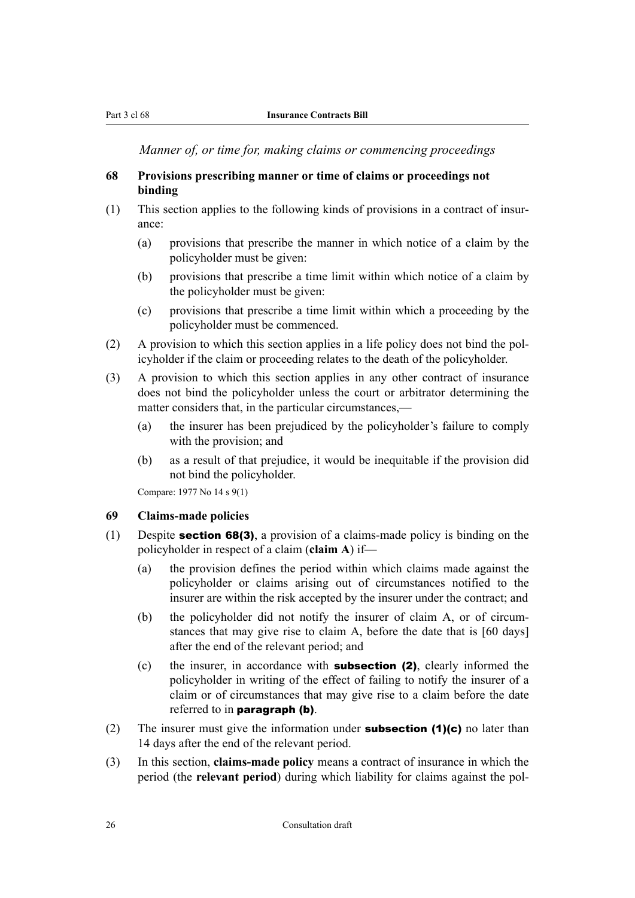*Manner of, or time for, making claims or commencing proceedings*

### 68 Provisions prescribing manner or time of claims or proceedings not binding

(1) This section applies to the following kinds of provisions in a contract of insurance:

(a) provisions that prescribe the manner in which notice of a claim by the policyholder must be given:

(b) provisions that prescribe a time limit within which notice of a claim by the policyholder must be given:

(c) provisions that prescribe a time limit within which a proceeding by the policyholder must be commenced.

(2) A provision to which this section applies in a life policy does not bind the policyholder if the claim or proceeding relates to the death of the policyholder.

(3) A provision to which this section applies in any other contract of insurance does not bind the policyholder unless the court or arbitrator determining the matter considers that, in the particular circumstances,—

(a) the insurer has been prejudiced by the policyholder's failure to comply with the provision; and

(b) as a result of that prejudice, it would be inequitable if the provision did not bind the policyholder.

Compare: 1977 No 14 s 9(1)

### 69 Claims-made policies

(1) Despite **section 68(3)**, a provision of a claims-made policy is binding on the policyholder in respect of a claim (**claim A**) if—

(a) the provision defines the period within which claims made against the policyholder or claims arising out of circumstances notified to the insurer are within the risk accepted by the insurer under the contract; and

(b) the policyholder did not notify the insurer of claim A, or of circumstances that may give rise to claim A, before the date that is [60 days] after the end of the relevant period; and

(c) the insurer, in accordance with **subsection (2)**, clearly informed the policyholder in writing of the effect of failing to notify the insurer of a claim or of circumstances that may give rise to a claim before the date referred to in **paragraph (b)**.

(2) The insurer must give the information under **subsection (1)(c)** no later than 14 days after the end of the relevant period.

(3) In this section, **claims-made policy** means a contract of insurance in which the period (the **relevant period**) during which liability for claims against the pol-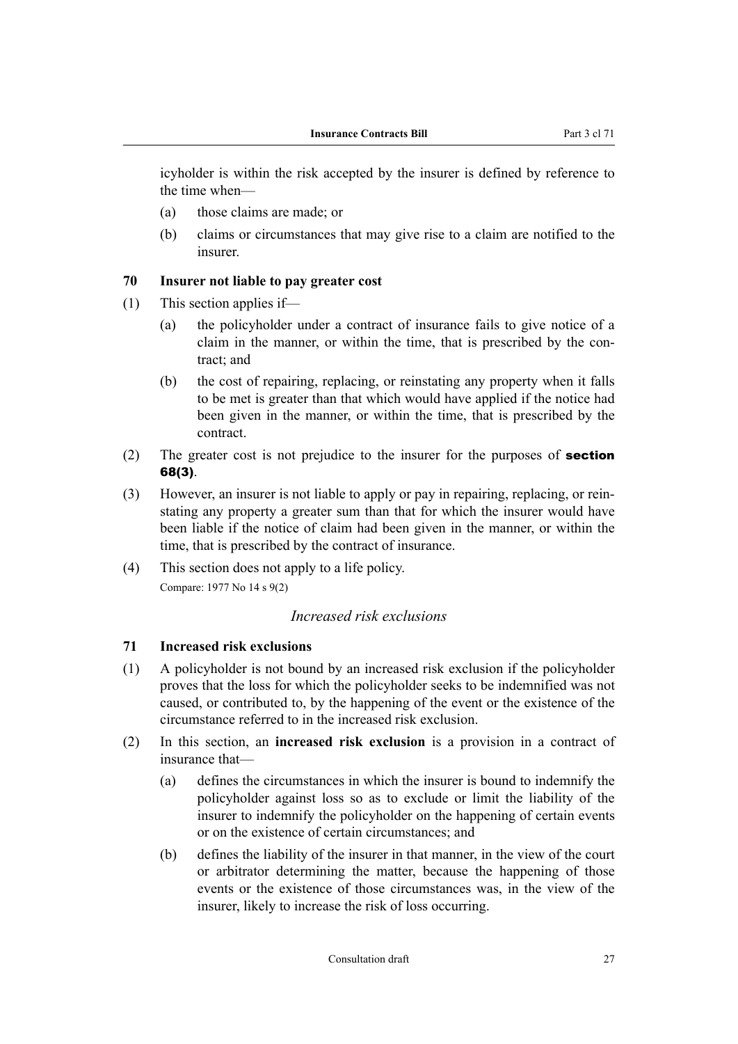icyholder is within the risk accepted by the insurer is defined by reference to the time when—

(a) those claims are made; or

(b) claims or circumstances that may give rise to a claim are notified to the insurer.

### 70 Insurer not liable to pay greater cost

(1) This section applies if—

(a) the policyholder under a contract of insurance fails to give notice of a claim in the manner, or within the time, that is prescribed by the contract; and

(b) the cost of repairing, replacing, or reinstating any property when it falls to be met is greater than that which would have applied if the notice had been given in the manner, or within the time, that is prescribed by the contract.

(2) The greater cost is not prejudice to the insurer for the purposes of **section 68(3)**.

(3) However, an insurer is not liable to apply or pay in repairing, replacing, or reinstating any property a greater sum than that for which the insurer would have been liable if the notice of claim had been given in the manner, or within the time, that is prescribed by the contract of insurance.

(4) This section does not apply to a life policy.

Compare: 1977 No 14 s 9(2)

*Increased risk exclusions*

### 71 Increased risk exclusions

(1) A policyholder is not bound by an increased risk exclusion if the policyholder proves that the loss for which the policyholder seeks to be indemnified was not caused, or contributed to, by the happening of the event or the existence of the circumstance referred to in the increased risk exclusion.

(2) In this section, an **increased risk exclusion** is a provision in a contract of insurance that—

(a) defines the circumstances in which the insurer is bound to indemnify the policyholder against loss so as to exclude or limit the liability of the insurer to indemnify the policyholder on the happening of certain events or on the existence of certain circumstances; and

(b) defines the liability of the insurer in that manner, in the view of the court or arbitrator determining the matter, because the happening of those events or the existence of those circumstances was, in the view of the insurer, likely to increase the risk of loss occurring.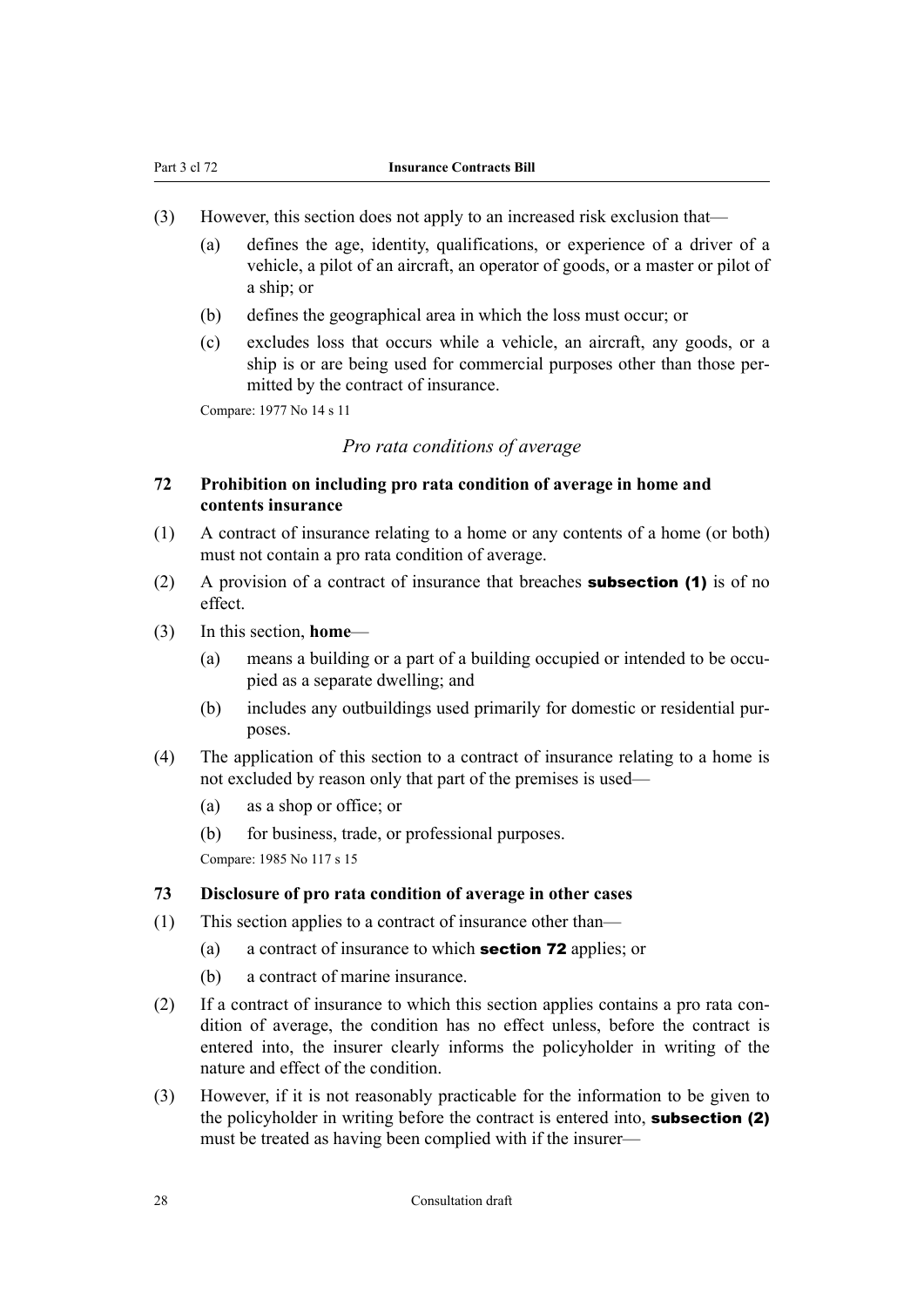(3) However, this section does not apply to an increased risk exclusion that—

  (a) defines the age, identity, qualifications, or experience of a driver of a vehicle, a pilot of an aircraft, an operator of goods, or a master or pilot of a ship; or

  (b) defines the geographical area in which the loss must occur; or

  (c) excludes loss that occurs while a vehicle, an aircraft, any goods, or a ship is or are being used for commercial purposes other than those permitted by the contract of insurance.

Compare: 1977 No 14 s 11

*Pro rata conditions of average*

### 72 Prohibition on including pro rata condition of average in home and contents insurance

(1) A contract of insurance relating to a home or any contents of a home (or both) must not contain a pro rata condition of average.

(2) A provision of a contract of insurance that breaches **subsection (1)** is of no effect.

(3) In this section, **home**—

  (a) means a building or a part of a building occupied or intended to be occupied as a separate dwelling; and

  (b) includes any outbuildings used primarily for domestic or residential purposes.

(4) The application of this section to a contract of insurance relating to a home is not excluded by reason only that part of the premises is used—

  (a) as a shop or office; or

  (b) for business, trade, or professional purposes.

Compare: 1985 No 117 s 15

### 73 Disclosure of pro rata condition of average in other cases

(1) This section applies to a contract of insurance other than—

  (a) a contract of insurance to which **section 72** applies; or

  (b) a contract of marine insurance.

(2) If a contract of insurance to which this section applies contains a pro rata condition of average, the condition has no effect unless, before the contract is entered into, the insurer clearly informs the policyholder in writing of the nature and effect of the condition.

(3) However, if it is not reasonably practicable for the information to be given to the policyholder in writing before the contract is entered into, **subsection (2)** must be treated as having been complied with if the insurer—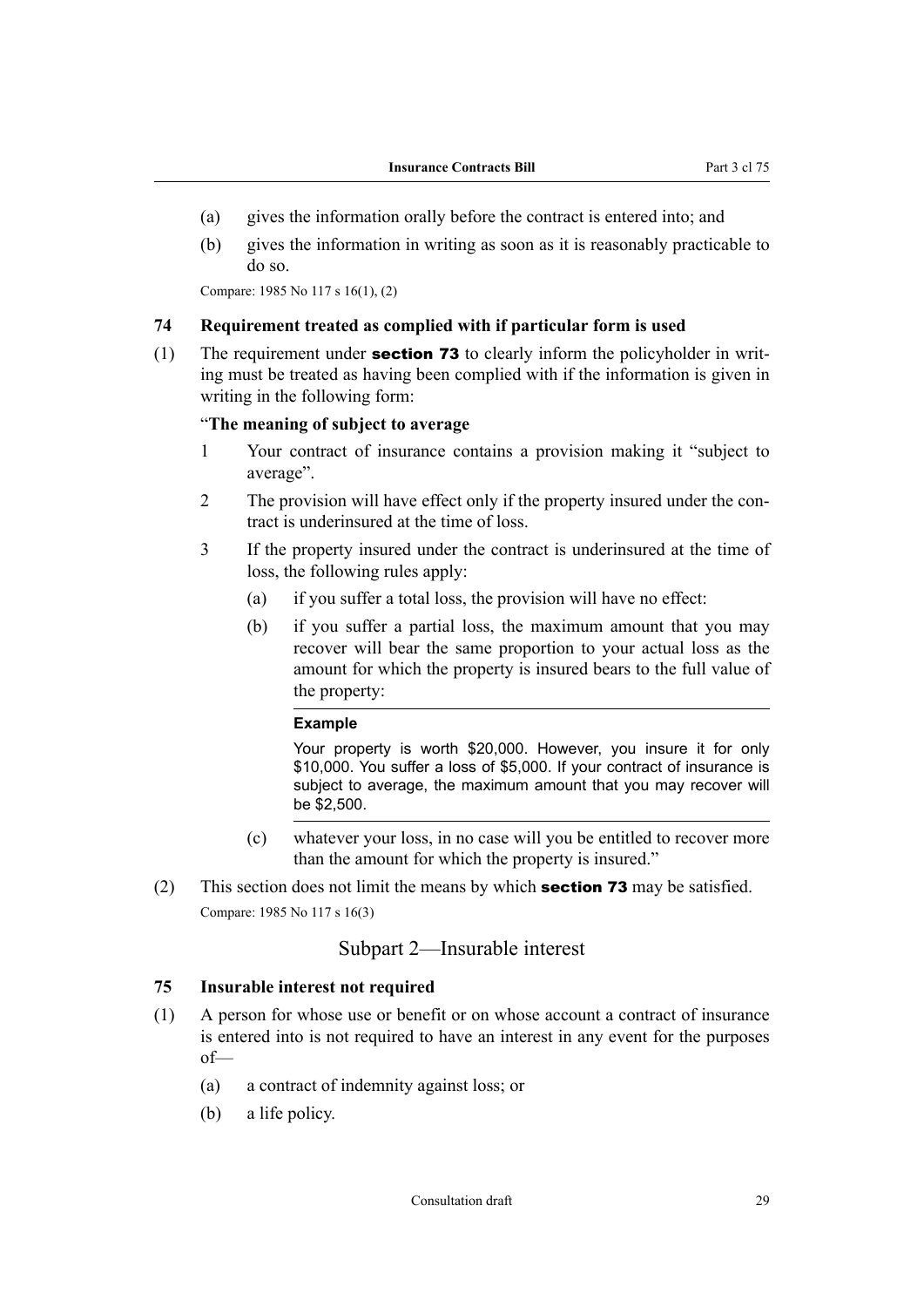(a) gives the information orally before the contract is entered into; and

(b) gives the information in writing as soon as it is reasonably practicable to do so.

Compare: 1985 No 117 s 16(1), (2)

### 74 Requirement treated as complied with if particular form is used

(1) The requirement under **section 73** to clearly inform the policyholder in writing must be treated as having been complied with if the information is given in writing in the following form:

"**The meaning of subject to average**

1 Your contract of insurance contains a provision making it "subject to average".

2 The provision will have effect only if the property insured under the contract is underinsured at the time of loss.

3 If the property insured under the contract is underinsured at the time of loss, the following rules apply:

(a) if you suffer a total loss, the provision will have no effect:

(b) if you suffer a partial loss, the maximum amount that you may recover will bear the same proportion to your actual loss as the amount for which the property is insured bears to the full value of the property:

**Example**

Your property is worth $20,000. However, you insure it for only $10,000. You suffer a loss of $5,000. If your contract of insurance is subject to average, the maximum amount that you may recover will be $2,500.

(c) whatever your loss, in no case will you be entitled to recover more than the amount for which the property is insured."

(2) This section does not limit the means by which **section 73** may be satisfied.

Compare: 1985 No 117 s 16(3)

## Subpart 2—Insurable interest

### 75 Insurable interest not required

(1) A person for whose use or benefit or on whose account a contract of insurance is entered into is not required to have an interest in any event for the purposes of—

(a) a contract of indemnity against loss; or

(b) a life policy.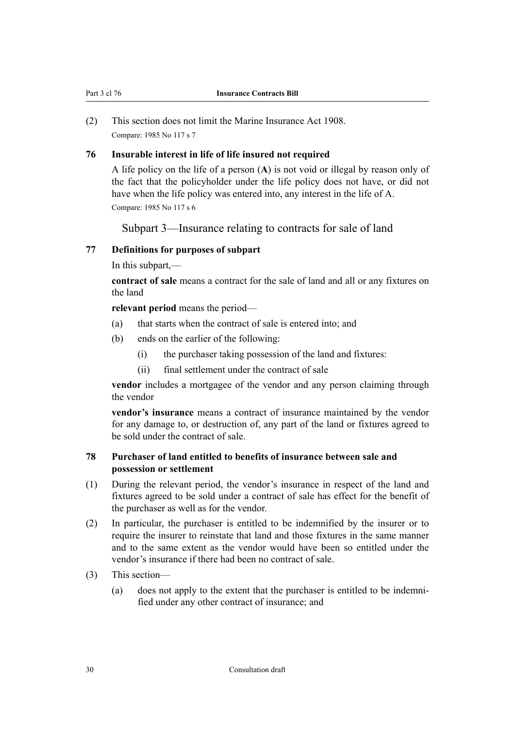(2) This section does not limit the Marine Insurance Act 1908.

Compare: 1985 No 117 s 7

### 76 Insurable interest in life of life insured not required

A life policy on the life of a person (**A**) is not void or illegal by reason only of the fact that the policyholder under the life policy does not have, or did not have when the life policy was entered into, any interest in the life of A.

Compare: 1985 No 117 s 6

## Subpart 3—Insurance relating to contracts for sale of land

### 77 Definitions for purposes of subpart

In this subpart,—

**contract of sale** means a contract for the sale of land and all or any fixtures on the land

**relevant period** means the period—

(a) that starts when the contract of sale is entered into; and

(b) ends on the earlier of the following:

  (i) the purchaser taking possession of the land and fixtures:

  (ii) final settlement under the contract of sale

**vendor** includes a mortgagee of the vendor and any person claiming through the vendor

**vendor's insurance** means a contract of insurance maintained by the vendor for any damage to, or destruction of, any part of the land or fixtures agreed to be sold under the contract of sale.

### 78 Purchaser of land entitled to benefits of insurance between sale and possession or settlement

(1) During the relevant period, the vendor's insurance in respect of the land and fixtures agreed to be sold under a contract of sale has effect for the benefit of the purchaser as well as for the vendor.

(2) In particular, the purchaser is entitled to be indemnified by the insurer or to require the insurer to reinstate that land and those fixtures in the same manner and to the same extent as the vendor would have been so entitled under the vendor's insurance if there had been no contract of sale.

(3) This section—

(a) does not apply to the extent that the purchaser is entitled to be indemnified under any other contract of insurance; and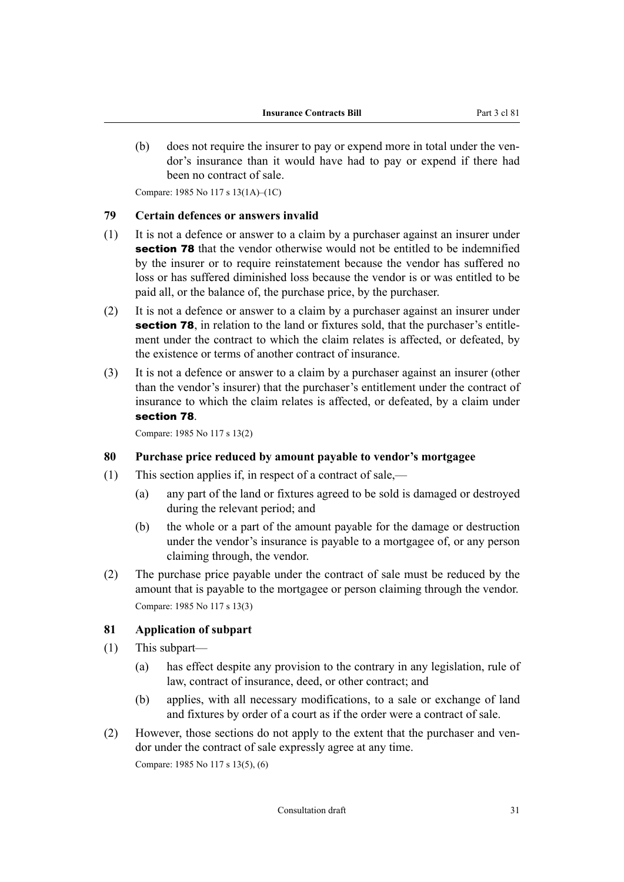(b) does not require the insurer to pay or expend more in total under the vendor's insurance than it would have had to pay or expend if there had been no contract of sale.

Compare: 1985 No 117 s 13(1A)–(1C)

### 79 Certain defences or answers invalid

(1) It is not a defence or answer to a claim by a purchaser against an insurer under **section 78** that the vendor otherwise would not be entitled to be indemnified by the insurer or to require reinstatement because the vendor has suffered no loss or has suffered diminished loss because the vendor is or was entitled to be paid all, or the balance of, the purchase price, by the purchaser.

(2) It is not a defence or answer to a claim by a purchaser against an insurer under **section 78**, in relation to the land or fixtures sold, that the purchaser's entitlement under the contract to which the claim relates is affected, or defeated, by the existence or terms of another contract of insurance.

(3) It is not a defence or answer to a claim by a purchaser against an insurer (other than the vendor's insurer) that the purchaser's entitlement under the contract of insurance to which the claim relates is affected, or defeated, by a claim under **section 78**.

Compare: 1985 No 117 s 13(2)

### 80 Purchase price reduced by amount payable to vendor's mortgagee

(1) This section applies if, in respect of a contract of sale,—

(a) any part of the land or fixtures agreed to be sold is damaged or destroyed during the relevant period; and

(b) the whole or a part of the amount payable for the damage or destruction under the vendor's insurance is payable to a mortgagee of, or any person claiming through, the vendor.

(2) The purchase price payable under the contract of sale must be reduced by the amount that is payable to the mortgagee or person claiming through the vendor.

Compare: 1985 No 117 s 13(3)

### 81 Application of subpart

(1) This subpart—

(a) has effect despite any provision to the contrary in any legislation, rule of law, contract of insurance, deed, or other contract; and

(b) applies, with all necessary modifications, to a sale or exchange of land and fixtures by order of a court as if the order were a contract of sale.

(2) However, those sections do not apply to the extent that the purchaser and vendor under the contract of sale expressly agree at any time.

Compare: 1985 No 117 s 13(5), (6)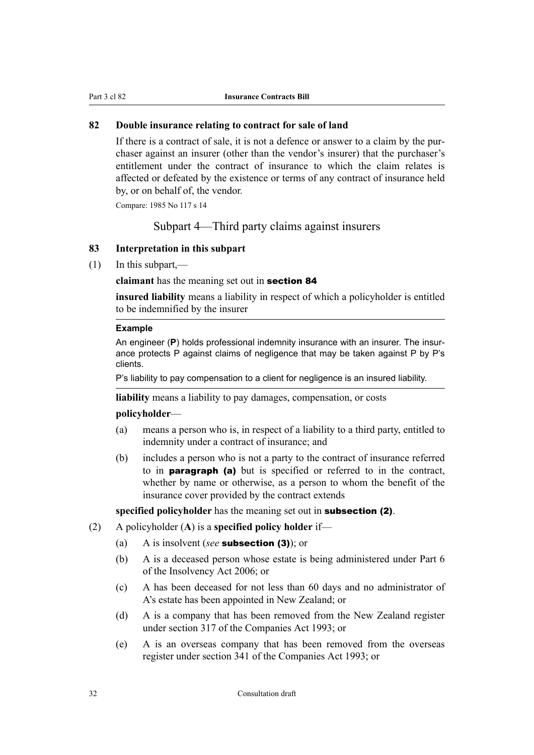### 82 Double insurance relating to contract for sale of land

If there is a contract of sale, it is not a defence or answer to a claim by the purchaser against an insurer (other than the vendor's insurer) that the purchaser's entitlement under the contract of insurance to which the claim relates is affected or defeated by the existence or terms of any contract of insurance held by, or on behalf of, the vendor.

Compare: 1985 No 117 s 14

## Subpart 4—Third party claims against insurers

### 83 Interpretation in this subpart

(1) In this subpart,—

**claimant** has the meaning set out in **section 84**

**insured liability** means a liability in respect of which a policyholder is entitled to be indemnified by the insurer

---

**Example**

An engineer (**P**) holds professional indemnity insurance with an insurer. The insurance protects P against claims of negligence that may be taken against P by P's clients.

P's liability to pay compensation to a client for negligence is an insured liability.

---

**liability** means a liability to pay damages, compensation, or costs

**policyholder**—

(a) means a person who is, in respect of a liability to a third party, entitled to indemnity under a contract of insurance; and

(b) includes a person who is not a party to the contract of insurance referred to in **paragraph (a)** but is specified or referred to in the contract, whether by name or otherwise, as a person to whom the benefit of the insurance cover provided by the contract extends

**specified policyholder** has the meaning set out in **subsection (2)**.

(2) A policyholder (**A**) is a **specified policy holder** if—

(a) A is insolvent (*see* **subsection (3)**); or

(b) A is a deceased person whose estate is being administered under Part 6 of the Insolvency Act 2006; or

(c) A has been deceased for not less than 60 days and no administrator of A's estate has been appointed in New Zealand; or

(d) A is a company that has been removed from the New Zealand register under section 317 of the Companies Act 1993; or

(e) A is an overseas company that has been removed from the overseas register under section 341 of the Companies Act 1993; or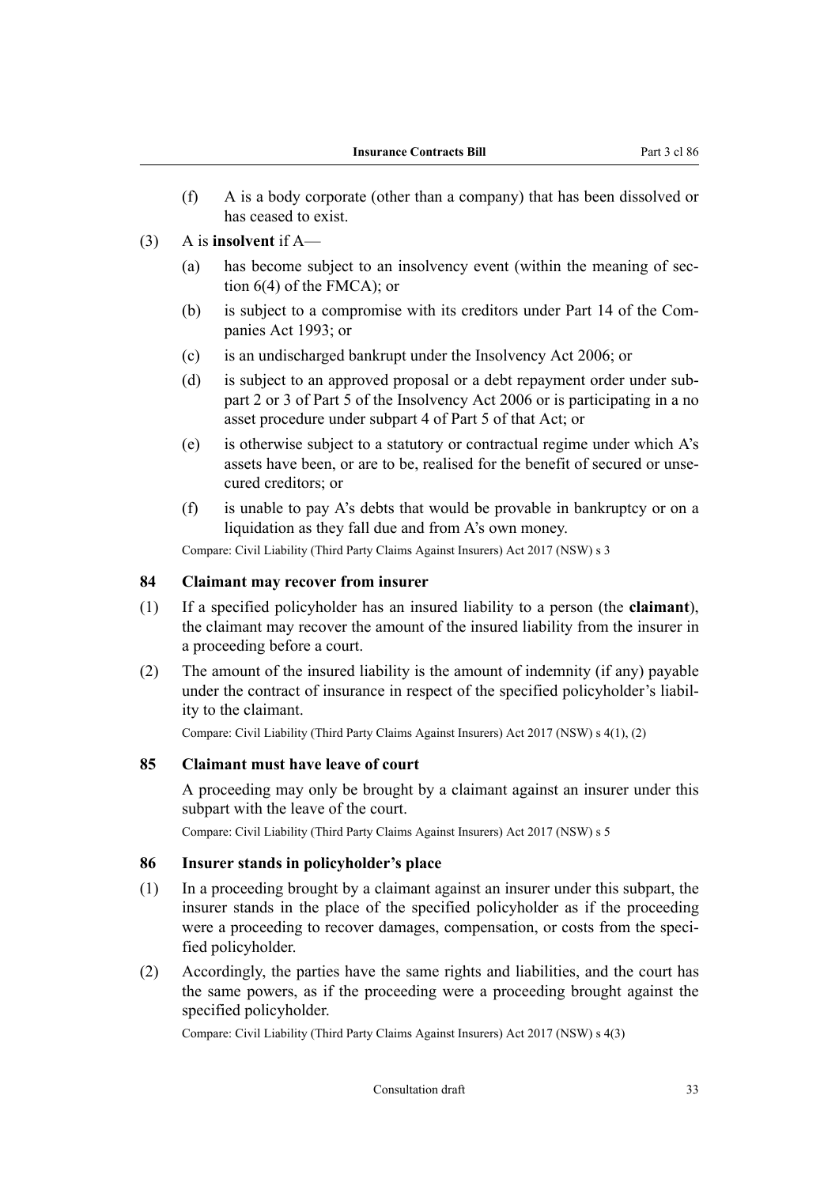(f) A is a body corporate (other than a company) that has been dissolved or has ceased to exist.

(3) A is **insolvent** if A—

(a) has become subject to an insolvency event (within the meaning of section 6(4) of the FMCA); or

(b) is subject to a compromise with its creditors under Part 14 of the Companies Act 1993; or

(c) is an undischarged bankrupt under the Insolvency Act 2006; or

(d) is subject to an approved proposal or a debt repayment order under subpart 2 or 3 of Part 5 of the Insolvency Act 2006 or is participating in a no asset procedure under subpart 4 of Part 5 of that Act; or

(e) is otherwise subject to a statutory or contractual regime under which A's assets have been, or are to be, realised for the benefit of secured or unsecured creditors; or

(f) is unable to pay A's debts that would be provable in bankruptcy or on a liquidation as they fall due and from A's own money.

Compare: Civil Liability (Third Party Claims Against Insurers) Act 2017 (NSW) s 3

### 84 Claimant may recover from insurer

(1) If a specified policyholder has an insured liability to a person (the **claimant**), the claimant may recover the amount of the insured liability from the insurer in a proceeding before a court.

(2) The amount of the insured liability is the amount of indemnity (if any) payable under the contract of insurance in respect of the specified policyholder's liability to the claimant.

Compare: Civil Liability (Third Party Claims Against Insurers) Act 2017 (NSW) s 4(1), (2)

### 85 Claimant must have leave of court

A proceeding may only be brought by a claimant against an insurer under this subpart with the leave of the court.

Compare: Civil Liability (Third Party Claims Against Insurers) Act 2017 (NSW) s 5

### 86 Insurer stands in policyholder's place

(1) In a proceeding brought by a claimant against an insurer under this subpart, the insurer stands in the place of the specified policyholder as if the proceeding were a proceeding to recover damages, compensation, or costs from the specified policyholder.

(2) Accordingly, the parties have the same rights and liabilities, and the court has the same powers, as if the proceeding were a proceeding brought against the specified policyholder.

Compare: Civil Liability (Third Party Claims Against Insurers) Act 2017 (NSW) s 4(3)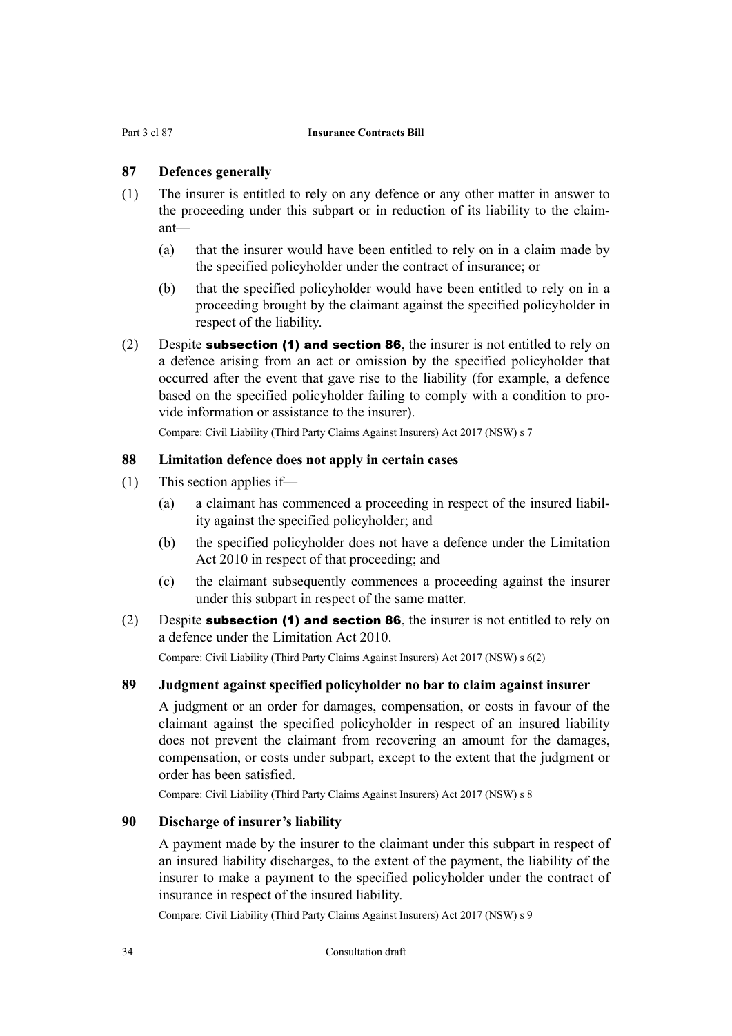### 87 Defences generally

(1) The insurer is entitled to rely on any defence or any other matter in answer to the proceeding under this subpart or in reduction of its liability to the claimant—

(a) that the insurer would have been entitled to rely on in a claim made by the specified policyholder under the contract of insurance; or

(b) that the specified policyholder would have been entitled to rely on in a proceeding brought by the claimant against the specified policyholder in respect of the liability.

(2) Despite **subsection (1) and section 86**, the insurer is not entitled to rely on a defence arising from an act or omission by the specified policyholder that occurred after the event that gave rise to the liability (for example, a defence based on the specified policyholder failing to comply with a condition to provide information or assistance to the insurer).

Compare: Civil Liability (Third Party Claims Against Insurers) Act 2017 (NSW) s 7

### 88 Limitation defence does not apply in certain cases

(1) This section applies if—

(a) a claimant has commenced a proceeding in respect of the insured liability against the specified policyholder; and

(b) the specified policyholder does not have a defence under the Limitation Act 2010 in respect of that proceeding; and

(c) the claimant subsequently commences a proceeding against the insurer under this subpart in respect of the same matter.

(2) Despite **subsection (1) and section 86**, the insurer is not entitled to rely on a defence under the Limitation Act 2010.

Compare: Civil Liability (Third Party Claims Against Insurers) Act 2017 (NSW) s 6(2)

### 89 Judgment against specified policyholder no bar to claim against insurer

A judgment or an order for damages, compensation, or costs in favour of the claimant against the specified policyholder in respect of an insured liability does not prevent the claimant from recovering an amount for the damages, compensation, or costs under subpart, except to the extent that the judgment or order has been satisfied.

Compare: Civil Liability (Third Party Claims Against Insurers) Act 2017 (NSW) s 8

### 90 Discharge of insurer's liability

A payment made by the insurer to the claimant under this subpart in respect of an insured liability discharges, to the extent of the payment, the liability of the insurer to make a payment to the specified policyholder under the contract of insurance in respect of the insured liability.

Compare: Civil Liability (Third Party Claims Against Insurers) Act 2017 (NSW) s 9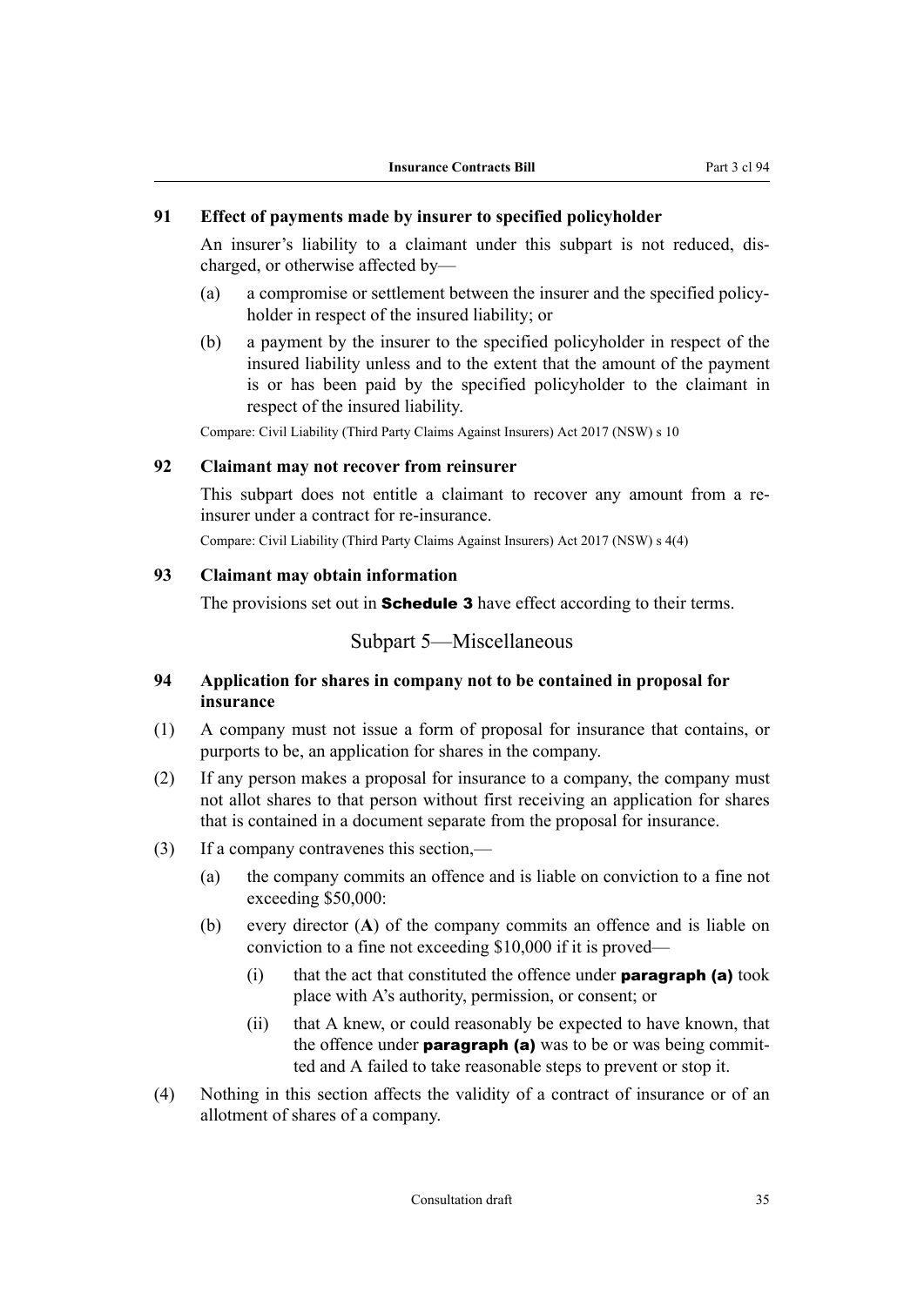### 91 Effect of payments made by insurer to specified policyholder

An insurer's liability to a claimant under this subpart is not reduced, discharged, or otherwise affected by—

(a) a compromise or settlement between the insurer and the specified policyholder in respect of the insured liability; or

(b) a payment by the insurer to the specified policyholder in respect of the insured liability unless and to the extent that the amount of the payment is or has been paid by the specified policyholder to the claimant in respect of the insured liability.

Compare: Civil Liability (Third Party Claims Against Insurers) Act 2017 (NSW) s 10

### 92 Claimant may not recover from reinsurer

This subpart does not entitle a claimant to recover any amount from a reinsurer under a contract for re-insurance.

Compare: Civil Liability (Third Party Claims Against Insurers) Act 2017 (NSW) s 4(4)

### 93 Claimant may obtain information

The provisions set out in **Schedule 3** have effect according to their terms.

## Subpart 5—Miscellaneous

### 94 Application for shares in company not to be contained in proposal for insurance

(1) A company must not issue a form of proposal for insurance that contains, or purports to be, an application for shares in the company.

(2) If any person makes a proposal for insurance to a company, the company must not allot shares to that person without first receiving an application for shares that is contained in a document separate from the proposal for insurance.

(3) If a company contravenes this section,—

(a) the company commits an offence and is liable on conviction to a fine not exceeding $50,000:

(b) every director (**A**) of the company commits an offence and is liable on conviction to a fine not exceeding $10,000 if it is proved—

(i) that the act that constituted the offence under **paragraph (a)** took place with A's authority, permission, or consent; or

(ii) that A knew, or could reasonably be expected to have known, that the offence under **paragraph (a)** was to be or was being committed and A failed to take reasonable steps to prevent or stop it.

(4) Nothing in this section affects the validity of a contract of insurance or of an allotment of shares of a company.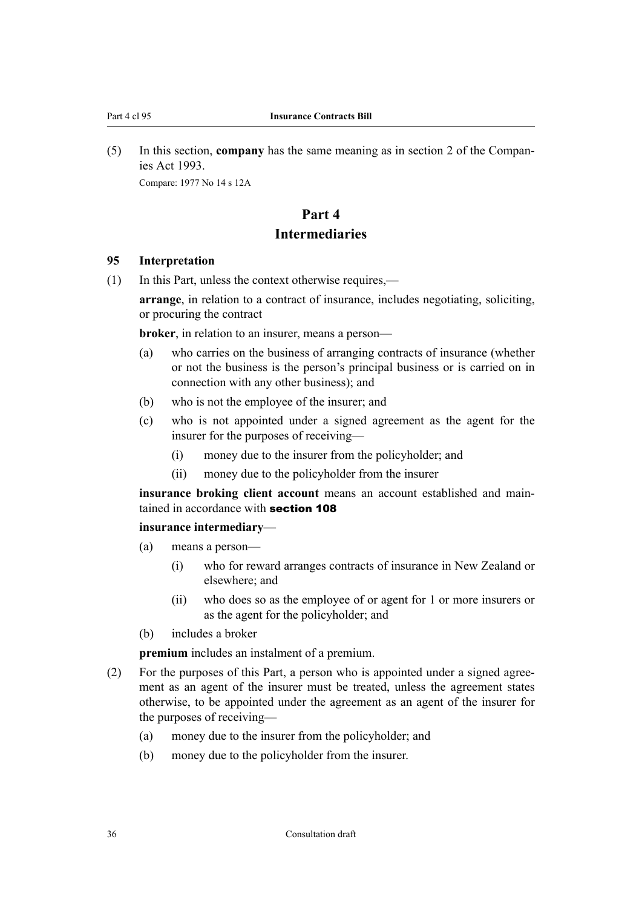(5) In this section, **company** has the same meaning as in section 2 of the Companies Act 1993.

Compare: 1977 No 14 s 12A

# Part 4
# Intermediaries

### 95 Interpretation

(1) In this Part, unless the context otherwise requires,—

**arrange**, in relation to a contract of insurance, includes negotiating, soliciting, or procuring the contract

**broker**, in relation to an insurer, means a person—

- (a) who carries on the business of arranging contracts of insurance (whether or not the business is the person's principal business or is carried on in connection with any other business); and
- (b) who is not the employee of the insurer; and
- (c) who is not appointed under a signed agreement as the agent for the insurer for the purposes of receiving—
  - (i) money due to the insurer from the policyholder; and
  - (ii) money due to the policyholder from the insurer

**insurance broking client account** means an account established and maintained in accordance with **section 108**

**insurance intermediary**—

- (a) means a person—
  - (i) who for reward arranges contracts of insurance in New Zealand or elsewhere; and
  - (ii) who does so as the employee of or agent for 1 or more insurers or as the agent for the policyholder; and
- (b) includes a broker

**premium** includes an instalment of a premium.

(2) For the purposes of this Part, a person who is appointed under a signed agreement as an agent of the insurer must be treated, unless the agreement states otherwise, to be appointed under the agreement as an agent of the insurer for the purposes of receiving—

- (a) money due to the insurer from the policyholder; and
- (b) money due to the policyholder from the insurer.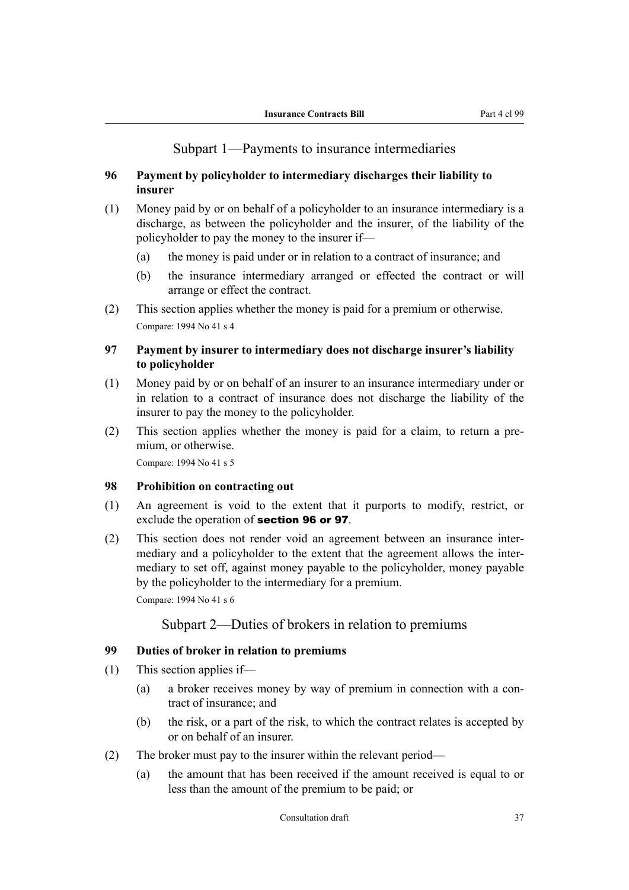## Subpart 1—Payments to insurance intermediaries

### 96 Payment by policyholder to intermediary discharges their liability to insurer

(1) Money paid by or on behalf of a policyholder to an insurance intermediary is a discharge, as between the policyholder and the insurer, of the liability of the policyholder to pay the money to the insurer if—

(a) the money is paid under or in relation to a contract of insurance; and

(b) the insurance intermediary arranged or effected the contract or will arrange or effect the contract.

(2) This section applies whether the money is paid for a premium or otherwise.

Compare: 1994 No 41 s 4

### 97 Payment by insurer to intermediary does not discharge insurer's liability to policyholder

(1) Money paid by or on behalf of an insurer to an insurance intermediary under or in relation to a contract of insurance does not discharge the liability of the insurer to pay the money to the policyholder.

(2) This section applies whether the money is paid for a claim, to return a premium, or otherwise.

Compare: 1994 No 41 s 5

### 98 Prohibition on contracting out

(1) An agreement is void to the extent that it purports to modify, restrict, or exclude the operation of **section 96 or 97**.

(2) This section does not render void an agreement between an insurance intermediary and a policyholder to the extent that the agreement allows the intermediary to set off, against money payable to the policyholder, money payable by the policyholder to the intermediary for a premium.

Compare: 1994 No 41 s 6

## Subpart 2—Duties of brokers in relation to premiums

### 99 Duties of broker in relation to premiums

(1) This section applies if—

(a) a broker receives money by way of premium in connection with a contract of insurance; and

(b) the risk, or a part of the risk, to which the contract relates is accepted by or on behalf of an insurer.

(2) The broker must pay to the insurer within the relevant period—

(a) the amount that has been received if the amount received is equal to or less than the amount of the premium to be paid; or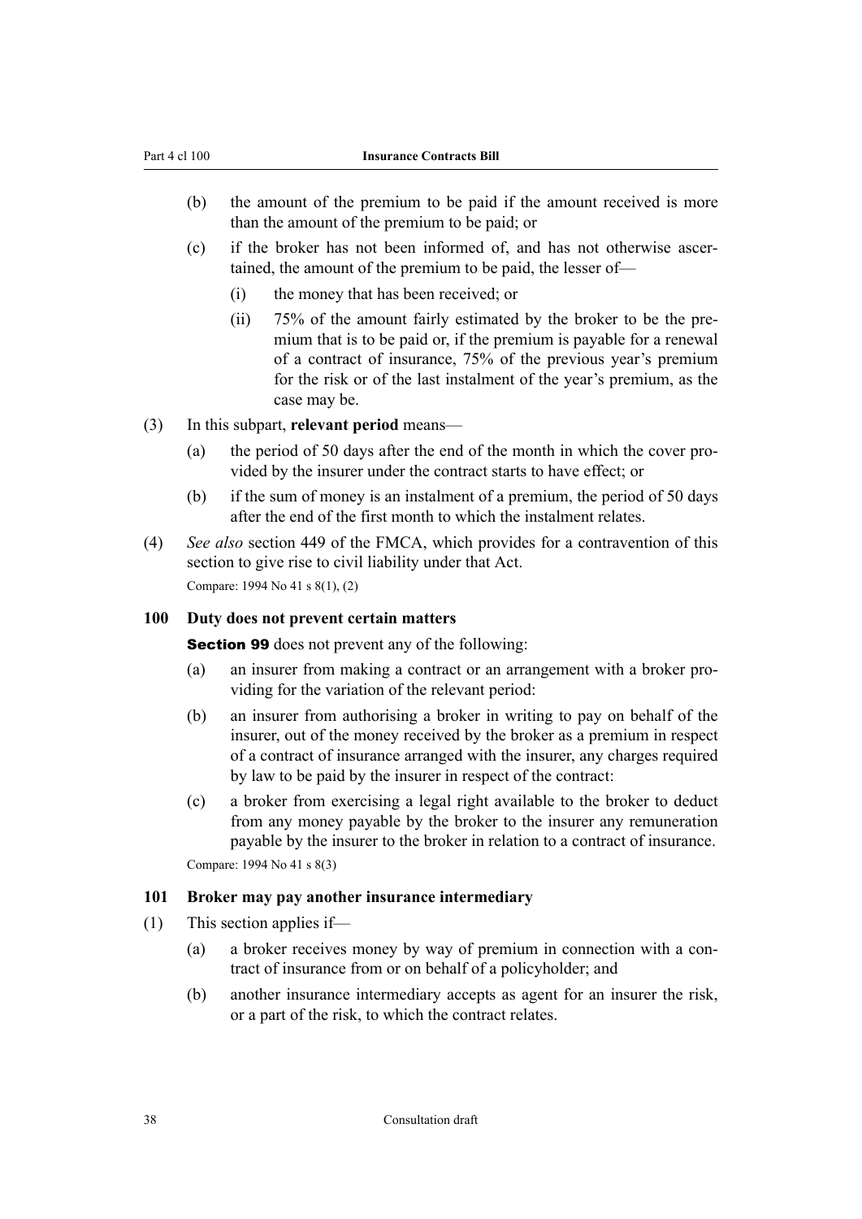(b) the amount of the premium to be paid if the amount received is more than the amount of the premium to be paid; or

(c) if the broker has not been informed of, and has not otherwise ascertained, the amount of the premium to be paid, the lesser of—

  (i) the money that has been received; or

  (ii) 75% of the amount fairly estimated by the broker to be the premium that is to be paid or, if the premium is payable for a renewal of a contract of insurance, 75% of the previous year's premium for the risk or of the last instalment of the year's premium, as the case may be.

(3) In this subpart, **relevant period** means—

(a) the period of 50 days after the end of the month in which the cover provided by the insurer under the contract starts to have effect; or

(b) if the sum of money is an instalment of a premium, the period of 50 days after the end of the first month to which the instalment relates.

(4) *See also* section 449 of the FMCA, which provides for a contravention of this section to give rise to civil liability under that Act.

Compare: 1994 No 41 s 8(1), (2)

### 100 Duty does not prevent certain matters

**Section 99** does not prevent any of the following:

(a) an insurer from making a contract or an arrangement with a broker providing for the variation of the relevant period:

(b) an insurer from authorising a broker in writing to pay on behalf of the insurer, out of the money received by the broker as a premium in respect of a contract of insurance arranged with the insurer, any charges required by law to be paid by the insurer in respect of the contract:

(c) a broker from exercising a legal right available to the broker to deduct from any money payable by the broker to the insurer any remuneration payable by the insurer to the broker in relation to a contract of insurance.

Compare: 1994 No 41 s 8(3)

### 101 Broker may pay another insurance intermediary

(1) This section applies if—

(a) a broker receives money by way of premium in connection with a contract of insurance from or on behalf of a policyholder; and

(b) another insurance intermediary accepts as agent for an insurer the risk, or a part of the risk, to which the contract relates.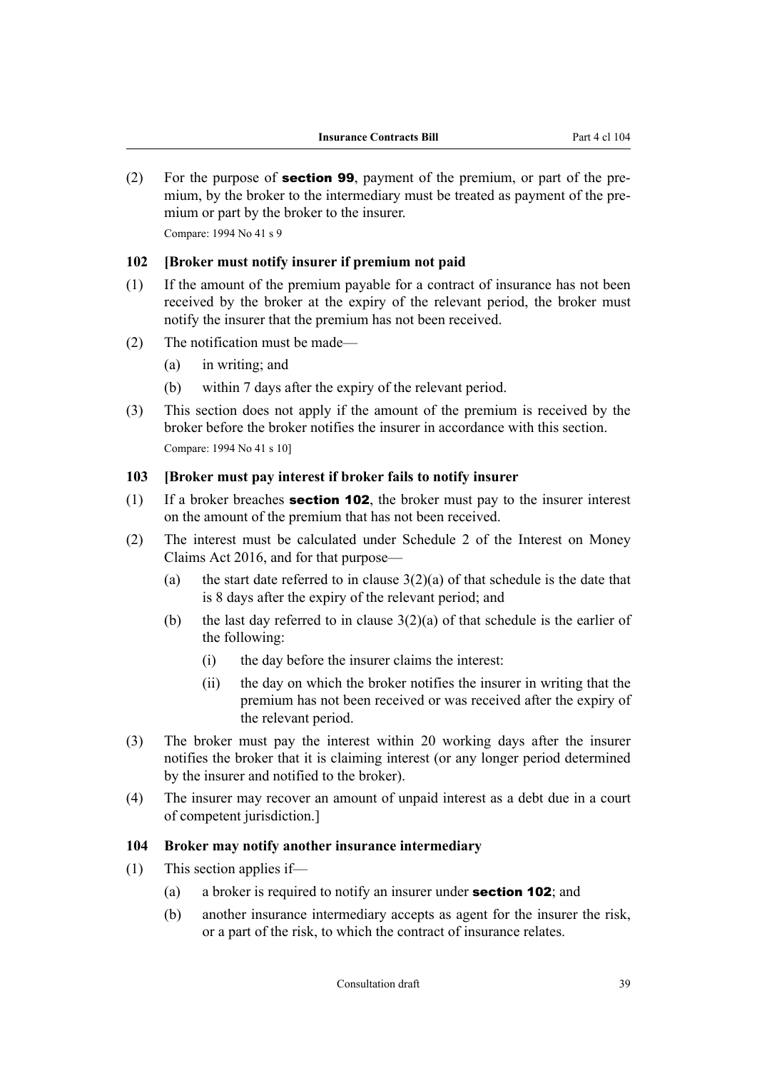(2) For the purpose of **section 99**, payment of the premium, or part of the premium, by the broker to the intermediary must be treated as payment of the premium or part by the broker to the insurer.

Compare: 1994 No 41 s 9

### 102 [Broker must notify insurer if premium not paid

(1) If the amount of the premium payable for a contract of insurance has not been received by the broker at the expiry of the relevant period, the broker must notify the insurer that the premium has not been received.

(2) The notification must be made—

 (a) in writing; and

 (b) within 7 days after the expiry of the relevant period.

(3) This section does not apply if the amount of the premium is received by the broker before the broker notifies the insurer in accordance with this section.

Compare: 1994 No 41 s 10]

### 103 [Broker must pay interest if broker fails to notify insurer

(1) If a broker breaches **section 102**, the broker must pay to the insurer interest on the amount of the premium that has not been received.

(2) The interest must be calculated under Schedule 2 of the Interest on Money Claims Act 2016, and for that purpose—

 (a) the start date referred to in clause 3(2)(a) of that schedule is the date that is 8 days after the expiry of the relevant period; and

 (b) the last day referred to in clause 3(2)(a) of that schedule is the earlier of the following:

  (i) the day before the insurer claims the interest:

  (ii) the day on which the broker notifies the insurer in writing that the premium has not been received or was received after the expiry of the relevant period.

(3) The broker must pay the interest within 20 working days after the insurer notifies the broker that it is claiming interest (or any longer period determined by the insurer and notified to the broker).

(4) The insurer may recover an amount of unpaid interest as a debt due in a court of competent jurisdiction.]

### 104 Broker may notify another insurance intermediary

(1) This section applies if—

 (a) a broker is required to notify an insurer under **section 102**; and

 (b) another insurance intermediary accepts as agent for the insurer the risk, or a part of the risk, to which the contract of insurance relates.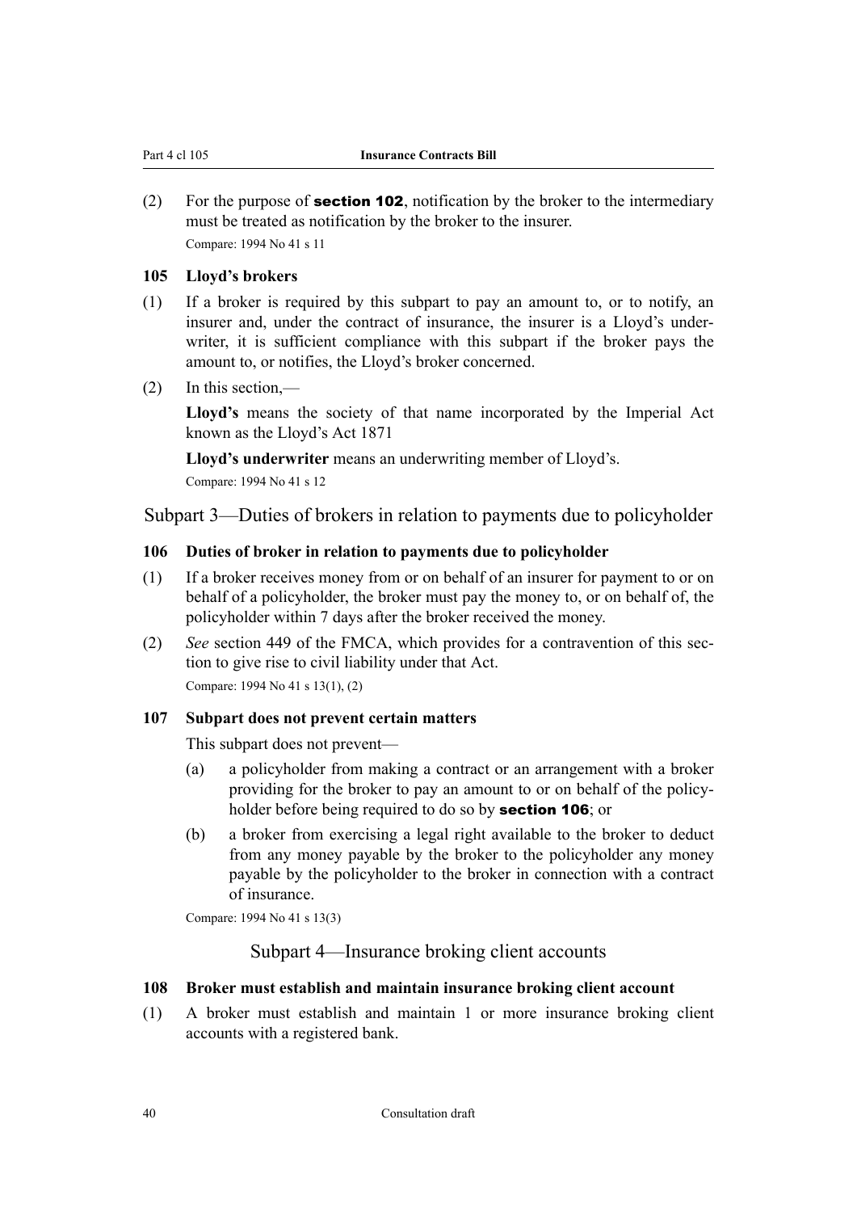(2) For the purpose of **section 102**, notification by the broker to the intermediary must be treated as notification by the broker to the insurer.

Compare: 1994 No 41 s 11

### 105 Lloyd's brokers

(1) If a broker is required by this subpart to pay an amount to, or to notify, an insurer and, under the contract of insurance, the insurer is a Lloyd's underwriter, it is sufficient compliance with this subpart if the broker pays the amount to, or notifies, the Lloyd's broker concerned.

(2) In this section,—

**Lloyd's** means the society of that name incorporated by the Imperial Act known as the Lloyd's Act 1871

**Lloyd's underwriter** means an underwriting member of Lloyd's.

Compare: 1994 No 41 s 12

## Subpart 3—Duties of brokers in relation to payments due to policyholder

### 106 Duties of broker in relation to payments due to policyholder

(1) If a broker receives money from or on behalf of an insurer for payment to or on behalf of a policyholder, the broker must pay the money to, or on behalf of, the policyholder within 7 days after the broker received the money.

(2) *See* section 449 of the FMCA, which provides for a contravention of this section to give rise to civil liability under that Act.

Compare: 1994 No 41 s 13(1), (2)

### 107 Subpart does not prevent certain matters

This subpart does not prevent—

(a) a policyholder from making a contract or an arrangement with a broker providing for the broker to pay an amount to or on behalf of the policyholder before being required to do so by **section 106**; or

(b) a broker from exercising a legal right available to the broker to deduct from any money payable by the broker to the policyholder any money payable by the policyholder to the broker in connection with a contract of insurance.

Compare: 1994 No 41 s 13(3)

## Subpart 4—Insurance broking client accounts

### 108 Broker must establish and maintain insurance broking client account

(1) A broker must establish and maintain 1 or more insurance broking client accounts with a registered bank.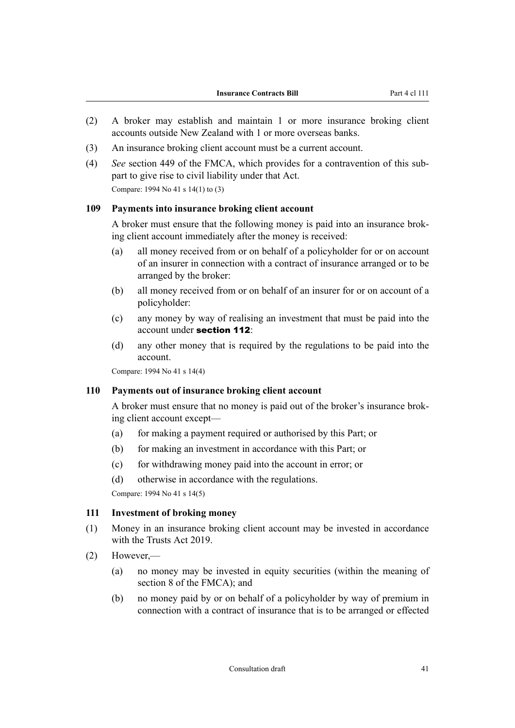(2) A broker may establish and maintain 1 or more insurance broking client accounts outside New Zealand with 1 or more overseas banks.

(3) An insurance broking client account must be a current account.

(4) *See* section 449 of the FMCA, which provides for a contravention of this subpart to give rise to civil liability under that Act.

Compare: 1994 No 41 s 14(1) to (3)

### 109 Payments into insurance broking client account

A broker must ensure that the following money is paid into an insurance broking client account immediately after the money is received:

(a) all money received from or on behalf of a policyholder for or on account of an insurer in connection with a contract of insurance arranged or to be arranged by the broker:

(b) all money received from or on behalf of an insurer for or on account of a policyholder:

(c) any money by way of realising an investment that must be paid into the account under **section 112**:

(d) any other money that is required by the regulations to be paid into the account.

Compare: 1994 No 41 s 14(4)

### 110 Payments out of insurance broking client account

A broker must ensure that no money is paid out of the broker's insurance broking client account except—

(a) for making a payment required or authorised by this Part; or

(b) for making an investment in accordance with this Part; or

(c) for withdrawing money paid into the account in error; or

(d) otherwise in accordance with the regulations.

Compare: 1994 No 41 s 14(5)

### 111 Investment of broking money

(1) Money in an insurance broking client account may be invested in accordance with the Trusts Act 2019.

(2) However,—

(a) no money may be invested in equity securities (within the meaning of section 8 of the FMCA); and

(b) no money paid by or on behalf of a policyholder by way of premium in connection with a contract of insurance that is to be arranged or effected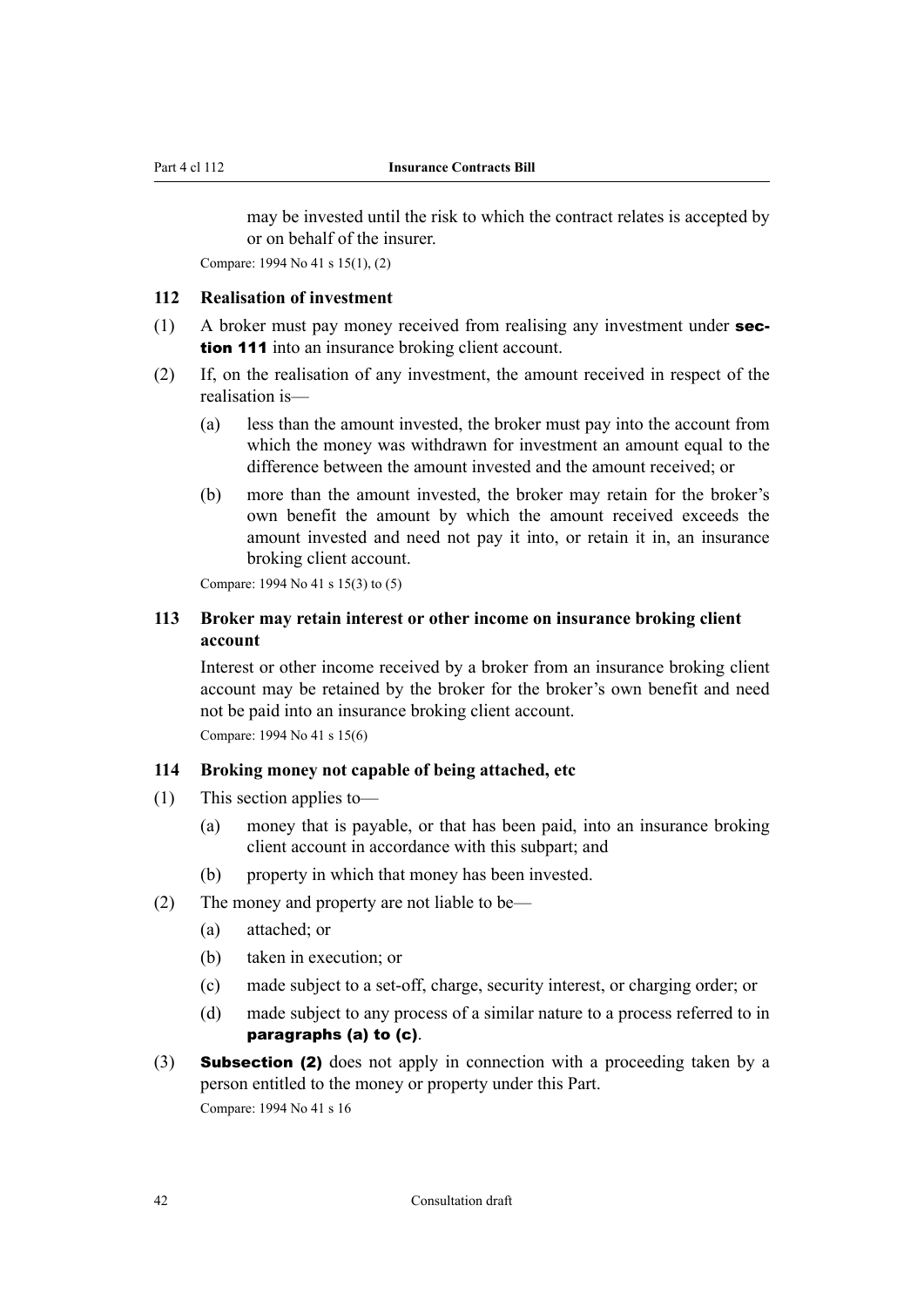may be invested until the risk to which the contract relates is accepted by or on behalf of the insurer.

Compare: 1994 No 41 s 15(1), (2)

### 112 Realisation of investment

(1) A broker must pay money received from realising any investment under **section 111** into an insurance broking client account.

(2) If, on the realisation of any investment, the amount received in respect of the realisation is—

  (a) less than the amount invested, the broker must pay into the account from which the money was withdrawn for investment an amount equal to the difference between the amount invested and the amount received; or

  (b) more than the amount invested, the broker may retain for the broker's own benefit the amount by which the amount received exceeds the amount invested and need not pay it into, or retain it in, an insurance broking client account.

Compare: 1994 No 41 s 15(3) to (5)

### 113 Broker may retain interest or other income on insurance broking client account

Interest or other income received by a broker from an insurance broking client account may be retained by the broker for the broker's own benefit and need not be paid into an insurance broking client account.

Compare: 1994 No 41 s 15(6)

### 114 Broking money not capable of being attached, etc

(1) This section applies to—

  (a) money that is payable, or that has been paid, into an insurance broking client account in accordance with this subpart; and

  (b) property in which that money has been invested.

(2) The money and property are not liable to be—

  (a) attached; or

  (b) taken in execution; or

  (c) made subject to a set-off, charge, security interest, or charging order; or

  (d) made subject to any process of a similar nature to a process referred to in **paragraphs (a) to (c)**.

(3) **Subsection (2)** does not apply in connection with a proceeding taken by a person entitled to the money or property under this Part.

Compare: 1994 No 41 s 16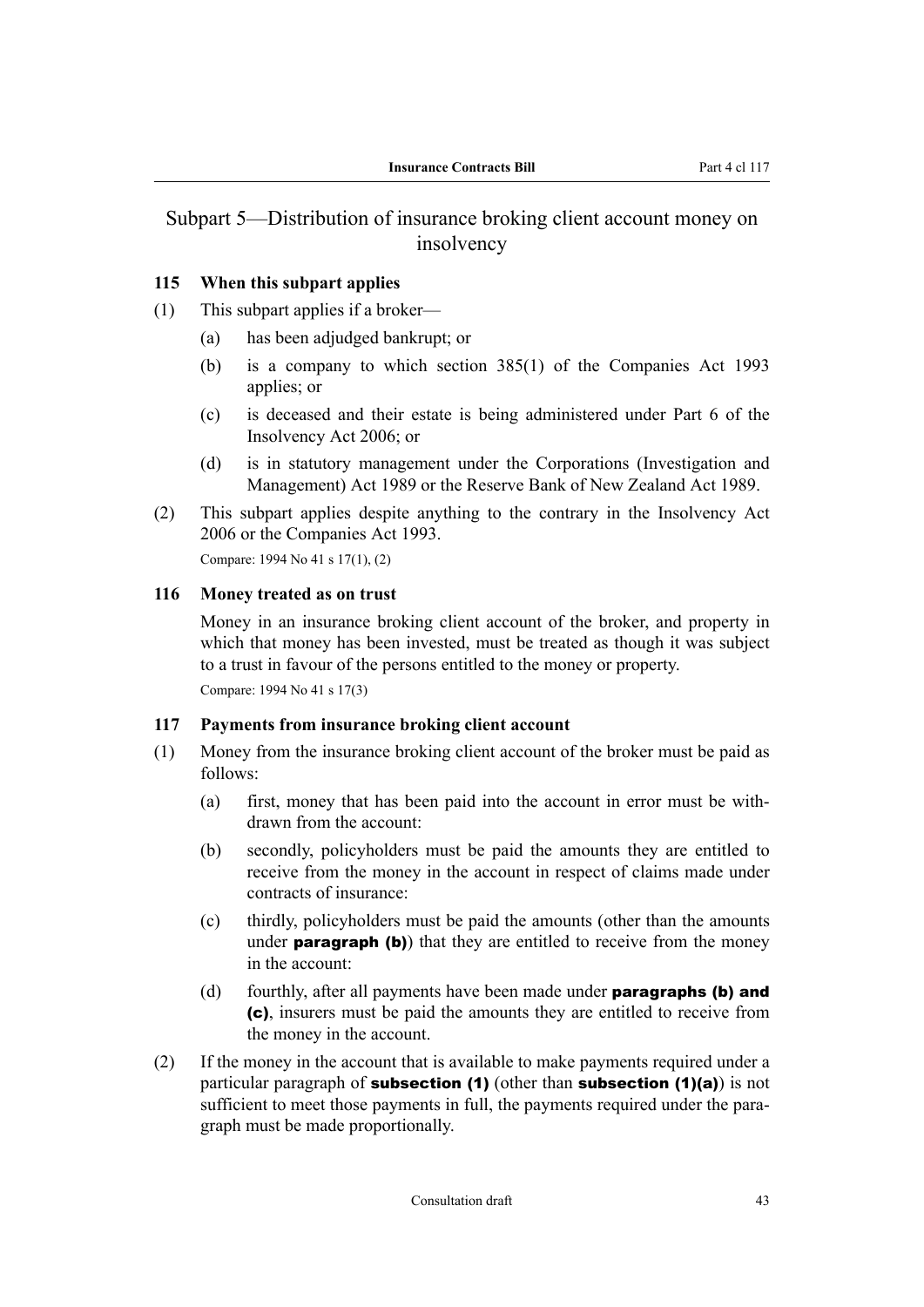## Subpart 5—Distribution of insurance broking client account money on insolvency

### 115 When this subpart applies

(1) This subpart applies if a broker—

  (a) has been adjudged bankrupt; or

  (b) is a company to which section 385(1) of the Companies Act 1993 applies; or

  (c) is deceased and their estate is being administered under Part 6 of the Insolvency Act 2006; or

  (d) is in statutory management under the Corporations (Investigation and Management) Act 1989 or the Reserve Bank of New Zealand Act 1989.

(2) This subpart applies despite anything to the contrary in the Insolvency Act 2006 or the Companies Act 1993.

Compare: 1994 No 41 s 17(1), (2)

### 116 Money treated as on trust

Money in an insurance broking client account of the broker, and property in which that money has been invested, must be treated as though it was subject to a trust in favour of the persons entitled to the money or property.

Compare: 1994 No 41 s 17(3)

### 117 Payments from insurance broking client account

(1) Money from the insurance broking client account of the broker must be paid as follows:

  (a) first, money that has been paid into the account in error must be withdrawn from the account:

  (b) secondly, policyholders must be paid the amounts they are entitled to receive from the money in the account in respect of claims made under contracts of insurance:

  (c) thirdly, policyholders must be paid the amounts (other than the amounts under **paragraph (b)**) that they are entitled to receive from the money in the account:

  (d) fourthly, after all payments have been made under **paragraphs (b) and (c)**, insurers must be paid the amounts they are entitled to receive from the money in the account.

(2) If the money in the account that is available to make payments required under a particular paragraph of **subsection (1)** (other than **subsection (1)(a)**) is not sufficient to meet those payments in full, the payments required under the paragraph must be made proportionally.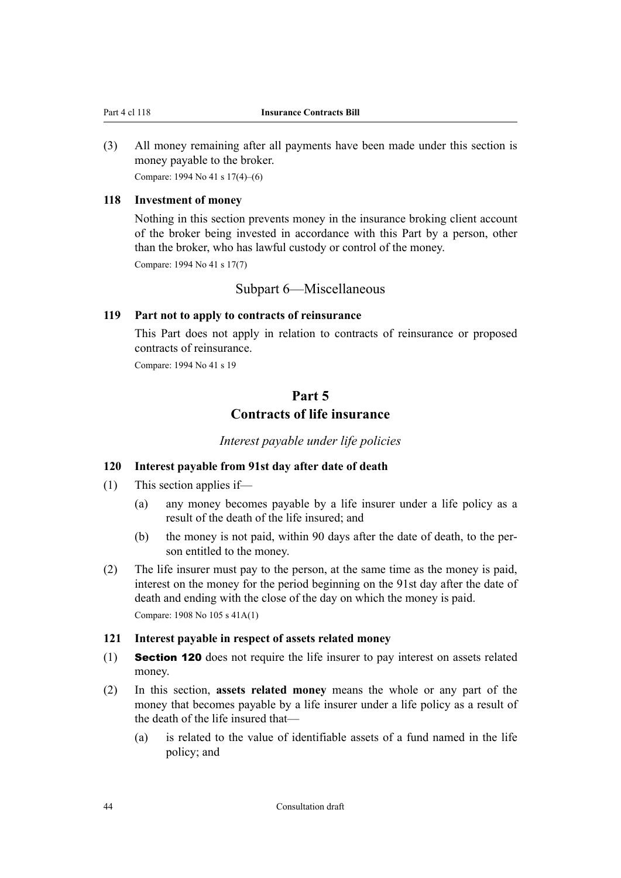(3) All money remaining after all payments have been made under this section is money payable to the broker.

Compare: 1994 No 41 s 17(4)–(6)

### 118 Investment of money

Nothing in this section prevents money in the insurance broking client account of the broker being invested in accordance with this Part by a person, other than the broker, who has lawful custody or control of the money.

Compare: 1994 No 41 s 17(7)

## Subpart 6—Miscellaneous

### 119 Part not to apply to contracts of reinsurance

This Part does not apply in relation to contracts of reinsurance or proposed contracts of reinsurance.

Compare: 1994 No 41 s 19

# Part 5
# Contracts of life insurance

*Interest payable under life policies*

### 120 Interest payable from 91st day after date of death

(1) This section applies if—

(a) any money becomes payable by a life insurer under a life policy as a result of the death of the life insured; and

(b) the money is not paid, within 90 days after the date of death, to the person entitled to the money.

(2) The life insurer must pay to the person, at the same time as the money is paid, interest on the money for the period beginning on the 91st day after the date of death and ending with the close of the day on which the money is paid.

Compare: 1908 No 105 s 41A(1)

### 121 Interest payable in respect of assets related money

(1) **Section 120** does not require the life insurer to pay interest on assets related money.

(2) In this section, **assets related money** means the whole or any part of the money that becomes payable by a life insurer under a life policy as a result of the death of the life insured that—

(a) is related to the value of identifiable assets of a fund named in the life policy; and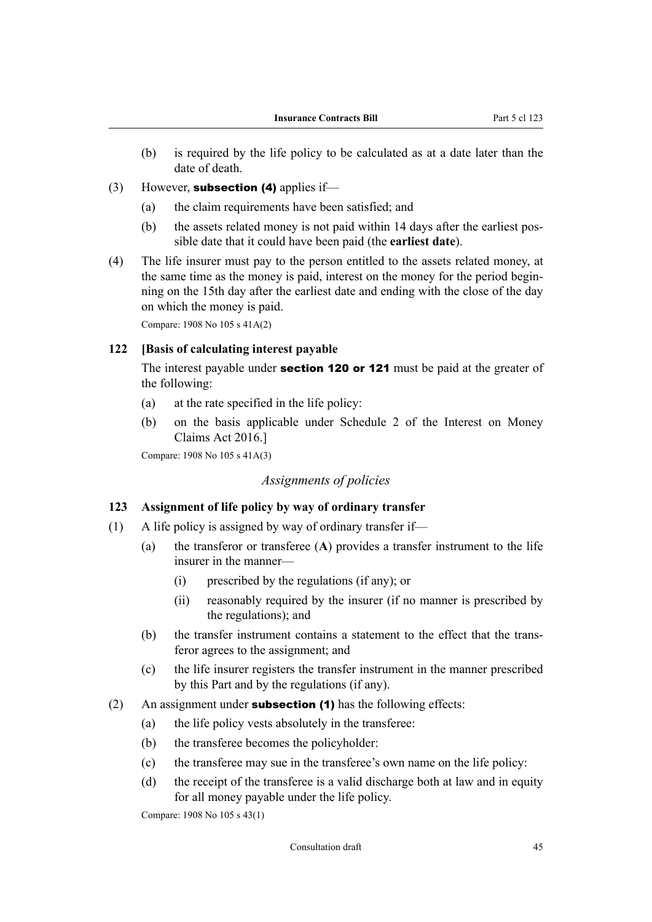(b) is required by the life policy to be calculated as at a date later than the date of death.

(3) However, **subsection (4)** applies if—

(a) the claim requirements have been satisfied; and

(b) the assets related money is not paid within 14 days after the earliest possible date that it could have been paid (the **earliest date**).

(4) The life insurer must pay to the person entitled to the assets related money, at the same time as the money is paid, interest on the money for the period beginning on the 15th day after the earliest date and ending with the close of the day on which the money is paid.

Compare: 1908 No 105 s 41A(2)

### 122 [Basis of calculating interest payable

The interest payable under **section 120 or 121** must be paid at the greater of the following:

(a) at the rate specified in the life policy:

(b) on the basis applicable under Schedule 2 of the Interest on Money Claims Act 2016.]

Compare: 1908 No 105 s 41A(3)

*Assignments of policies*

### 123 Assignment of life policy by way of ordinary transfer

(1) A life policy is assigned by way of ordinary transfer if—

(a) the transferor or transferee (**A**) provides a transfer instrument to the life insurer in the manner—

(i) prescribed by the regulations (if any); or

(ii) reasonably required by the insurer (if no manner is prescribed by the regulations); and

(b) the transfer instrument contains a statement to the effect that the transferor agrees to the assignment; and

(c) the life insurer registers the transfer instrument in the manner prescribed by this Part and by the regulations (if any).

(2) An assignment under **subsection (1)** has the following effects:

(a) the life policy vests absolutely in the transferee:

(b) the transferee becomes the policyholder:

(c) the transferee may sue in the transferee's own name on the life policy:

(d) the receipt of the transferee is a valid discharge both at law and in equity for all money payable under the life policy.

Compare: 1908 No 105 s 43(1)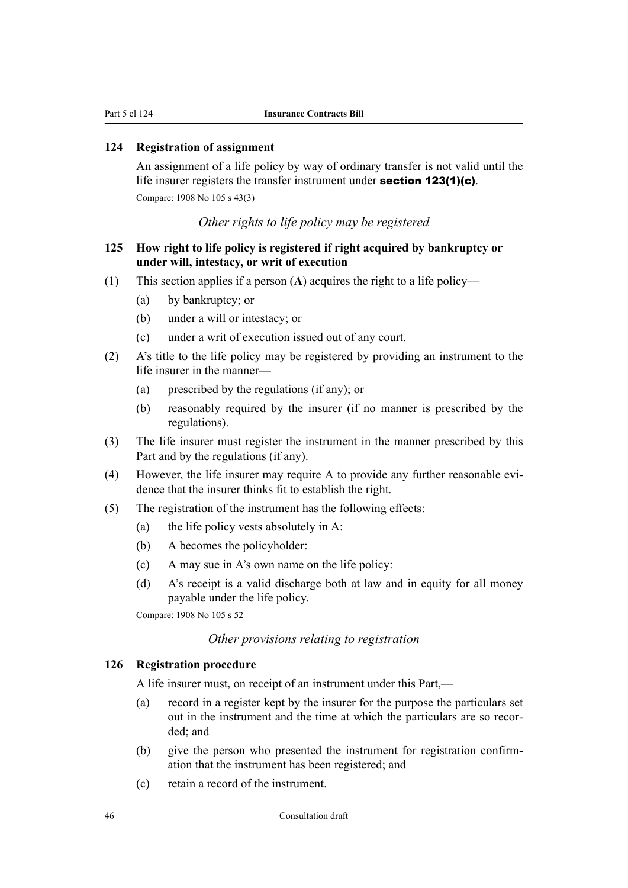### 124 Registration of assignment

An assignment of a life policy by way of ordinary transfer is not valid until the life insurer registers the transfer instrument under **section 123(1)(c)**.

Compare: 1908 No 105 s 43(3)

*Other rights to life policy may be registered*

### 125 How right to life policy is registered if right acquired by bankruptcy or under will, intestacy, or writ of execution

(1) This section applies if a person (**A**) acquires the right to a life policy—

- (a) by bankruptcy; or
- (b) under a will or intestacy; or
- (c) under a writ of execution issued out of any court.

(2) A's title to the life policy may be registered by providing an instrument to the life insurer in the manner—

- (a) prescribed by the regulations (if any); or
- (b) reasonably required by the insurer (if no manner is prescribed by the regulations).

(3) The life insurer must register the instrument in the manner prescribed by this Part and by the regulations (if any).

(4) However, the life insurer may require A to provide any further reasonable evidence that the insurer thinks fit to establish the right.

(5) The registration of the instrument has the following effects:

- (a) the life policy vests absolutely in A:
- (b) A becomes the policyholder:
- (c) A may sue in A's own name on the life policy:
- (d) A's receipt is a valid discharge both at law and in equity for all money payable under the life policy.

Compare: 1908 No 105 s 52

*Other provisions relating to registration*

### 126 Registration procedure

A life insurer must, on receipt of an instrument under this Part,—

- (a) record in a register kept by the insurer for the purpose the particulars set out in the instrument and the time at which the particulars are so recorded; and
- (b) give the person who presented the instrument for registration confirmation that the instrument has been registered; and
- (c) retain a record of the instrument.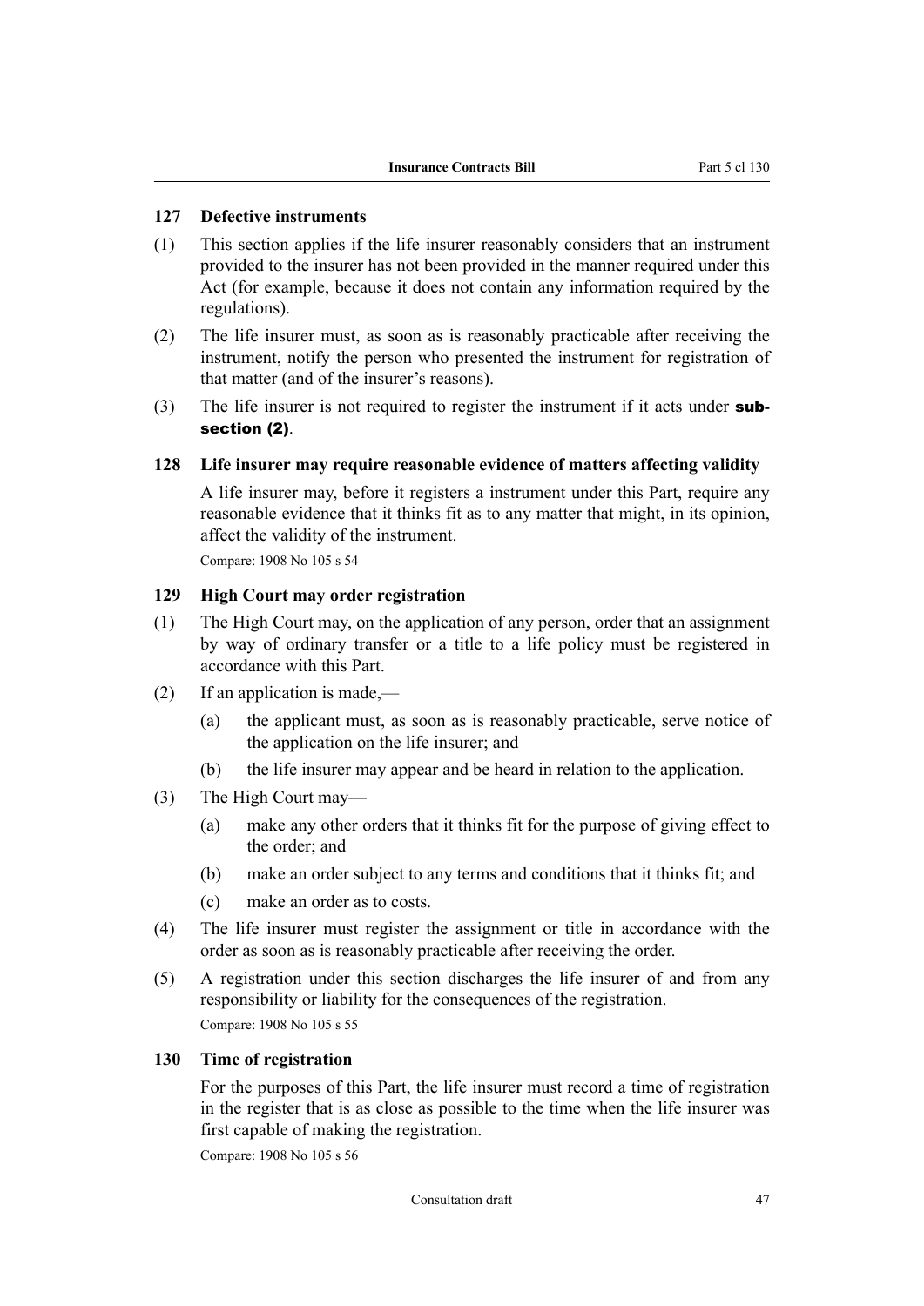### 127 Defective instruments

(1) This section applies if the life insurer reasonably considers that an instrument provided to the insurer has not been provided in the manner required under this Act (for example, because it does not contain any information required by the regulations).

(2) The life insurer must, as soon as is reasonably practicable after receiving the instrument, notify the person who presented the instrument for registration of that matter (and of the insurer's reasons).

(3) The life insurer is not required to register the instrument if it acts under **subsection (2)**.

### 128 Life insurer may require reasonable evidence of matters affecting validity

A life insurer may, before it registers a instrument under this Part, require any reasonable evidence that it thinks fit as to any matter that might, in its opinion, affect the validity of the instrument.

Compare: 1908 No 105 s 54

### 129 High Court may order registration

(1) The High Court may, on the application of any person, order that an assignment by way of ordinary transfer or a title to a life policy must be registered in accordance with this Part.

(2) If an application is made,—

- (a) the applicant must, as soon as is reasonably practicable, serve notice of the application on the life insurer; and
- (b) the life insurer may appear and be heard in relation to the application.

(3) The High Court may—

- (a) make any other orders that it thinks fit for the purpose of giving effect to the order; and
- (b) make an order subject to any terms and conditions that it thinks fit; and
- (c) make an order as to costs.

(4) The life insurer must register the assignment or title in accordance with the order as soon as is reasonably practicable after receiving the order.

(5) A registration under this section discharges the life insurer of and from any responsibility or liability for the consequences of the registration.

Compare: 1908 No 105 s 55

### 130 Time of registration

For the purposes of this Part, the life insurer must record a time of registration in the register that is as close as possible to the time when the life insurer was first capable of making the registration.

Compare: 1908 No 105 s 56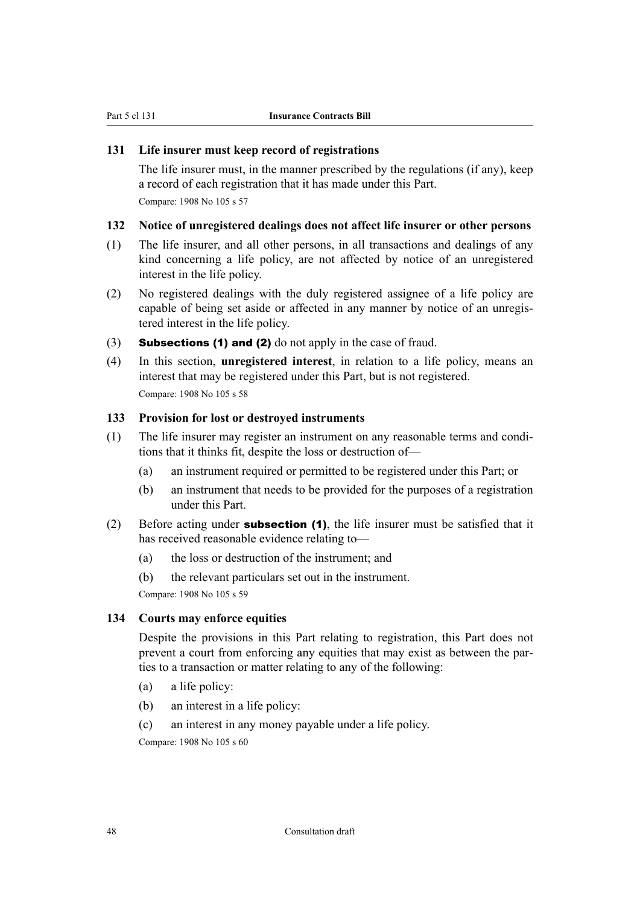### 131 Life insurer must keep record of registrations

The life insurer must, in the manner prescribed by the regulations (if any), keep a record of each registration that it has made under this Part.

Compare: 1908 No 105 s 57

### 132 Notice of unregistered dealings does not affect life insurer or other persons

(1) The life insurer, and all other persons, in all transactions and dealings of any kind concerning a life policy, are not affected by notice of an unregistered interest in the life policy.

(2) No registered dealings with the duly registered assignee of a life policy are capable of being set aside or affected in any manner by notice of an unregistered interest in the life policy.

(3) **Subsections (1) and (2)** do not apply in the case of fraud.

(4) In this section, **unregistered interest**, in relation to a life policy, means an interest that may be registered under this Part, but is not registered.

Compare: 1908 No 105 s 58

### 133 Provision for lost or destroyed instruments

(1) The life insurer may register an instrument on any reasonable terms and conditions that it thinks fit, despite the loss or destruction of—

(a) an instrument required or permitted to be registered under this Part; or

(b) an instrument that needs to be provided for the purposes of a registration under this Part.

(2) Before acting under **subsection (1)**, the life insurer must be satisfied that it has received reasonable evidence relating to—

(a) the loss or destruction of the instrument; and

(b) the relevant particulars set out in the instrument.

Compare: 1908 No 105 s 59

### 134 Courts may enforce equities

Despite the provisions in this Part relating to registration, this Part does not prevent a court from enforcing any equities that may exist as between the parties to a transaction or matter relating to any of the following:

(a) a life policy:

(b) an interest in a life policy:

(c) an interest in any money payable under a life policy.

Compare: 1908 No 105 s 60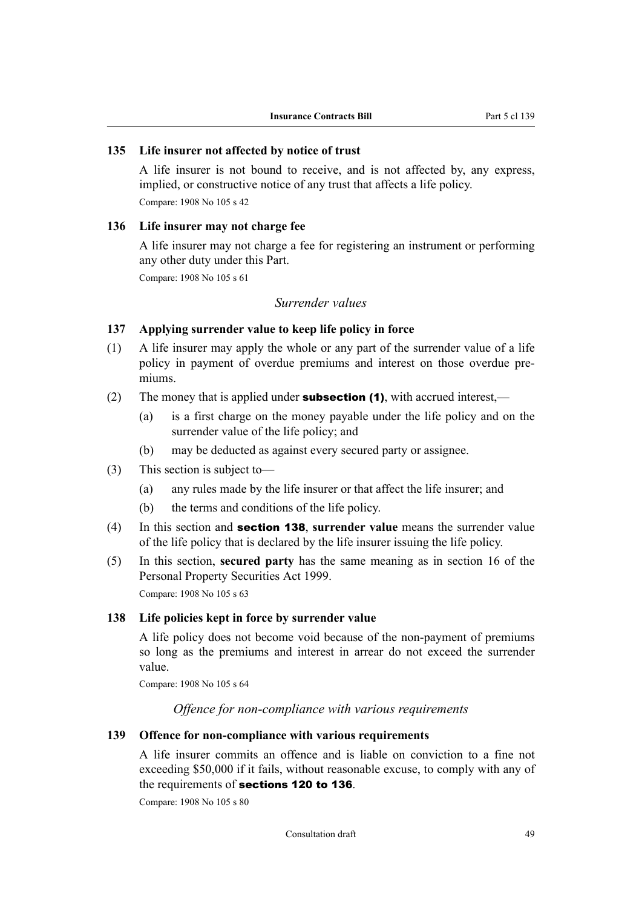### 135 Life insurer not affected by notice of trust

A life insurer is not bound to receive, and is not affected by, any express, implied, or constructive notice of any trust that affects a life policy.

Compare: 1908 No 105 s 42

### 136 Life insurer may not charge fee

A life insurer may not charge a fee for registering an instrument or performing any other duty under this Part.

Compare: 1908 No 105 s 61

*Surrender values*

### 137 Applying surrender value to keep life policy in force

(1) A life insurer may apply the whole or any part of the surrender value of a life policy in payment of overdue premiums and interest on those overdue premiums.

(2) The money that is applied under **subsection (1)**, with accrued interest,—

(a) is a first charge on the money payable under the life policy and on the surrender value of the life policy; and

(b) may be deducted as against every secured party or assignee.

(3) This section is subject to—

(a) any rules made by the life insurer or that affect the life insurer; and

(b) the terms and conditions of the life policy.

(4) In this section and **section 138**, **surrender value** means the surrender value of the life policy that is declared by the life insurer issuing the life policy.

(5) In this section, **secured party** has the same meaning as in section 16 of the Personal Property Securities Act 1999.

Compare: 1908 No 105 s 63

### 138 Life policies kept in force by surrender value

A life policy does not become void because of the non-payment of premiums so long as the premiums and interest in arrear do not exceed the surrender value.

Compare: 1908 No 105 s 64

*Offence for non-compliance with various requirements*

### 139 Offence for non-compliance with various requirements

A life insurer commits an offence and is liable on conviction to a fine not exceeding $50,000 if it fails, without reasonable excuse, to comply with any of the requirements of **sections 120 to 136**.

Compare: 1908 No 105 s 80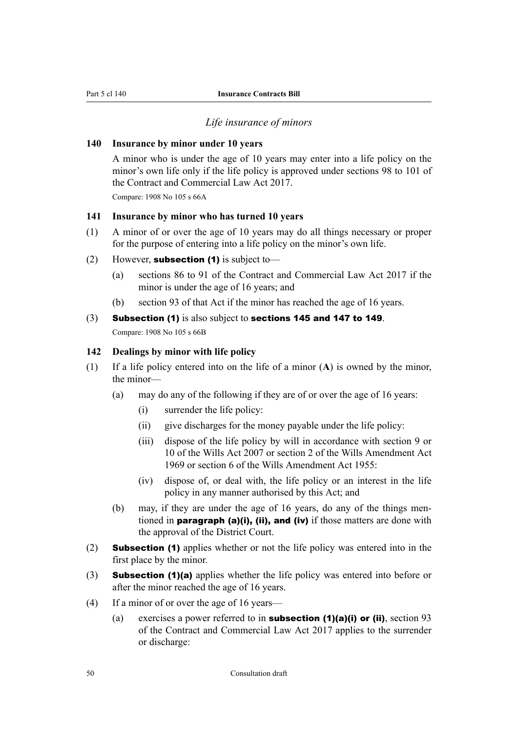*Life insurance of minors*

**140 Insurance by minor under 10 years**

A minor who is under the age of 10 years may enter into a life policy on the minor's own life only if the life policy is approved under sections 98 to 101 of the Contract and Commercial Law Act 2017.

Compare: 1908 No 105 s 66A

**141 Insurance by minor who has turned 10 years**

(1) A minor of or over the age of 10 years may do all things necessary or proper for the purpose of entering into a life policy on the minor's own life.

(2) However, **subsection (1)** is subject to—

 (a) sections 86 to 91 of the Contract and Commercial Law Act 2017 if the minor is under the age of 16 years; and

 (b) section 93 of that Act if the minor has reached the age of 16 years.

(3) **Subsection (1)** is also subject to **sections 145 and 147 to 149**.

Compare: 1908 No 105 s 66B

**142 Dealings by minor with life policy**

(1) If a life policy entered into on the life of a minor (**A**) is owned by the minor, the minor—

 (a) may do any of the following if they are of or over the age of 16 years:

  (i) surrender the life policy:

  (ii) give discharges for the money payable under the life policy:

  (iii) dispose of the life policy by will in accordance with section 9 or 10 of the Wills Act 2007 or section 2 of the Wills Amendment Act 1969 or section 6 of the Wills Amendment Act 1955:

  (iv) dispose of, or deal with, the life policy or an interest in the life policy in any manner authorised by this Act; and

 (b) may, if they are under the age of 16 years, do any of the things mentioned in **paragraph (a)(i), (ii), and (iv)** if those matters are done with the approval of the District Court.

(2) **Subsection (1)** applies whether or not the life policy was entered into in the first place by the minor.

(3) **Subsection (1)(a)** applies whether the life policy was entered into before or after the minor reached the age of 16 years.

(4) If a minor of or over the age of 16 years—

 (a) exercises a power referred to in **subsection (1)(a)(i) or (ii)**, section 93 of the Contract and Commercial Law Act 2017 applies to the surrender or discharge: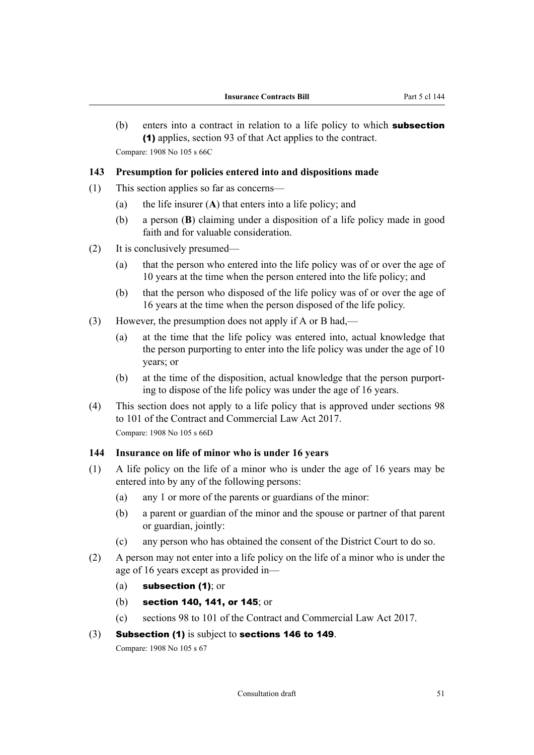(b) enters into a contract in relation to a life policy to which **subsection (1)** applies, section 93 of that Act applies to the contract.

Compare: 1908 No 105 s 66C

### 143 Presumption for policies entered into and dispositions made

(1) This section applies so far as concerns—

(a) the life insurer (**A**) that enters into a life policy; and

(b) a person (**B**) claiming under a disposition of a life policy made in good faith and for valuable consideration.

(2) It is conclusively presumed—

(a) that the person who entered into the life policy was of or over the age of 10 years at the time when the person entered into the life policy; and

(b) that the person who disposed of the life policy was of or over the age of 16 years at the time when the person disposed of the life policy.

(3) However, the presumption does not apply if A or B had,—

(a) at the time that the life policy was entered into, actual knowledge that the person purporting to enter into the life policy was under the age of 10 years; or

(b) at the time of the disposition, actual knowledge that the person purporting to dispose of the life policy was under the age of 16 years.

(4) This section does not apply to a life policy that is approved under sections 98 to 101 of the Contract and Commercial Law Act 2017.

Compare: 1908 No 105 s 66D

### 144 Insurance on life of minor who is under 16 years

(1) A life policy on the life of a minor who is under the age of 16 years may be entered into by any of the following persons:

(a) any 1 or more of the parents or guardians of the minor:

(b) a parent or guardian of the minor and the spouse or partner of that parent or guardian, jointly:

(c) any person who has obtained the consent of the District Court to do so.

(2) A person may not enter into a life policy on the life of a minor who is under the age of 16 years except as provided in—

(a) **subsection (1)**; or

(b) **section 140, 141, or 145**; or

(c) sections 98 to 101 of the Contract and Commercial Law Act 2017.

(3) **Subsection (1)** is subject to **sections 146 to 149**.

Compare: 1908 No 105 s 67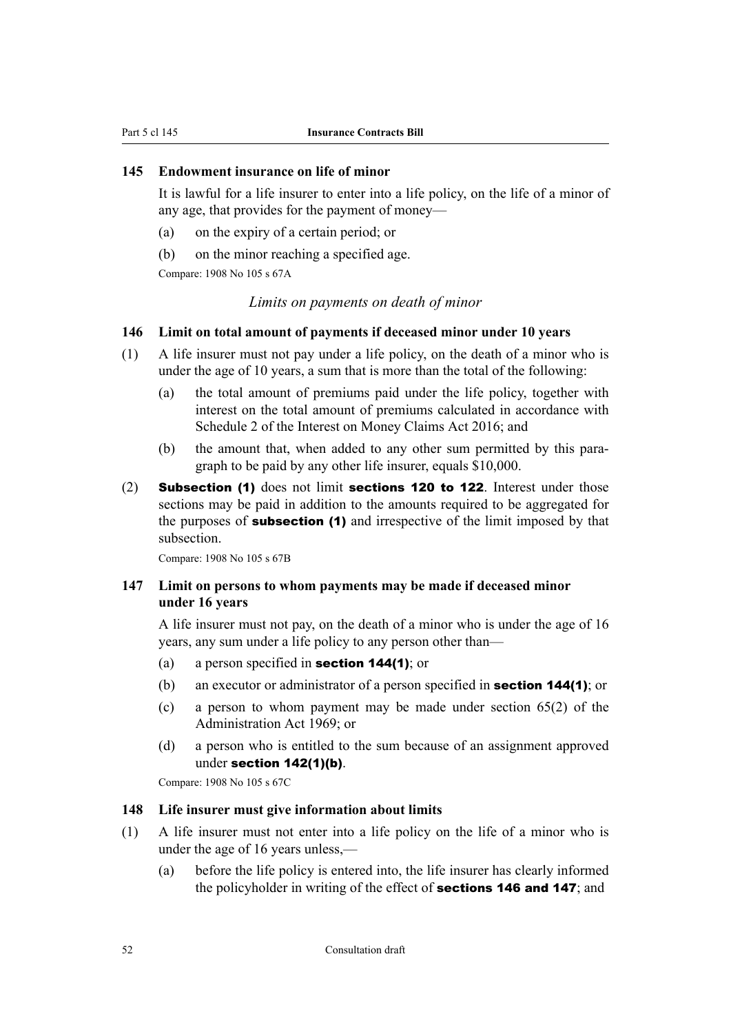### 145 Endowment insurance on life of minor

It is lawful for a life insurer to enter into a life policy, on the life of a minor of any age, that provides for the payment of money—

(a) on the expiry of a certain period; or

(b) on the minor reaching a specified age.

Compare: 1908 No 105 s 67A

*Limits on payments on death of minor*

### 146 Limit on total amount of payments if deceased minor under 10 years

(1) A life insurer must not pay under a life policy, on the death of a minor who is under the age of 10 years, a sum that is more than the total of the following:

(a) the total amount of premiums paid under the life policy, together with interest on the total amount of premiums calculated in accordance with Schedule 2 of the Interest on Money Claims Act 2016; and

(b) the amount that, when added to any other sum permitted by this paragraph to be paid by any other life insurer, equals $10,000.

(2) **Subsection (1)** does not limit **sections 120 to 122**. Interest under those sections may be paid in addition to the amounts required to be aggregated for the purposes of **subsection (1)** and irrespective of the limit imposed by that subsection.

Compare: 1908 No 105 s 67B

### 147 Limit on persons to whom payments may be made if deceased minor under 16 years

A life insurer must not pay, on the death of a minor who is under the age of 16 years, any sum under a life policy to any person other than—

(a) a person specified in **section 144(1)**; or

(b) an executor or administrator of a person specified in **section 144(1)**; or

(c) a person to whom payment may be made under section 65(2) of the Administration Act 1969; or

(d) a person who is entitled to the sum because of an assignment approved under **section 142(1)(b)**.

Compare: 1908 No 105 s 67C

### 148 Life insurer must give information about limits

(1) A life insurer must not enter into a life policy on the life of a minor who is under the age of 16 years unless,—

(a) before the life policy is entered into, the life insurer has clearly informed the policyholder in writing of the effect of **sections 146 and 147**; and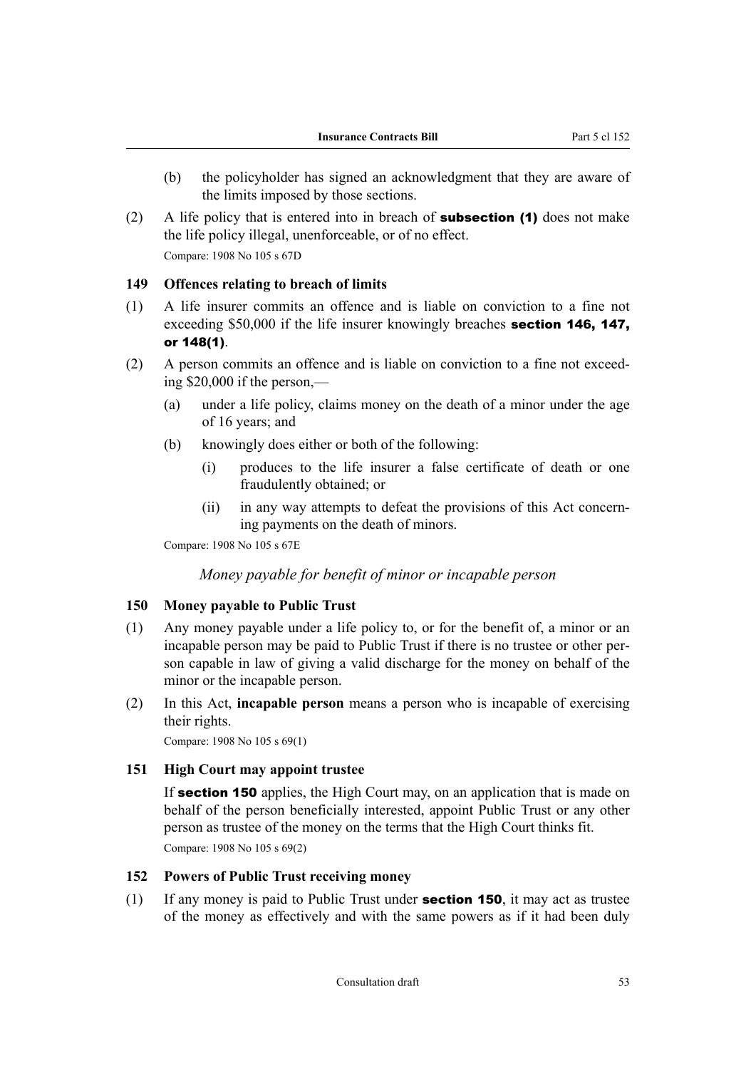(b) the policyholder has signed an acknowledgment that they are aware of the limits imposed by those sections.

(2) A life policy that is entered into in breach of **subsection (1)** does not make the life policy illegal, unenforceable, or of no effect.

Compare: 1908 No 105 s 67D

### 149 Offences relating to breach of limits

(1) A life insurer commits an offence and is liable on conviction to a fine not exceeding $50,000 if the life insurer knowingly breaches **section 146, 147, or 148(1)**.

(2) A person commits an offence and is liable on conviction to a fine not exceeding $20,000 if the person,—

- (a) under a life policy, claims money on the death of a minor under the age of 16 years; and
- (b) knowingly does either or both of the following:
  - (i) produces to the life insurer a false certificate of death or one fraudulently obtained; or
  - (ii) in any way attempts to defeat the provisions of this Act concerning payments on the death of minors.

Compare: 1908 No 105 s 67E

*Money payable for benefit of minor or incapable person*

### 150 Money payable to Public Trust

(1) Any money payable under a life policy to, or for the benefit of, a minor or an incapable person may be paid to Public Trust if there is no trustee or other person capable in law of giving a valid discharge for the money on behalf of the minor or the incapable person.

(2) In this Act, **incapable person** means a person who is incapable of exercising their rights.

Compare: 1908 No 105 s 69(1)

### 151 High Court may appoint trustee

If **section 150** applies, the High Court may, on an application that is made on behalf of the person beneficially interested, appoint Public Trust or any other person as trustee of the money on the terms that the High Court thinks fit.

Compare: 1908 No 105 s 69(2)

### 152 Powers of Public Trust receiving money

(1) If any money is paid to Public Trust under **section 150**, it may act as trustee of the money as effectively and with the same powers as if it had been duly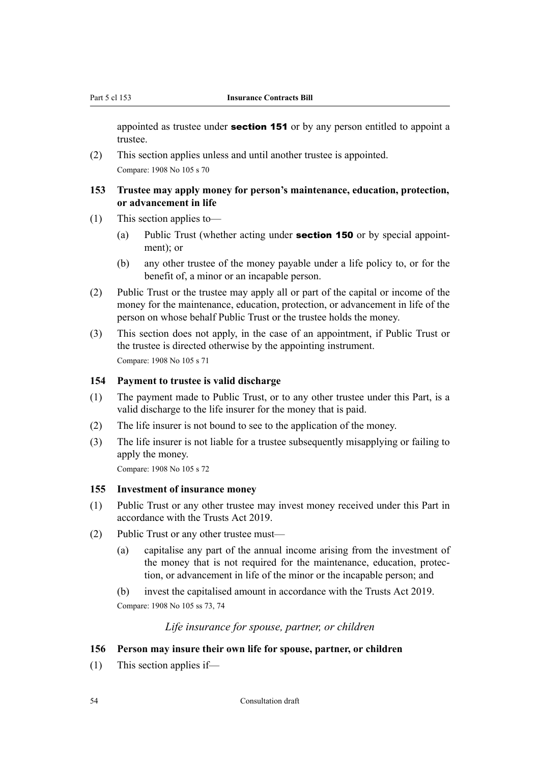appointed as trustee under **section 151** or by any person entitled to appoint a trustee.

(2) This section applies unless and until another trustee is appointed.

Compare: 1908 No 105 s 70

### 153 Trustee may apply money for person's maintenance, education, protection, or advancement in life

(1) This section applies to—

(a) Public Trust (whether acting under **section 150** or by special appointment); or

(b) any other trustee of the money payable under a life policy to, or for the benefit of, a minor or an incapable person.

(2) Public Trust or the trustee may apply all or part of the capital or income of the money for the maintenance, education, protection, or advancement in life of the person on whose behalf Public Trust or the trustee holds the money.

(3) This section does not apply, in the case of an appointment, if Public Trust or the trustee is directed otherwise by the appointing instrument.

Compare: 1908 No 105 s 71

### 154 Payment to trustee is valid discharge

(1) The payment made to Public Trust, or to any other trustee under this Part, is a valid discharge to the life insurer for the money that is paid.

(2) The life insurer is not bound to see to the application of the money.

(3) The life insurer is not liable for a trustee subsequently misapplying or failing to apply the money.

Compare: 1908 No 105 s 72

### 155 Investment of insurance money

(1) Public Trust or any other trustee may invest money received under this Part in accordance with the Trusts Act 2019.

(2) Public Trust or any other trustee must—

(a) capitalise any part of the annual income arising from the investment of the money that is not required for the maintenance, education, protection, or advancement in life of the minor or the incapable person; and

(b) invest the capitalised amount in accordance with the Trusts Act 2019.

Compare: 1908 No 105 ss 73, 74

*Life insurance for spouse, partner, or children*

### 156 Person may insure their own life for spouse, partner, or children

(1) This section applies if—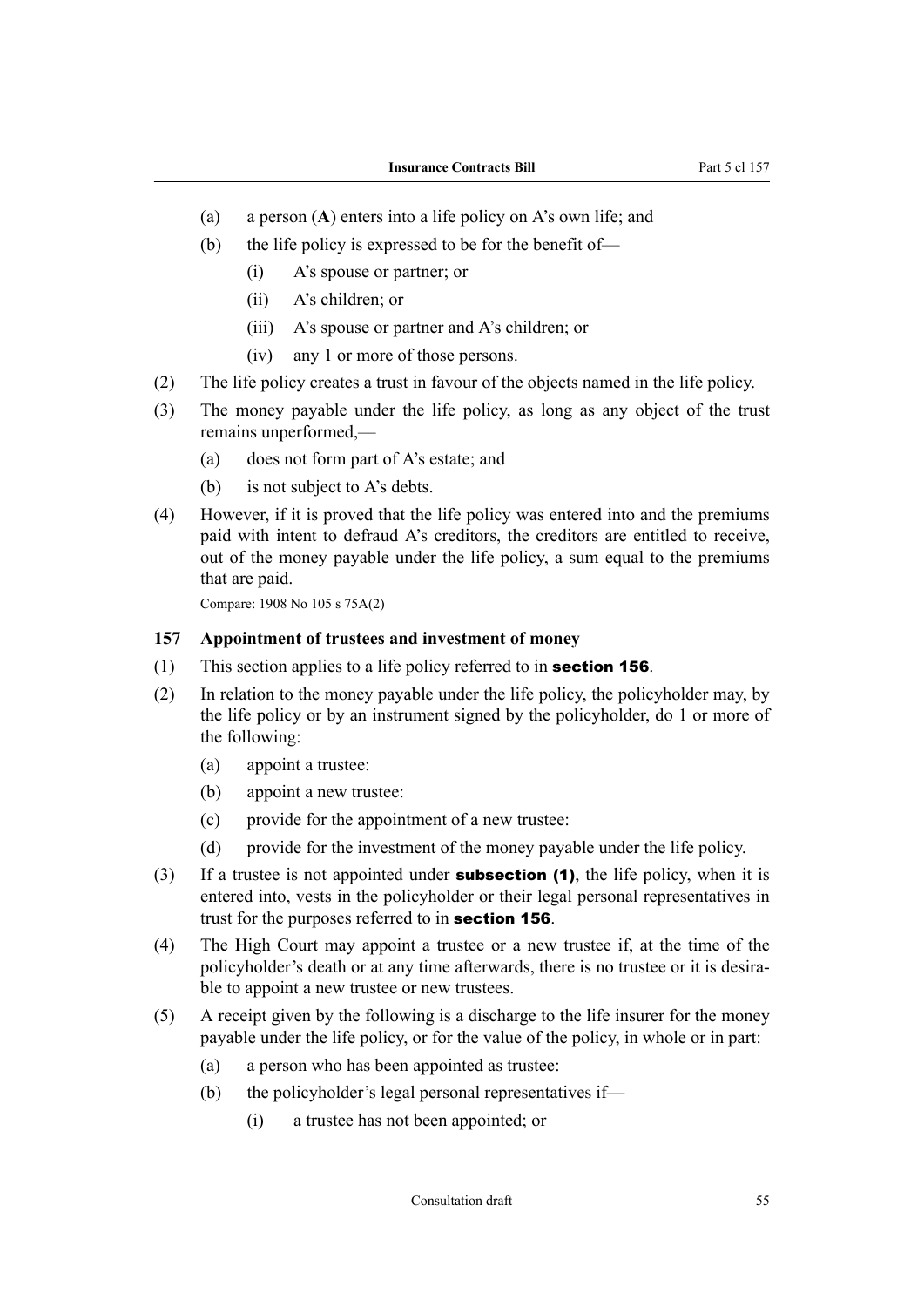(a) a person (**A**) enters into a life policy on A's own life; and

(b) the life policy is expressed to be for the benefit of—

 (i) A's spouse or partner; or

 (ii) A's children; or

 (iii) A's spouse or partner and A's children; or

 (iv) any 1 or more of those persons.

(2) The life policy creates a trust in favour of the objects named in the life policy.

(3) The money payable under the life policy, as long as any object of the trust remains unperformed,—

 (a) does not form part of A's estate; and

 (b) is not subject to A's debts.

(4) However, if it is proved that the life policy was entered into and the premiums paid with intent to defraud A's creditors, the creditors are entitled to receive, out of the money payable under the life policy, a sum equal to the premiums that are paid.

Compare: 1908 No 105 s 75A(2)

### 157 Appointment of trustees and investment of money

(1) This section applies to a life policy referred to in **section 156**.

(2) In relation to the money payable under the life policy, the policyholder may, by the life policy or by an instrument signed by the policyholder, do 1 or more of the following:

 (a) appoint a trustee:

 (b) appoint a new trustee:

 (c) provide for the appointment of a new trustee:

 (d) provide for the investment of the money payable under the life policy.

(3) If a trustee is not appointed under **subsection (1)**, the life policy, when it is entered into, vests in the policyholder or their legal personal representatives in trust for the purposes referred to in **section 156**.

(4) The High Court may appoint a trustee or a new trustee if, at the time of the policyholder's death or at any time afterwards, there is no trustee or it is desirable to appoint a new trustee or new trustees.

(5) A receipt given by the following is a discharge to the life insurer for the money payable under the life policy, or for the value of the policy, in whole or in part:

 (a) a person who has been appointed as trustee:

 (b) the policyholder's legal personal representatives if—

  (i) a trustee has not been appointed; or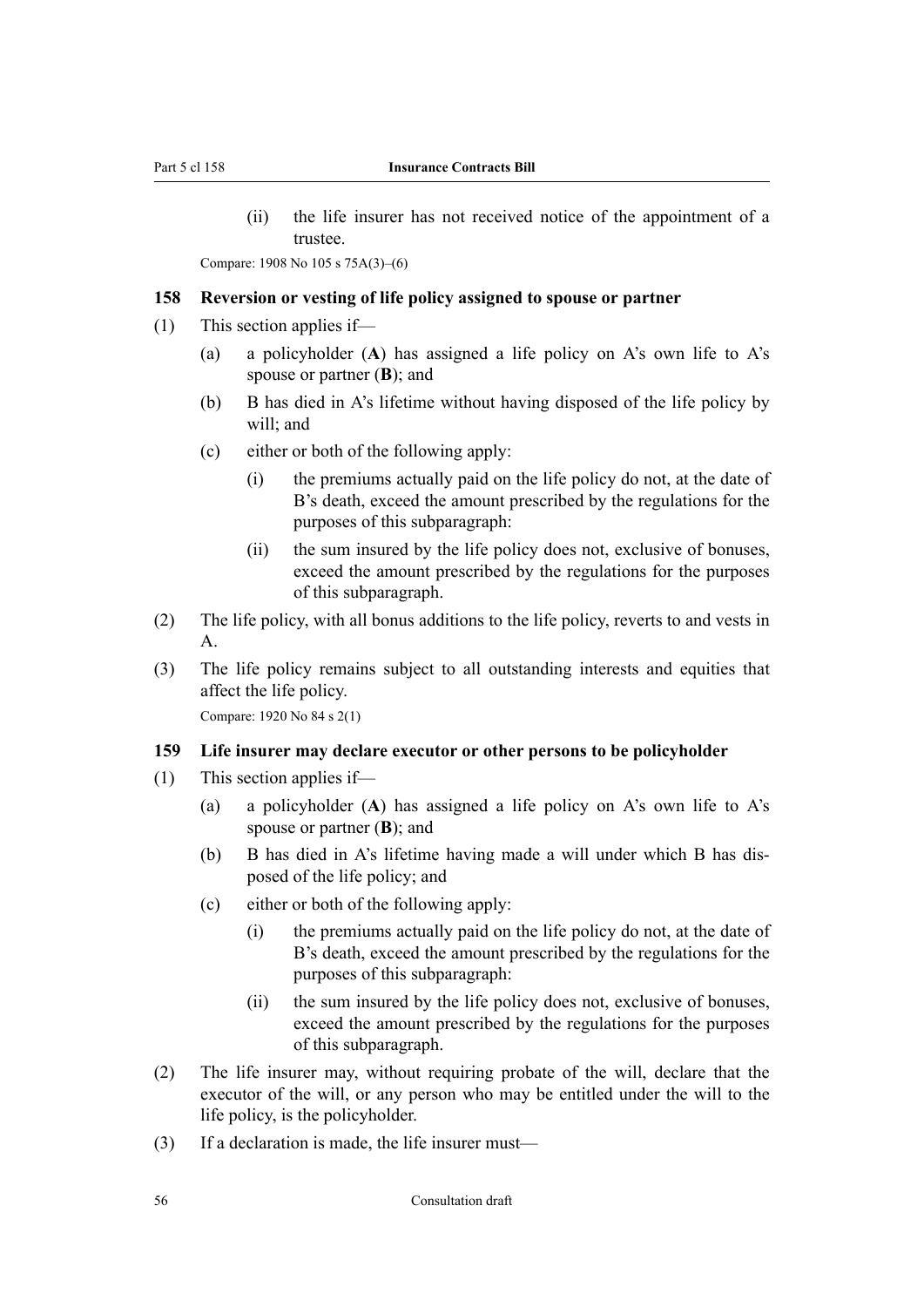(ii) the life insurer has not received notice of the appointment of a trustee.

Compare: 1908 No 105 s 75A(3)–(6)

### 158 Reversion or vesting of life policy assigned to spouse or partner

(1) This section applies if—

(a) a policyholder (**A**) has assigned a life policy on A's own life to A's spouse or partner (**B**); and

(b) B has died in A's lifetime without having disposed of the life policy by will; and

(c) either or both of the following apply:

(i) the premiums actually paid on the life policy do not, at the date of B's death, exceed the amount prescribed by the regulations for the purposes of this subparagraph:

(ii) the sum insured by the life policy does not, exclusive of bonuses, exceed the amount prescribed by the regulations for the purposes of this subparagraph.

(2) The life policy, with all bonus additions to the life policy, reverts to and vests in A.

(3) The life policy remains subject to all outstanding interests and equities that affect the life policy.

Compare: 1920 No 84 s 2(1)

### 159 Life insurer may declare executor or other persons to be policyholder

(1) This section applies if—

(a) a policyholder (**A**) has assigned a life policy on A's own life to A's spouse or partner (**B**); and

(b) B has died in A's lifetime having made a will under which B has disposed of the life policy; and

(c) either or both of the following apply:

(i) the premiums actually paid on the life policy do not, at the date of B's death, exceed the amount prescribed by the regulations for the purposes of this subparagraph:

(ii) the sum insured by the life policy does not, exclusive of bonuses, exceed the amount prescribed by the regulations for the purposes of this subparagraph.

(2) The life insurer may, without requiring probate of the will, declare that the executor of the will, or any person who may be entitled under the will to the life policy, is the policyholder.

(3) If a declaration is made, the life insurer must—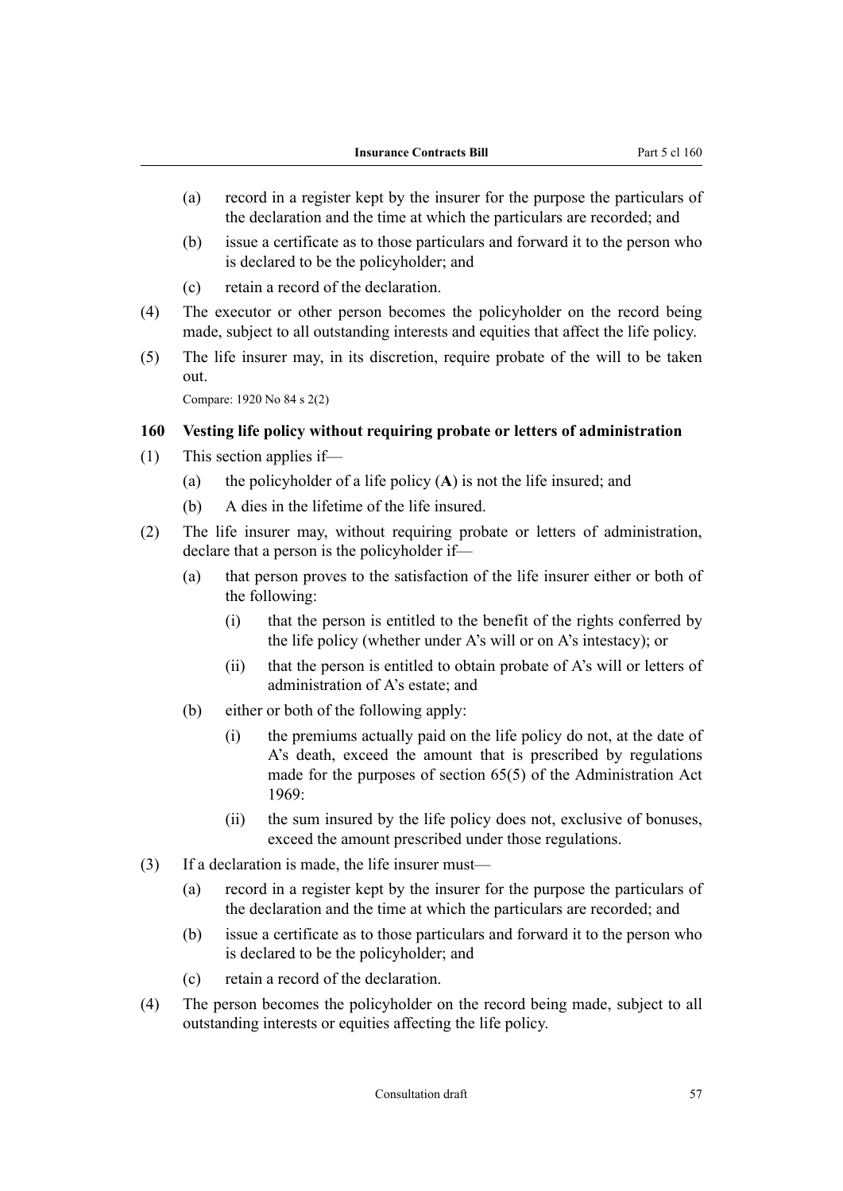(a) record in a register kept by the insurer for the purpose the particulars of the declaration and the time at which the particulars are recorded; and

(b) issue a certificate as to those particulars and forward it to the person who is declared to be the policyholder; and

(c) retain a record of the declaration.

(4) The executor or other person becomes the policyholder on the record being made, subject to all outstanding interests and equities that affect the life policy.

(5) The life insurer may, in its discretion, require probate of the will to be taken out.

Compare: 1920 No 84 s 2(2)

### 160 Vesting life policy without requiring probate or letters of administration

(1) This section applies if—

(a) the policyholder of a life policy (**A**) is not the life insured; and

(b) A dies in the lifetime of the life insured.

(2) The life insurer may, without requiring probate or letters of administration, declare that a person is the policyholder if—

(a) that person proves to the satisfaction of the life insurer either or both of the following:

(i) that the person is entitled to the benefit of the rights conferred by the life policy (whether under A's will or on A's intestacy); or

(ii) that the person is entitled to obtain probate of A's will or letters of administration of A's estate; and

(b) either or both of the following apply:

(i) the premiums actually paid on the life policy do not, at the date of A's death, exceed the amount that is prescribed by regulations made for the purposes of section 65(5) of the Administration Act 1969:

(ii) the sum insured by the life policy does not, exclusive of bonuses, exceed the amount prescribed under those regulations.

(3) If a declaration is made, the life insurer must—

(a) record in a register kept by the insurer for the purpose the particulars of the declaration and the time at which the particulars are recorded; and

(b) issue a certificate as to those particulars and forward it to the person who is declared to be the policyholder; and

(c) retain a record of the declaration.

(4) The person becomes the policyholder on the record being made, subject to all outstanding interests or equities affecting the life policy.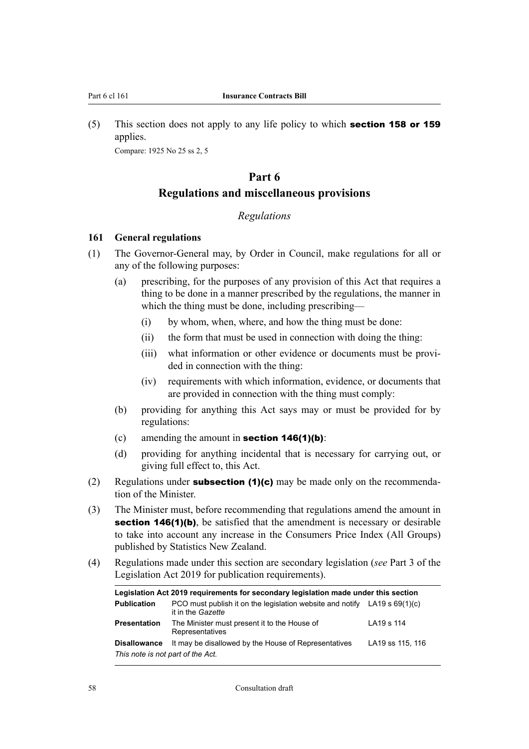(5) This section does not apply to any life policy to which **section 158 or 159** applies.

Compare: 1925 No 25 ss 2, 5

# Part 6
# Regulations and miscellaneous provisions

### *Regulations*

### 161 General regulations

(1) The Governor-General may, by Order in Council, make regulations for all or any of the following purposes:

  (a) prescribing, for the purposes of any provision of this Act that requires a thing to be done in a manner prescribed by the regulations, the manner in which the thing must be done, including prescribing—

    (i) by whom, when, where, and how the thing must be done:

    (ii) the form that must be used in connection with doing the thing:

    (iii) what information or other evidence or documents must be provided in connection with the thing:

    (iv) requirements with which information, evidence, or documents that are provided in connection with the thing must comply:

  (b) providing for anything this Act says may or must be provided for by regulations:

  (c) amending the amount in **section 146(1)(b)**:

  (d) providing for anything incidental that is necessary for carrying out, or giving full effect to, this Act.

(2) Regulations under **subsection (1)(c)** may be made only on the recommendation of the Minister.

(3) The Minister must, before recommending that regulations amend the amount in **section 146(1)(b)**, be satisfied that the amendment is necessary or desirable to take into account any increase in the Consumers Price Index (All Groups) published by Statistics New Zealand.

(4) Regulations made under this section are secondary legislation (*see* Part 3 of the Legislation Act 2019 for publication requirements).

| Legislation Act 2019 requirements for secondary legislation made under this section | | |
|---|---|---|
| **Publication** | PCO must publish it on the legislation website and notify it in the *Gazette* | LA19 s 69(1)(c) |
| **Presentation** | The Minister must present it to the House of Representatives | LA19 s 114 |
| **Disallowance** | It may be disallowed by the House of Representatives | LA19 ss 115, 116 |

*This note is not part of the Act.*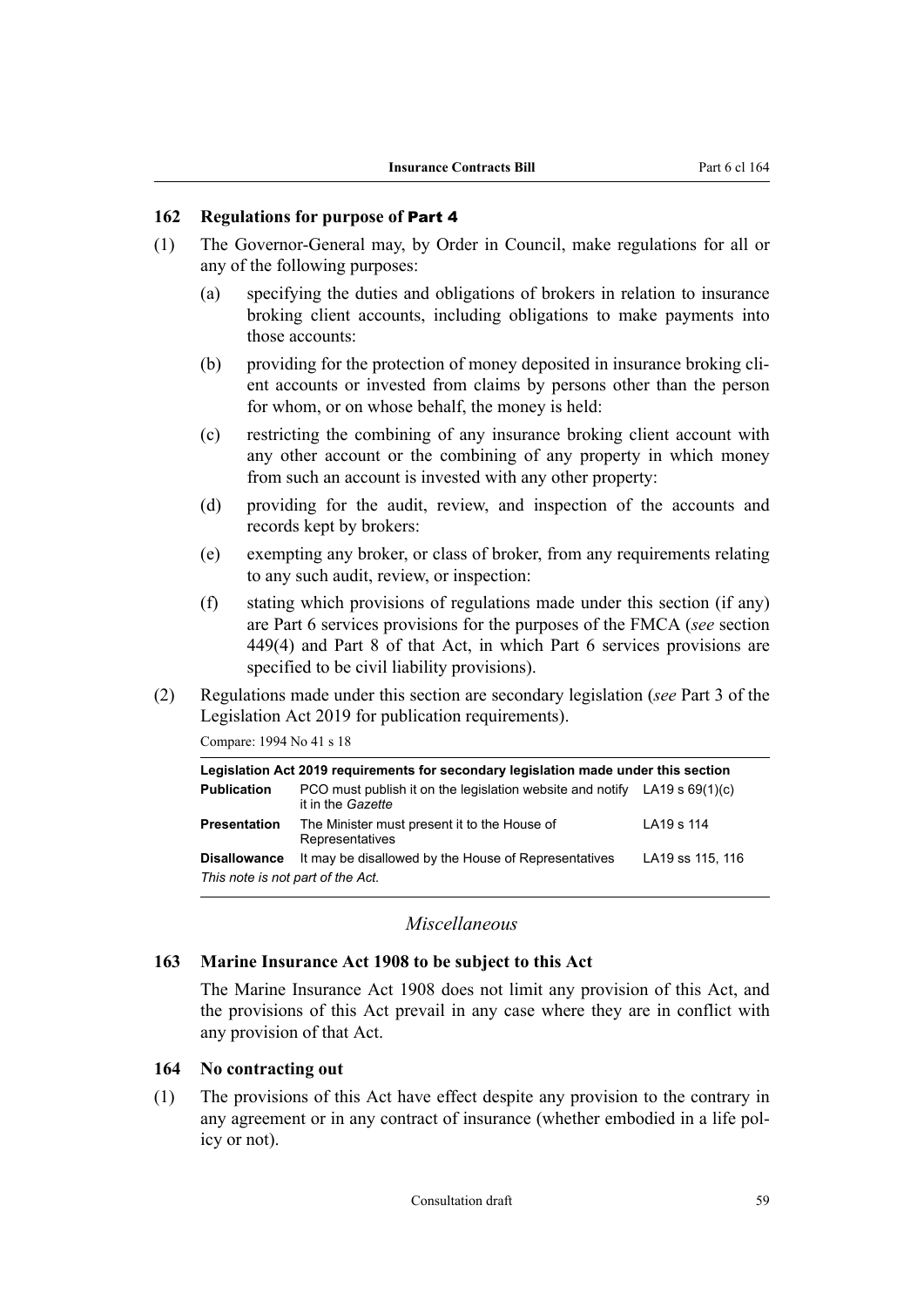### 162 Regulations for purpose of Part 4

(1) The Governor-General may, by Order in Council, make regulations for all or any of the following purposes:

   (a) specifying the duties and obligations of brokers in relation to insurance broking client accounts, including obligations to make payments into those accounts:

   (b) providing for the protection of money deposited in insurance broking client accounts or invested from claims by persons other than the person for whom, or on whose behalf, the money is held:

   (c) restricting the combining of any insurance broking client account with any other account or the combining of any property in which money from such an account is invested with any other property:

   (d) providing for the audit, review, and inspection of the accounts and records kept by brokers:

   (e) exempting any broker, or class of broker, from any requirements relating to any such audit, review, or inspection:

   (f) stating which provisions of regulations made under this section (if any) are Part 6 services provisions for the purposes of the FMCA (*see* section 449(4) and Part 8 of that Act, in which Part 6 services provisions are specified to be civil liability provisions).

(2) Regulations made under this section are secondary legislation (*see* Part 3 of the Legislation Act 2019 for publication requirements).

Compare: 1994 No 41 s 18

| Legislation Act 2019 requirements for secondary legislation made under this section | | |
|---|---|---|
| **Publication** | PCO must publish it on the legislation website and notify it in the *Gazette* | LA19 s 69(1)(c) |
| **Presentation** | The Minister must present it to the House of Representatives | LA19 s 114 |
| **Disallowance** | It may be disallowed by the House of Representatives | LA19 ss 115, 116 |

*This note is not part of the Act.*

## *Miscellaneous*

### 163 Marine Insurance Act 1908 to be subject to this Act

The Marine Insurance Act 1908 does not limit any provision of this Act, and the provisions of this Act prevail in any case where they are in conflict with any provision of that Act.

### 164 No contracting out

(1) The provisions of this Act have effect despite any provision to the contrary in any agreement or in any contract of insurance (whether embodied in a life policy or not).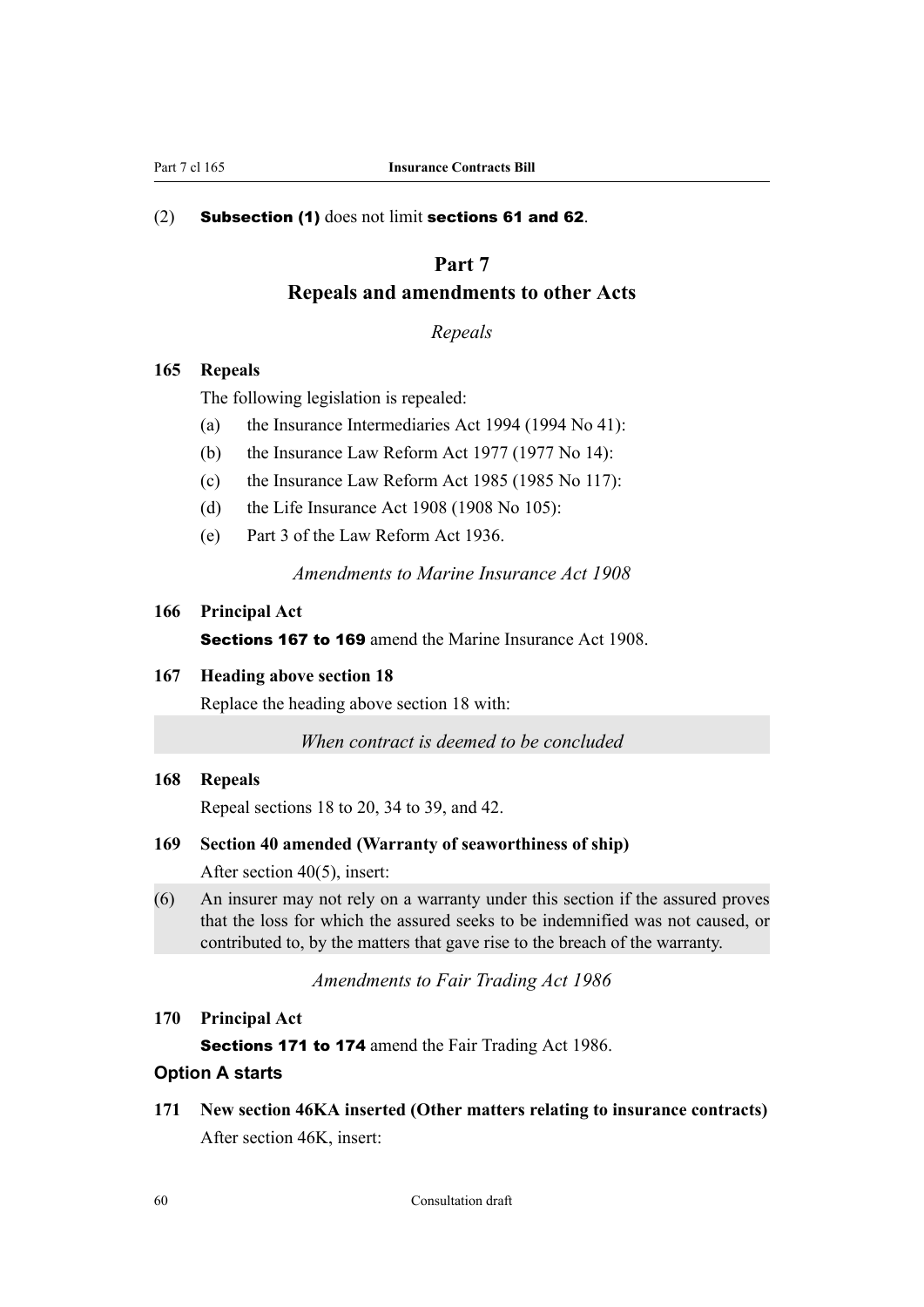(2) **Subsection (1)** does not limit **sections 61 and 62**.

# Part 7
# Repeals and amendments to other Acts

*Repeals*

### 165 Repeals

The following legislation is repealed:

(a) the Insurance Intermediaries Act 1994 (1994 No 41):

(b) the Insurance Law Reform Act 1977 (1977 No 14):

(c) the Insurance Law Reform Act 1985 (1985 No 117):

(d) the Life Insurance Act 1908 (1908 No 105):

(e) Part 3 of the Law Reform Act 1936.

*Amendments to Marine Insurance Act 1908*

### 166 Principal Act

**Sections 167 to 169** amend the Marine Insurance Act 1908.

### 167 Heading above section 18

Replace the heading above section 18 with:

*When contract is deemed to be concluded*

### 168 Repeals

Repeal sections 18 to 20, 34 to 39, and 42.

### 169 Section 40 amended (Warranty of seaworthiness of ship)

After section 40(5), insert:

(6) An insurer may not rely on a warranty under this section if the assured proves that the loss for which the assured seeks to be indemnified was not caused, or contributed to, by the matters that gave rise to the breach of the warranty.

*Amendments to Fair Trading Act 1986*

### 170 Principal Act

**Sections 171 to 174** amend the Fair Trading Act 1986.

**Option A starts**

### 171 New section 46KA inserted (Other matters relating to insurance contracts)

After section 46K, insert: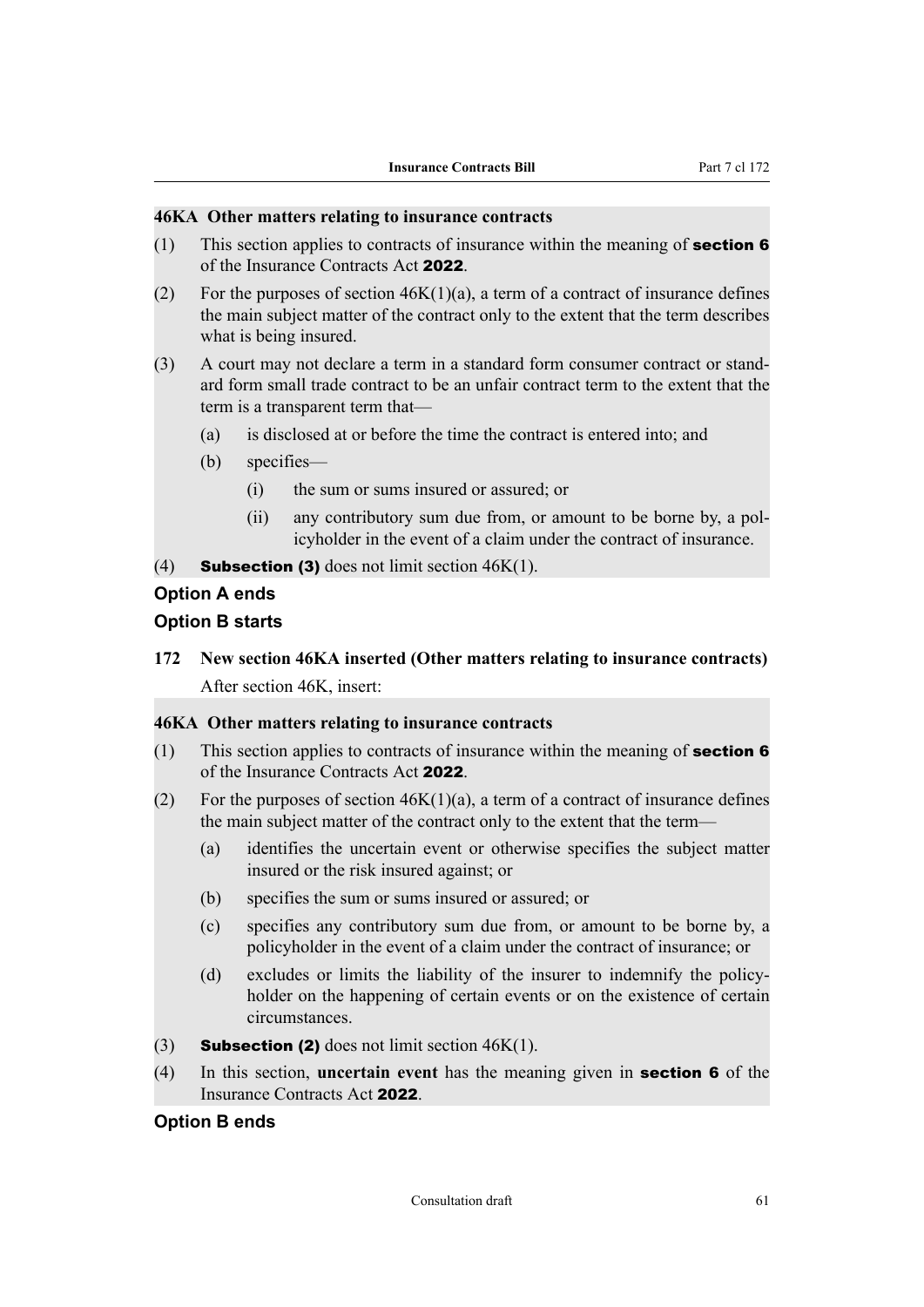#### 46KA Other matters relating to insurance contracts

(1) This section applies to contracts of insurance within the meaning of **section 6** of the Insurance Contracts Act **2022**.

(2) For the purposes of section 46K(1)(a), a term of a contract of insurance defines the main subject matter of the contract only to the extent that the term describes what is being insured.

(3) A court may not declare a term in a standard form consumer contract or standard form small trade contract to be an unfair contract term to the extent that the term is a transparent term that—

- (a) is disclosed at or before the time the contract is entered into; and
- (b) specifies—
  - (i) the sum or sums insured or assured; or
  - (ii) any contributory sum due from, or amount to be borne by, a policyholder in the event of a claim under the contract of insurance.

(4) **Subsection (3)** does not limit section 46K(1).

**Option A ends**

**Option B starts**

### 172 New section 46KA inserted (Other matters relating to insurance contracts)

After section 46K, insert:

#### 46KA Other matters relating to insurance contracts

(1) This section applies to contracts of insurance within the meaning of **section 6** of the Insurance Contracts Act **2022**.

(2) For the purposes of section 46K(1)(a), a term of a contract of insurance defines the main subject matter of the contract only to the extent that the term—

- (a) identifies the uncertain event or otherwise specifies the subject matter insured or the risk insured against; or
- (b) specifies the sum or sums insured or assured; or
- (c) specifies any contributory sum due from, or amount to be borne by, a policyholder in the event of a claim under the contract of insurance; or
- (d) excludes or limits the liability of the insurer to indemnify the policyholder on the happening of certain events or on the existence of certain circumstances.

(3) **Subsection (2)** does not limit section 46K(1).

(4) In this section, **uncertain event** has the meaning given in **section 6** of the Insurance Contracts Act **2022**.

**Option B ends**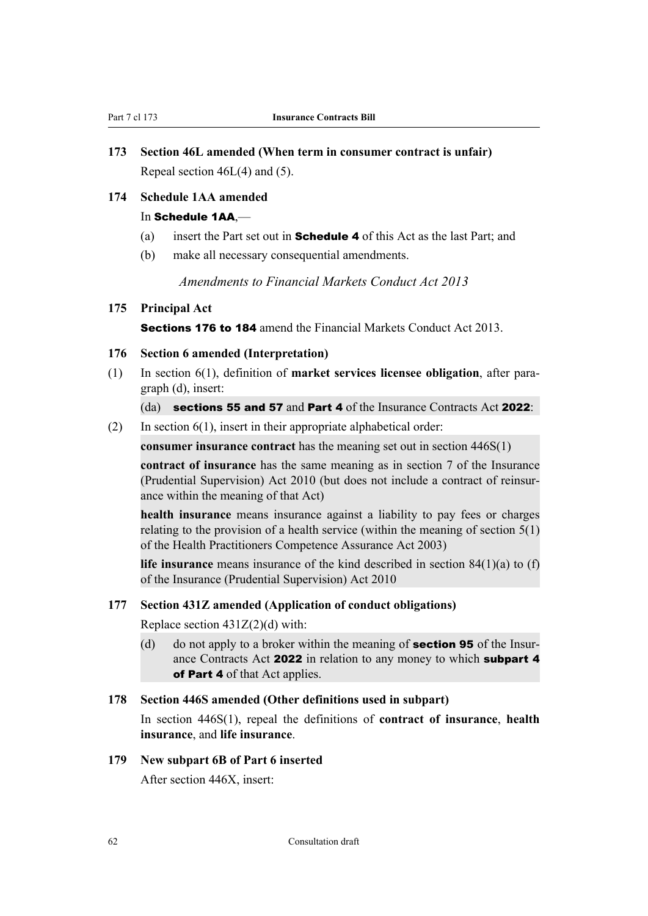**173 Section 46L amended (When term in consumer contract is unfair)**

Repeal section 46L(4) and (5).

**174 Schedule 1AA amended**

In **Schedule 1AA**,—

(a) insert the Part set out in **Schedule 4** of this Act as the last Part; and

(b) make all necessary consequential amendments.

*Amendments to Financial Markets Conduct Act 2013*

**175 Principal Act**

**Sections 176 to 184** amend the Financial Markets Conduct Act 2013.

**176 Section 6 amended (Interpretation)**

(1) In section 6(1), definition of **market services licensee obligation**, after paragraph (d), insert:

(da) **sections 55 and 57** and **Part 4** of the Insurance Contracts Act **2022**:

(2) In section 6(1), insert in their appropriate alphabetical order:

**consumer insurance contract** has the meaning set out in section 446S(1)

**contract of insurance** has the same meaning as in section 7 of the Insurance (Prudential Supervision) Act 2010 (but does not include a contract of reinsurance within the meaning of that Act)

**health insurance** means insurance against a liability to pay fees or charges relating to the provision of a health service (within the meaning of section 5(1) of the Health Practitioners Competence Assurance Act 2003)

**life insurance** means insurance of the kind described in section 84(1)(a) to (f) of the Insurance (Prudential Supervision) Act 2010

**177 Section 431Z amended (Application of conduct obligations)**

Replace section 431Z(2)(d) with:

(d) do not apply to a broker within the meaning of **section 95** of the Insurance Contracts Act **2022** in relation to any money to which **subpart 4 of Part 4** of that Act applies.

**178 Section 446S amended (Other definitions used in subpart)**

In section 446S(1), repeal the definitions of **contract of insurance**, **health insurance**, and **life insurance**.

**179 New subpart 6B of Part 6 inserted**

After section 446X, insert: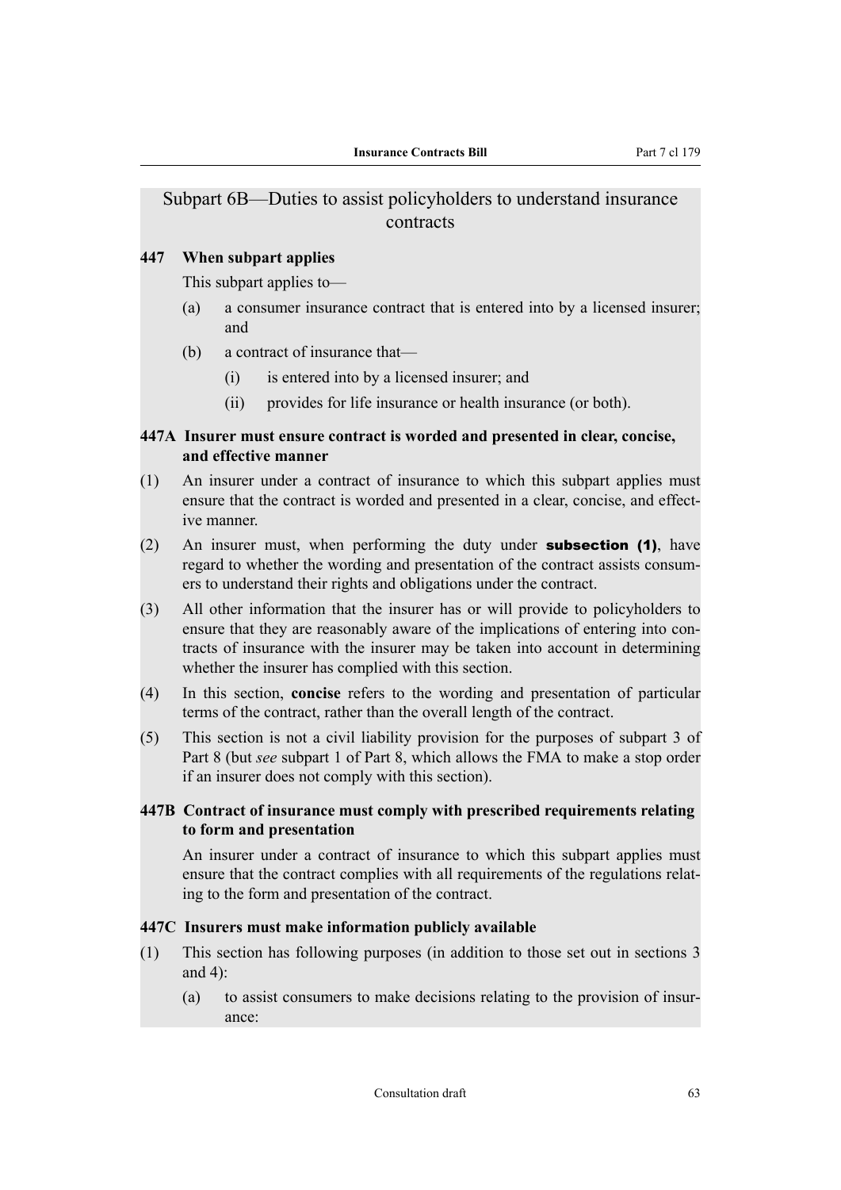## Subpart 6B—Duties to assist policyholders to understand insurance contracts

### 447 When subpart applies

This subpart applies to—

(a) a consumer insurance contract that is entered into by a licensed insurer; and

(b) a contract of insurance that—

  (i) is entered into by a licensed insurer; and

  (ii) provides for life insurance or health insurance (or both).

### 447A Insurer must ensure contract is worded and presented in clear, concise, and effective manner

(1) An insurer under a contract of insurance to which this subpart applies must ensure that the contract is worded and presented in a clear, concise, and effective manner.

(2) An insurer must, when performing the duty under **subsection (1)**, have regard to whether the wording and presentation of the contract assists consumers to understand their rights and obligations under the contract.

(3) All other information that the insurer has or will provide to policyholders to ensure that they are reasonably aware of the implications of entering into contracts of insurance with the insurer may be taken into account in determining whether the insurer has complied with this section.

(4) In this section, **concise** refers to the wording and presentation of particular terms of the contract, rather than the overall length of the contract.

(5) This section is not a civil liability provision for the purposes of subpart 3 of Part 8 (but *see* subpart 1 of Part 8, which allows the FMA to make a stop order if an insurer does not comply with this section).

### 447B Contract of insurance must comply with prescribed requirements relating to form and presentation

An insurer under a contract of insurance to which this subpart applies must ensure that the contract complies with all requirements of the regulations relating to the form and presentation of the contract.

### 447C Insurers must make information publicly available

(1) This section has following purposes (in addition to those set out in sections 3 and 4):

(a) to assist consumers to make decisions relating to the provision of insurance: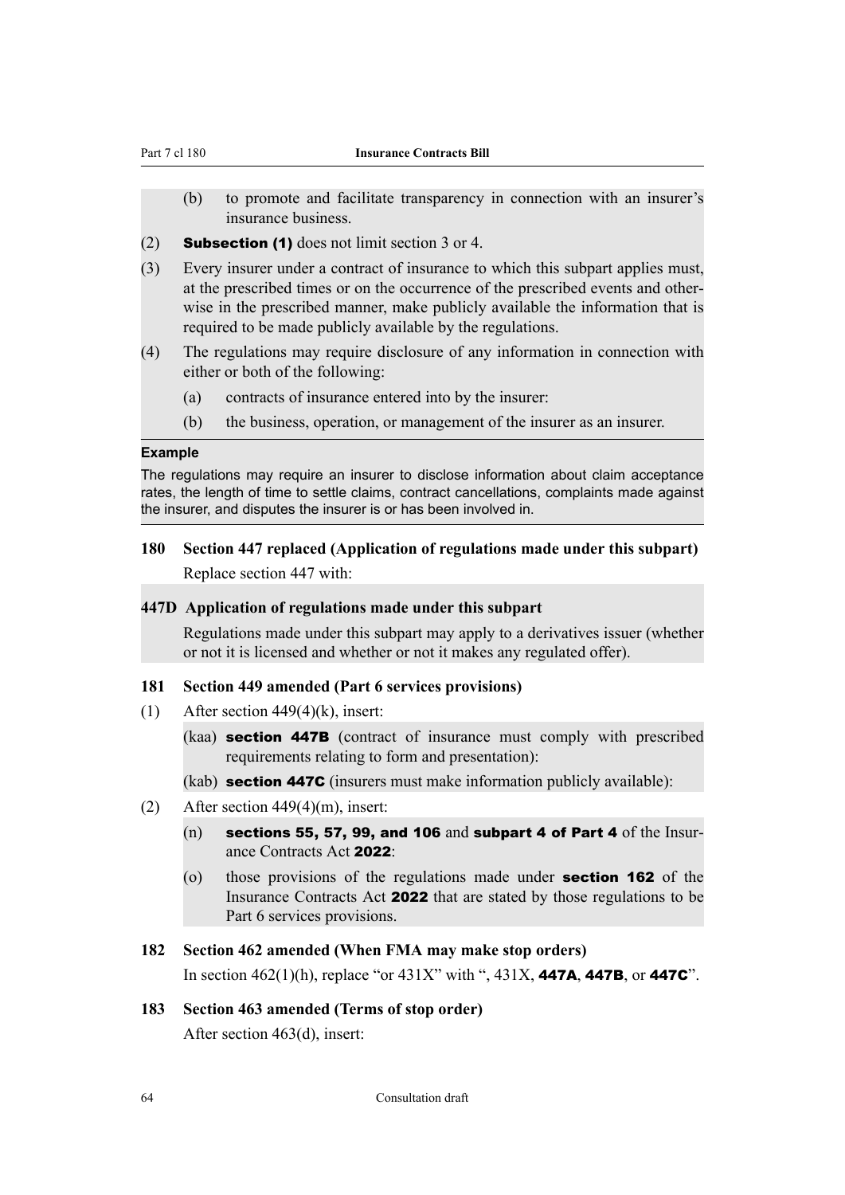(b) to promote and facilitate transparency in connection with an insurer's insurance business.

(2) **Subsection (1)** does not limit section 3 or 4.

(3) Every insurer under a contract of insurance to which this subpart applies must, at the prescribed times or on the occurrence of the prescribed events and otherwise in the prescribed manner, make publicly available the information that is required to be made publicly available by the regulations.

(4) The regulations may require disclosure of any information in connection with either or both of the following:

(a) contracts of insurance entered into by the insurer:

(b) the business, operation, or management of the insurer as an insurer.

**Example**

The regulations may require an insurer to disclose information about claim acceptance rates, the length of time to settle claims, contract cancellations, complaints made against the insurer, and disputes the insurer is or has been involved in.

### 180 Section 447 replaced (Application of regulations made under this subpart)

Replace section 447 with:

#### 447D Application of regulations made under this subpart

Regulations made under this subpart may apply to a derivatives issuer (whether or not it is licensed and whether or not it makes any regulated offer).

### 181 Section 449 amended (Part 6 services provisions)

(1) After section 449(4)(k), insert:

(kaa) **section 447B** (contract of insurance must comply with prescribed requirements relating to form and presentation):

(kab) **section 447C** (insurers must make information publicly available):

(2) After section 449(4)(m), insert:

(n) **sections 55, 57, 99, and 106** and **subpart 4 of Part 4** of the Insurance Contracts Act **2022**:

(o) those provisions of the regulations made under **section 162** of the Insurance Contracts Act **2022** that are stated by those regulations to be Part 6 services provisions.

### 182 Section 462 amended (When FMA may make stop orders)

In section 462(1)(h), replace "or 431X" with ", 431X, **447A**, **447B**, or **447C**".

### 183 Section 463 amended (Terms of stop order)

After section 463(d), insert: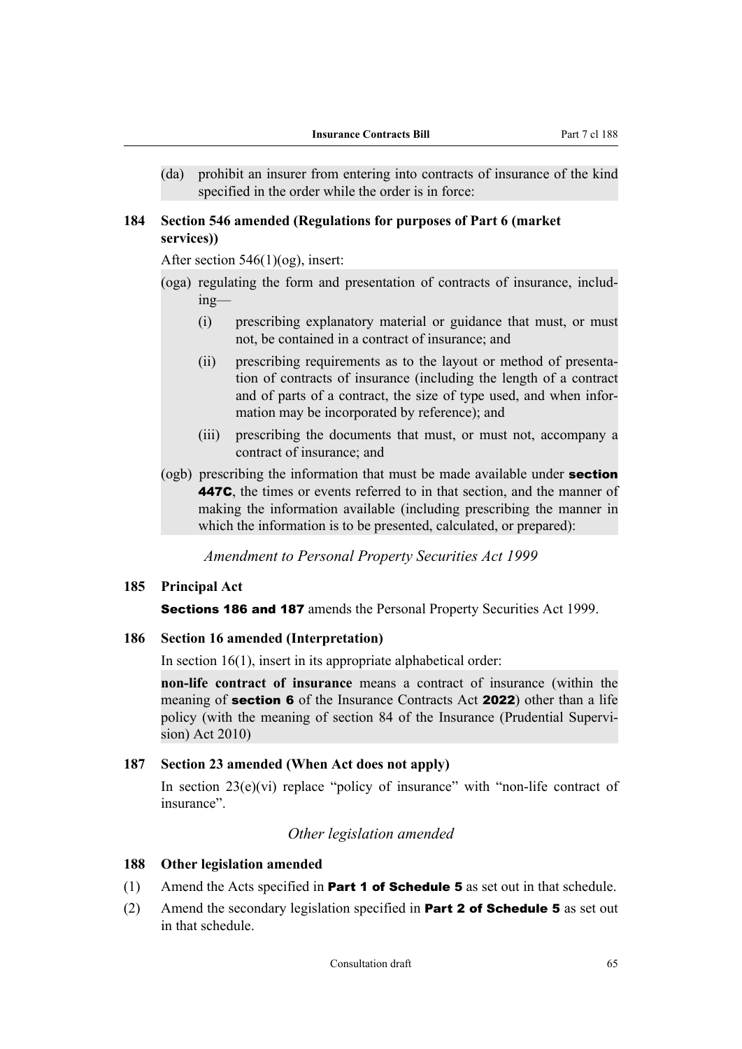(da) prohibit an insurer from entering into contracts of insurance of the kind specified in the order while the order is in force:

### 184 Section 546 amended (Regulations for purposes of Part 6 (market services))

After section 546(1)(og), insert:

(oga) regulating the form and presentation of contracts of insurance, including—

- (i) prescribing explanatory material or guidance that must, or must not, be contained in a contract of insurance; and
- (ii) prescribing requirements as to the layout or method of presentation of contracts of insurance (including the length of a contract and of parts of a contract, the size of type used, and when information may be incorporated by reference); and
- (iii) prescribing the documents that must, or must not, accompany a contract of insurance; and

(ogb) prescribing the information that must be made available under **section 447C**, the times or events referred to in that section, and the manner of making the information available (including prescribing the manner in which the information is to be presented, calculated, or prepared):

*Amendment to Personal Property Securities Act 1999*

### 185 Principal Act

**Sections 186 and 187** amends the Personal Property Securities Act 1999.

### 186 Section 16 amended (Interpretation)

In section 16(1), insert in its appropriate alphabetical order:

**non-life contract of insurance** means a contract of insurance (within the meaning of **section 6** of the Insurance Contracts Act **2022**) other than a life policy (with the meaning of section 84 of the Insurance (Prudential Supervision) Act 2010)

### 187 Section 23 amended (When Act does not apply)

In section 23(e)(vi) replace "policy of insurance" with "non-life contract of insurance".

*Other legislation amended*

### 188 Other legislation amended

(1) Amend the Acts specified in **Part 1 of Schedule 5** as set out in that schedule.

(2) Amend the secondary legislation specified in **Part 2 of Schedule 5** as set out in that schedule.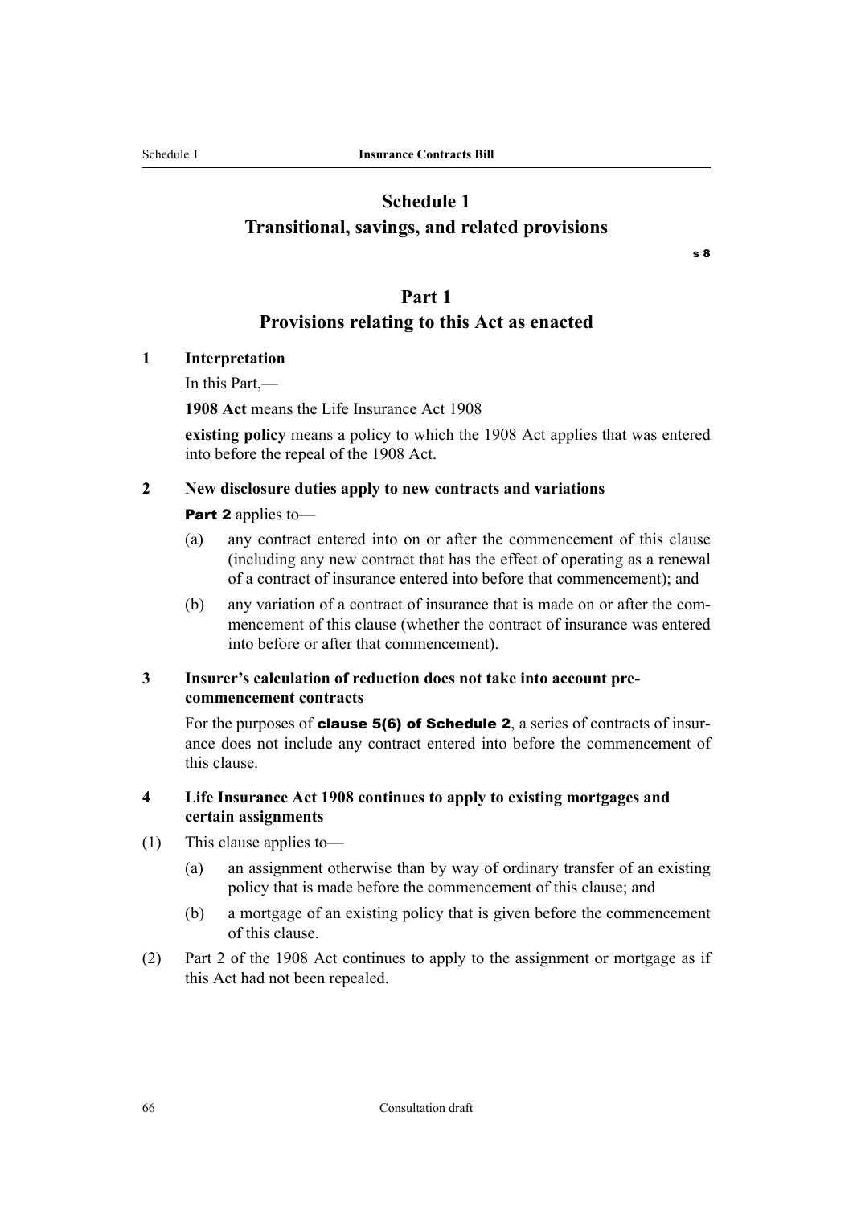# Schedule 1
# Transitional, savings, and related provisions

s 8

## Part 1
## Provisions relating to this Act as enacted

**1 Interpretation**

In this Part,—

**1908 Act** means the Life Insurance Act 1908

**existing policy** means a policy to which the 1908 Act applies that was entered into before the repeal of the 1908 Act.

**2 New disclosure duties apply to new contracts and variations**

**Part 2** applies to—

(a) any contract entered into on or after the commencement of this clause (including any new contract that has the effect of operating as a renewal of a contract of insurance entered into before that commencement); and

(b) any variation of a contract of insurance that is made on or after the commencement of this clause (whether the contract of insurance was entered into before or after that commencement).

**3 Insurer's calculation of reduction does not take into account pre-commencement contracts**

For the purposes of **clause 5(6) of Schedule 2**, a series of contracts of insurance does not include any contract entered into before the commencement of this clause.

**4 Life Insurance Act 1908 continues to apply to existing mortgages and certain assignments**

(1) This clause applies to—

(a) an assignment otherwise than by way of ordinary transfer of an existing policy that is made before the commencement of this clause; and

(b) a mortgage of an existing policy that is given before the commencement of this clause.

(2) Part 2 of the 1908 Act continues to apply to the assignment or mortgage as if this Act had not been repealed.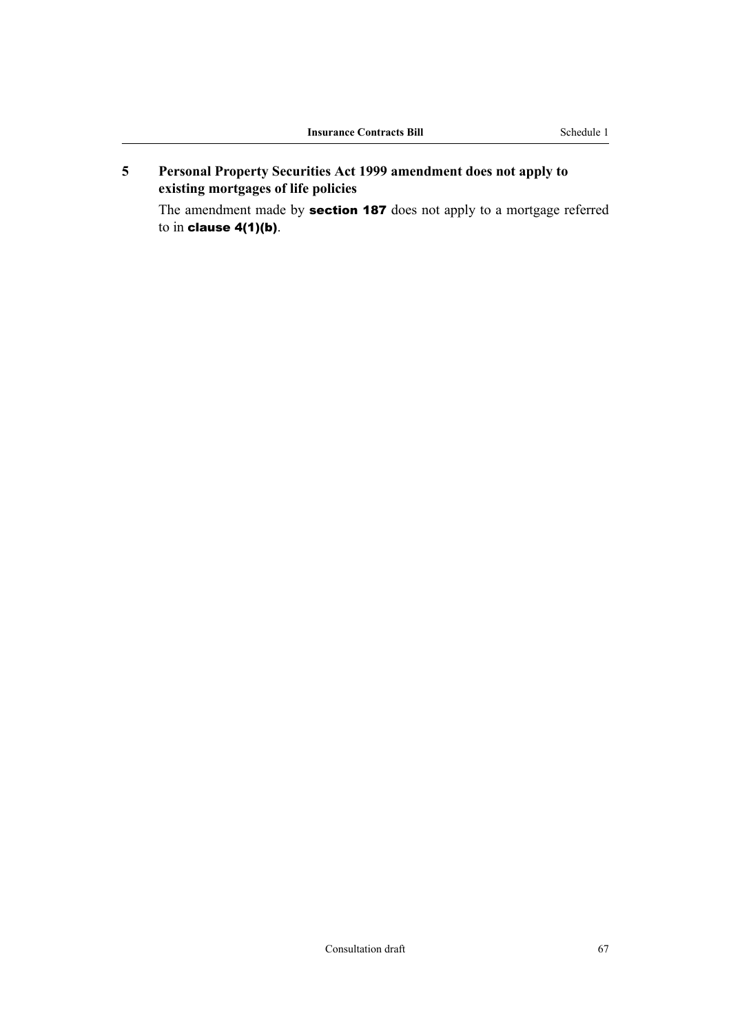## 5 Personal Property Securities Act 1999 amendment does not apply to existing mortgages of life policies

The amendment made by **section 187** does not apply to a mortgage referred to in **clause 4(1)(b)**.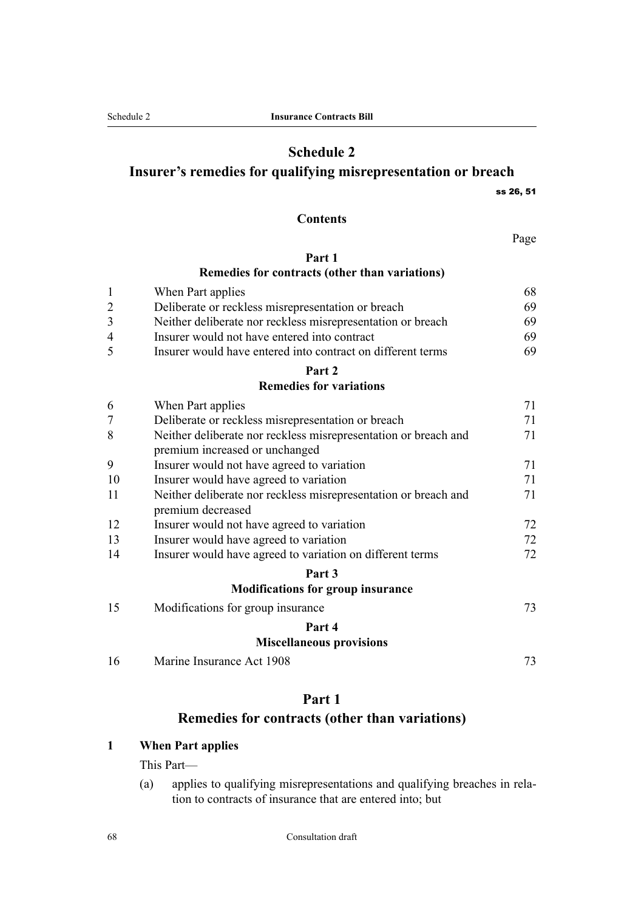# Schedule 2
## Insurer's remedies for qualifying misrepresentation or breach

ss 26, 51

### Contents

| | | Page |
|---|---|---|
| | **Part 1** **Remedies for contracts (other than variations)** | |
| 1 | When Part applies | 68 |
| 2 | Deliberate or reckless misrepresentation or breach | 69 |
| 3 | Neither deliberate nor reckless misrepresentation or breach | 69 |
| 4 | Insurer would not have entered into contract | 69 |
| 5 | Insurer would have entered into contract on different terms | 69 |
| | **Part 2** **Remedies for variations** | |
| 6 | When Part applies | 71 |
| 7 | Deliberate or reckless misrepresentation or breach | 71 |
| 8 | Neither deliberate nor reckless misrepresentation or breach and premium increased or unchanged | 71 |
| 9 | Insurer would not have agreed to variation | 71 |
| 10 | Insurer would have agreed to variation | 71 |
| 11 | Neither deliberate nor reckless misrepresentation or breach and premium decreased | 71 |
| 12 | Insurer would not have agreed to variation | 72 |
| 13 | Insurer would have agreed to variation | 72 |
| 14 | Insurer would have agreed to variation on different terms | 72 |
| | **Part 3** **Modifications for group insurance** | |
| 15 | Modifications for group insurance | 73 |
| | **Part 4** **Miscellaneous provisions** | |
| 16 | Marine Insurance Act 1908 | 73 |

## Part 1
## Remedies for contracts (other than variations)

### 1 When Part applies

This Part—

(a) applies to qualifying misrepresentations and qualifying breaches in relation to contracts of insurance that are entered into; but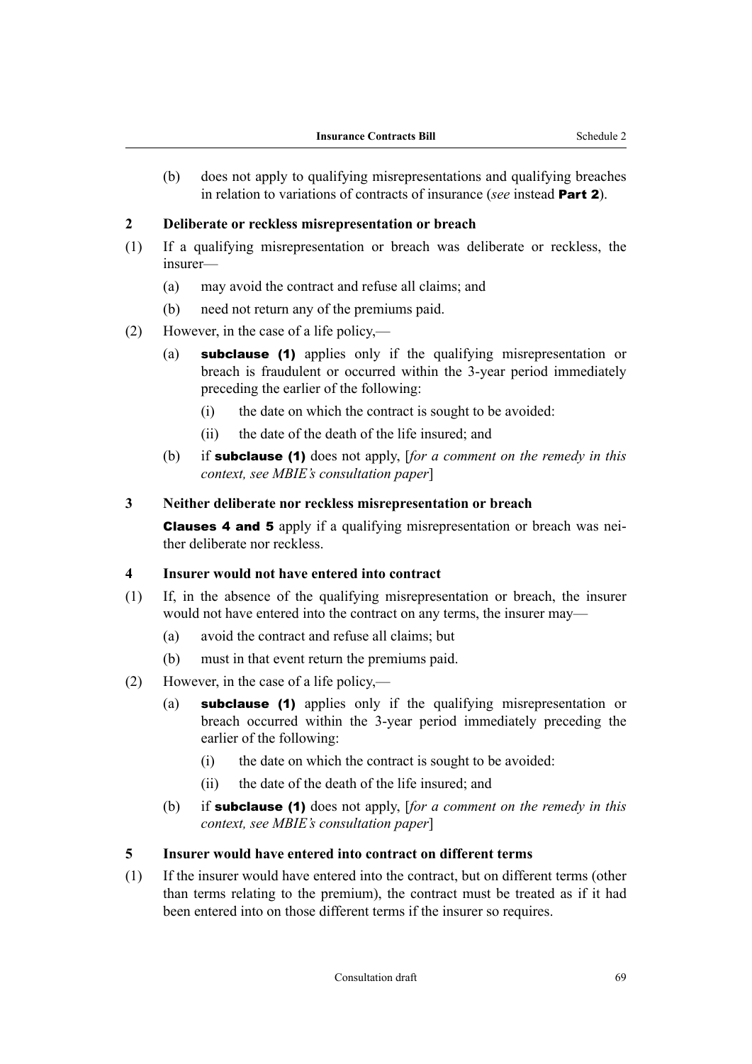(b) does not apply to qualifying misrepresentations and qualifying breaches in relation to variations of contracts of insurance (*see* instead **Part 2**).

### 2 Deliberate or reckless misrepresentation or breach

(1) If a qualifying misrepresentation or breach was deliberate or reckless, the insurer—

(a) may avoid the contract and refuse all claims; and

(b) need not return any of the premiums paid.

(2) However, in the case of a life policy,—

(a) **subclause (1)** applies only if the qualifying misrepresentation or breach is fraudulent or occurred within the 3-year period immediately preceding the earlier of the following:

(i) the date on which the contract is sought to be avoided:

(ii) the date of the death of the life insured; and

(b) if **subclause (1)** does not apply, [*for a comment on the remedy in this context, see MBIE's consultation paper*]

### 3 Neither deliberate nor reckless misrepresentation or breach

**Clauses 4 and 5** apply if a qualifying misrepresentation or breach was neither deliberate nor reckless.

### 4 Insurer would not have entered into contract

(1) If, in the absence of the qualifying misrepresentation or breach, the insurer would not have entered into the contract on any terms, the insurer may—

(a) avoid the contract and refuse all claims; but

(b) must in that event return the premiums paid.

(2) However, in the case of a life policy,—

(a) **subclause (1)** applies only if the qualifying misrepresentation or breach occurred within the 3-year period immediately preceding the earlier of the following:

(i) the date on which the contract is sought to be avoided:

(ii) the date of the death of the life insured; and

(b) if **subclause (1)** does not apply, [*for a comment on the remedy in this context, see MBIE's consultation paper*]

### 5 Insurer would have entered into contract on different terms

(1) If the insurer would have entered into the contract, but on different terms (other than terms relating to the premium), the contract must be treated as if it had been entered into on those different terms if the insurer so requires.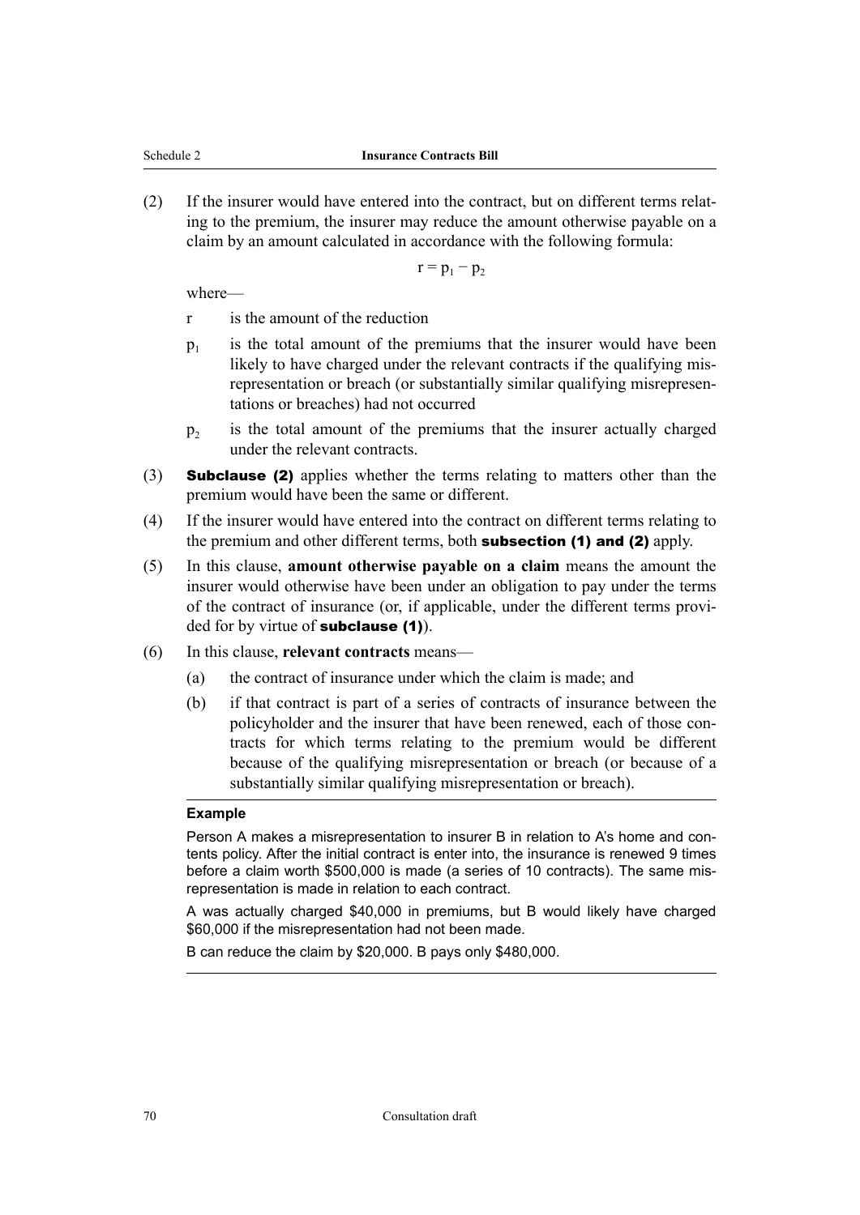(2) If the insurer would have entered into the contract, but on different terms relating to the premium, the insurer may reduce the amount otherwise payable on a claim by an amount calculated in accordance with the following formula:

$$r = p_1 - p_2$$

where—

- r is the amount of the reduction
- $p_1$ is the total amount of the premiums that the insurer would have been likely to have charged under the relevant contracts if the qualifying misrepresentation or breach (or substantially similar qualifying misrepresentations or breaches) had not occurred
- $p_2$ is the total amount of the premiums that the insurer actually charged under the relevant contracts.

(3) **Subclause (2)** applies whether the terms relating to matters other than the premium would have been the same or different.

(4) If the insurer would have entered into the contract on different terms relating to the premium and other different terms, both **subsection (1) and (2)** apply.

(5) In this clause, **amount otherwise payable on a claim** means the amount the insurer would otherwise have been under an obligation to pay under the terms of the contract of insurance (or, if applicable, under the different terms provided for by virtue of **subclause (1)**).

(6) In this clause, **relevant contracts** means—

(a) the contract of insurance under which the claim is made; and

(b) if that contract is part of a series of contracts of insurance between the policyholder and the insurer that have been renewed, each of those contracts for which terms relating to the premium would be different because of the qualifying misrepresentation or breach (or because of a substantially similar qualifying misrepresentation or breach).

**Example**

Person A makes a misrepresentation to insurer B in relation to A's home and contents policy. After the initial contract is enter into, the insurance is renewed 9 times before a claim worth $500,000 is made (a series of 10 contracts). The same misrepresentation is made in relation to each contract.

A was actually charged $40,000 in premiums, but B would likely have charged $60,000 if the misrepresentation had not been made.

B can reduce the claim by $20,000. B pays only $480,000.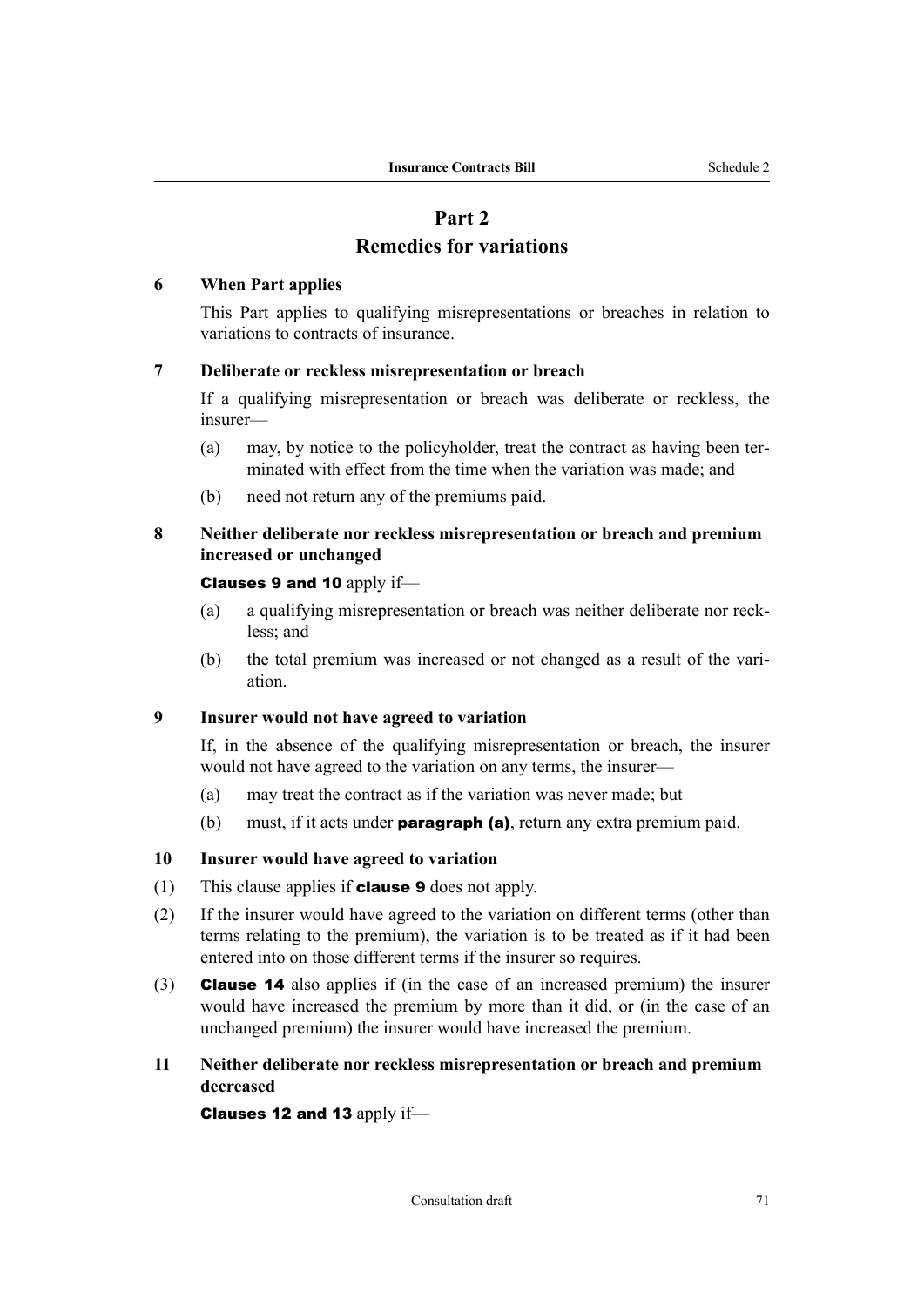## Part 2
## Remedies for variations

### 6 When Part applies

This Part applies to qualifying misrepresentations or breaches in relation to variations to contracts of insurance.

### 7 Deliberate or reckless misrepresentation or breach

If a qualifying misrepresentation or breach was deliberate or reckless, the insurer—

(a) may, by notice to the policyholder, treat the contract as having been terminated with effect from the time when the variation was made; and

(b) need not return any of the premiums paid.

### 8 Neither deliberate nor reckless misrepresentation or breach and premium increased or unchanged

**Clauses 9 and 10** apply if—

(a) a qualifying misrepresentation or breach was neither deliberate nor reckless; and

(b) the total premium was increased or not changed as a result of the variation.

### 9 Insurer would not have agreed to variation

If, in the absence of the qualifying misrepresentation or breach, the insurer would not have agreed to the variation on any terms, the insurer—

(a) may treat the contract as if the variation was never made; but

(b) must, if it acts under **paragraph (a)**, return any extra premium paid.

### 10 Insurer would have agreed to variation

(1) This clause applies if **clause 9** does not apply.

(2) If the insurer would have agreed to the variation on different terms (other than terms relating to the premium), the variation is to be treated as if it had been entered into on those different terms if the insurer so requires.

(3) **Clause 14** also applies if (in the case of an increased premium) the insurer would have increased the premium by more than it did, or (in the case of an unchanged premium) the insurer would have increased the premium.

### 11 Neither deliberate nor reckless misrepresentation or breach and premium decreased

**Clauses 12 and 13** apply if—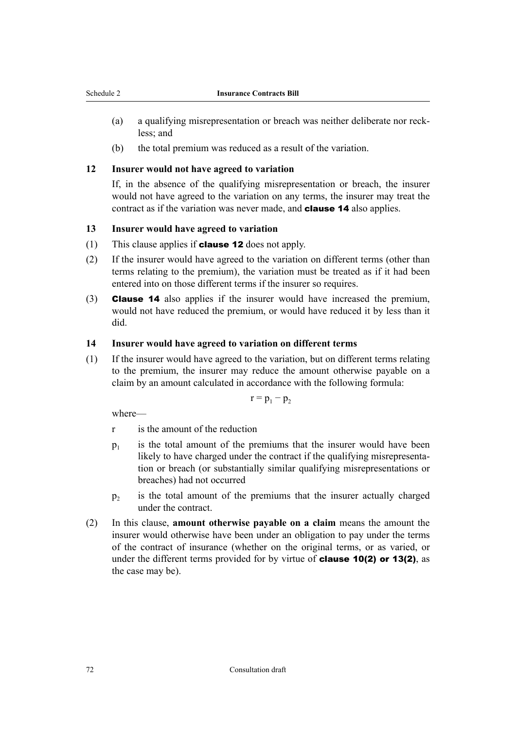(a) a qualifying misrepresentation or breach was neither deliberate nor reckless; and

(b) the total premium was reduced as a result of the variation.

### 12 Insurer would not have agreed to variation

If, in the absence of the qualifying misrepresentation or breach, the insurer would not have agreed to the variation on any terms, the insurer may treat the contract as if the variation was never made, and **clause 14** also applies.

### 13 Insurer would have agreed to variation

(1) This clause applies if **clause 12** does not apply.

(2) If the insurer would have agreed to the variation on different terms (other than terms relating to the premium), the variation must be treated as if it had been entered into on those different terms if the insurer so requires.

(3) **Clause 14** also applies if the insurer would have increased the premium, would not have reduced the premium, or would have reduced it by less than it did.

### 14 Insurer would have agreed to variation on different terms

(1) If the insurer would have agreed to the variation, but on different terms relating to the premium, the insurer may reduce the amount otherwise payable on a claim by an amount calculated in accordance with the following formula:

$$r = p_1 - p_2$$

where—

$r$ is the amount of the reduction

$p_1$ is the total amount of the premiums that the insurer would have been likely to have charged under the contract if the qualifying misrepresentation or breach (or substantially similar qualifying misrepresentations or breaches) had not occurred

$p_2$ is the total amount of the premiums that the insurer actually charged under the contract.

(2) In this clause, **amount otherwise payable on a claim** means the amount the insurer would otherwise have been under an obligation to pay under the terms of the contract of insurance (whether on the original terms, or as varied, or under the different terms provided for by virtue of **clause 10(2) or 13(2)**, as the case may be).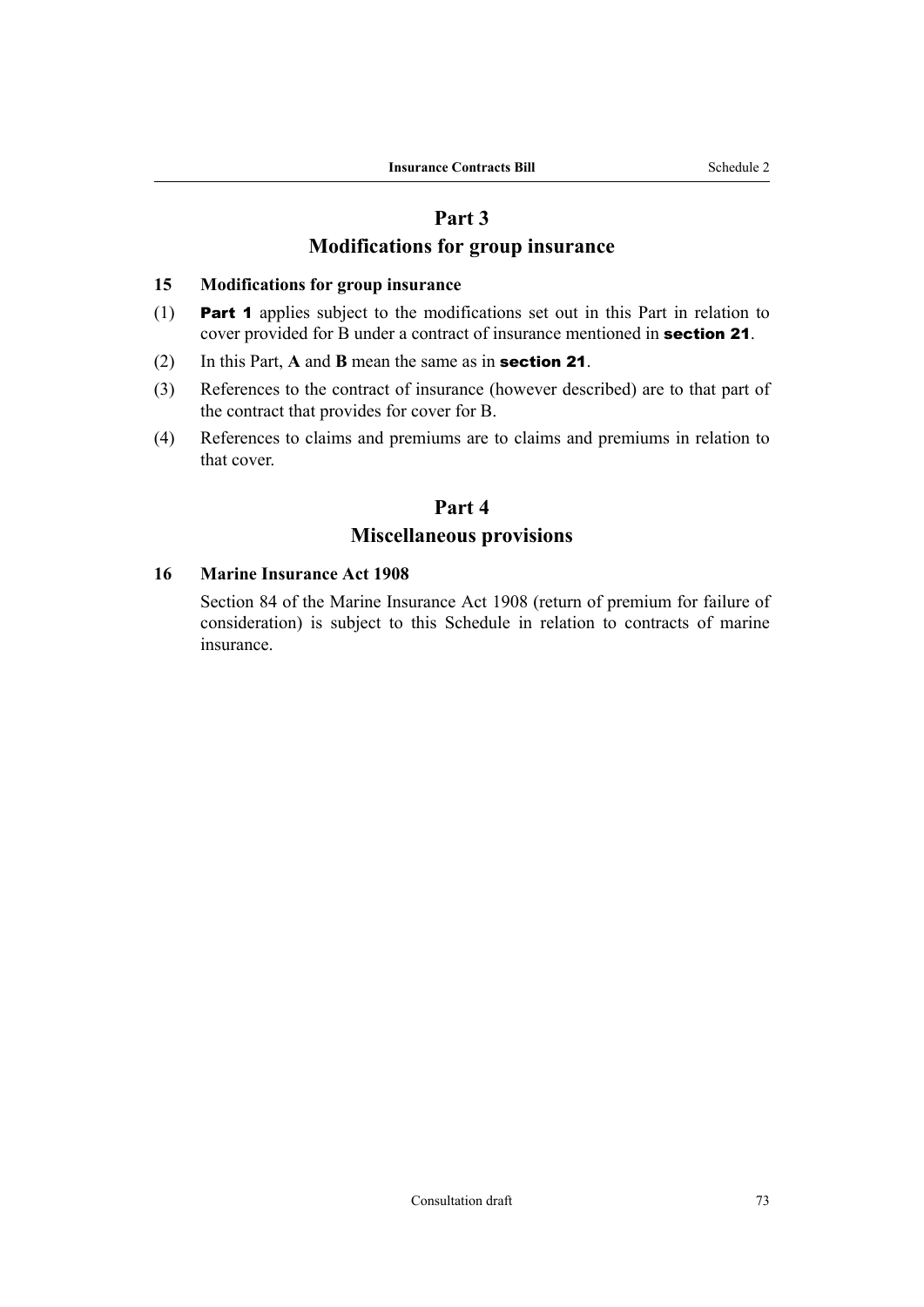## Part 3
## Modifications for group insurance

### 15 Modifications for group insurance

(1) **Part 1** applies subject to the modifications set out in this Part in relation to cover provided for B under a contract of insurance mentioned in **section 21**.

(2) In this Part, **A** and **B** mean the same as in **section 21**.

(3) References to the contract of insurance (however described) are to that part of the contract that provides for cover for B.

(4) References to claims and premiums are to claims and premiums in relation to that cover.

## Part 4
## Miscellaneous provisions

### 16 Marine Insurance Act 1908

Section 84 of the Marine Insurance Act 1908 (return of premium for failure of consideration) is subject to this Schedule in relation to contracts of marine insurance.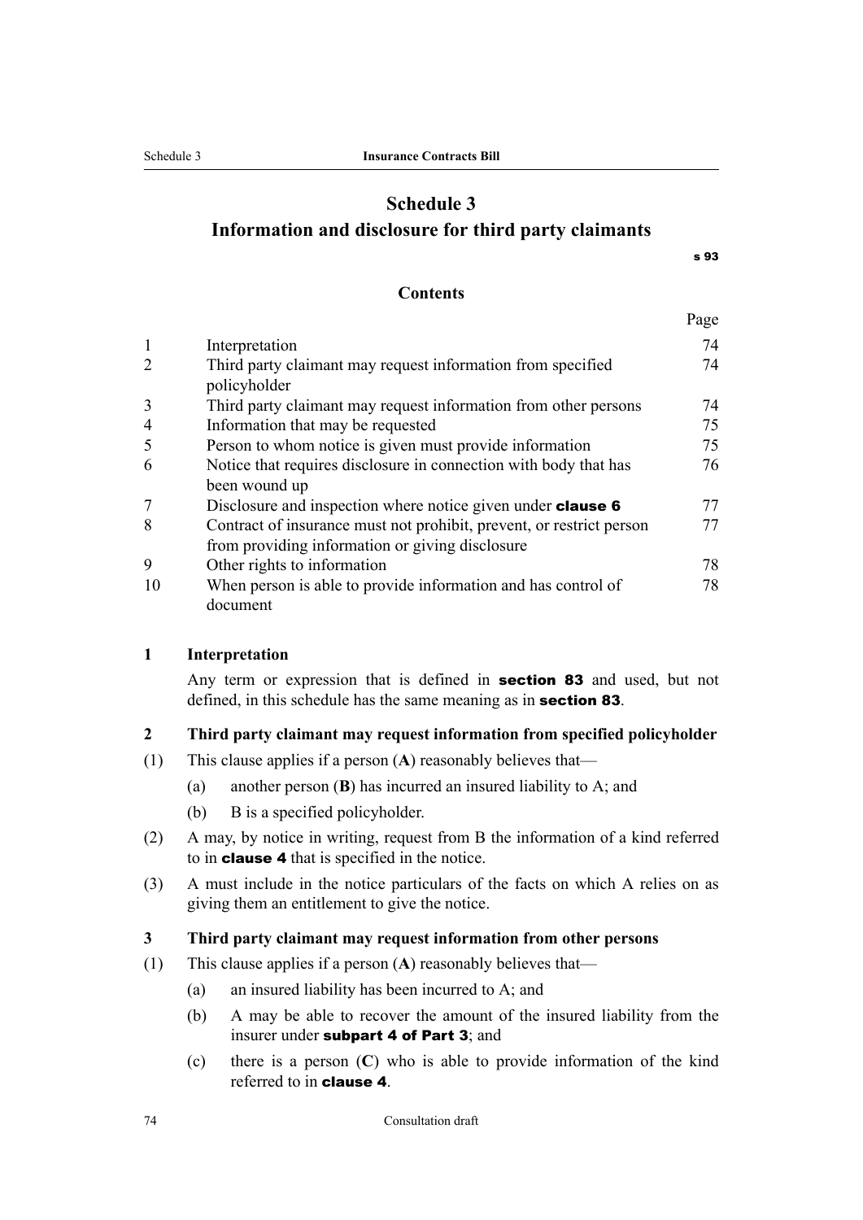# Schedule 3
## Information and disclosure for third party claimants

**s 93**

### Contents

| | | Page |
|---|---|---|
| 1 | Interpretation | 74 |
| 2 | Third party claimant may request information from specified policyholder | 74 |
| 3 | Third party claimant may request information from other persons | 74 |
| 4 | Information that may be requested | 75 |
| 5 | Person to whom notice is given must provide information | 75 |
| 6 | Notice that requires disclosure in connection with body that has been wound up | 76 |
| 7 | Disclosure and inspection where notice given under **clause 6** | 77 |
| 8 | Contract of insurance must not prohibit, prevent, or restrict person from providing information or giving disclosure | 77 |
| 9 | Other rights to information | 78 |
| 10 | When person is able to provide information and has control of document | 78 |

**1 Interpretation**

Any term or expression that is defined in **section 83** and used, but not defined, in this schedule has the same meaning as in **section 83**.

**2 Third party claimant may request information from specified policyholder**

(1) This clause applies if a person (**A**) reasonably believes that—

(a) another person (**B**) has incurred an insured liability to A; and

(b) B is a specified policyholder.

(2) A may, by notice in writing, request from B the information of a kind referred to in **clause 4** that is specified in the notice.

(3) A must include in the notice particulars of the facts on which A relies on as giving them an entitlement to give the notice.

**3 Third party claimant may request information from other persons**

(1) This clause applies if a person (**A**) reasonably believes that—

(a) an insured liability has been incurred to A; and

(b) A may be able to recover the amount of the insured liability from the insurer under **subpart 4 of Part 3**; and

(c) there is a person (**C**) who is able to provide information of the kind referred to in **clause 4**.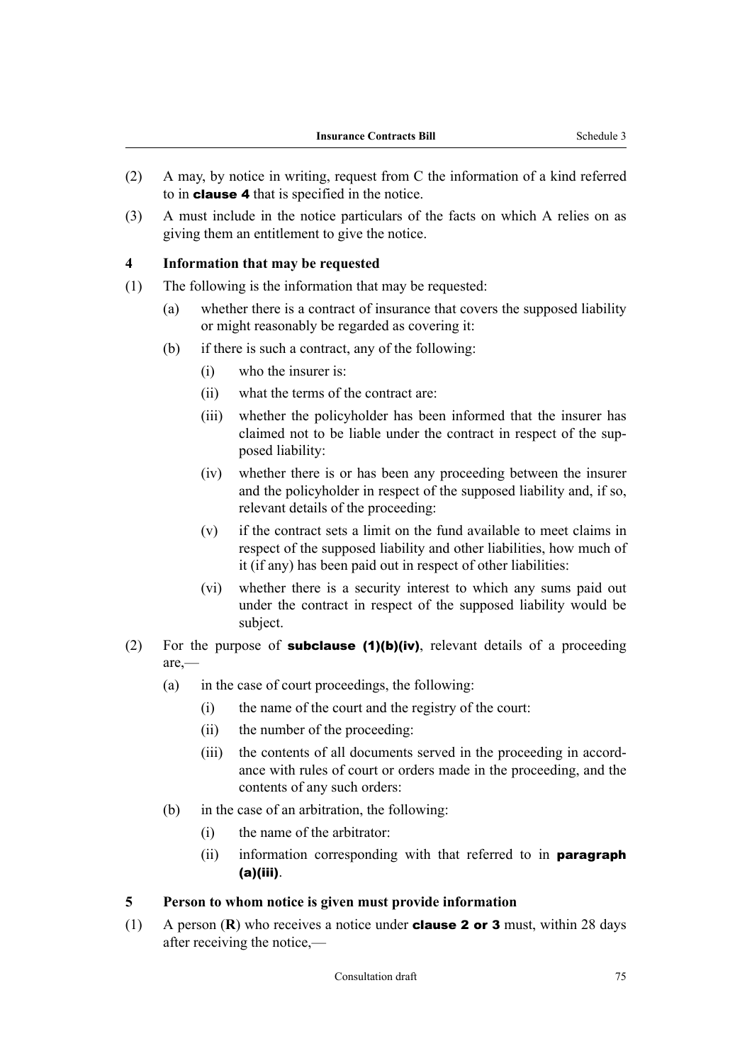(2) A may, by notice in writing, request from C the information of a kind referred to in **clause 4** that is specified in the notice.

(3) A must include in the notice particulars of the facts on which A relies on as giving them an entitlement to give the notice.

### 4 Information that may be requested

(1) The following is the information that may be requested:

   (a) whether there is a contract of insurance that covers the supposed liability or might reasonably be regarded as covering it:

   (b) if there is such a contract, any of the following:

      (i) who the insurer is:

      (ii) what the terms of the contract are:

      (iii) whether the policyholder has been informed that the insurer has claimed not to be liable under the contract in respect of the supposed liability:

      (iv) whether there is or has been any proceeding between the insurer and the policyholder in respect of the supposed liability and, if so, relevant details of the proceeding:

      (v) if the contract sets a limit on the fund available to meet claims in respect of the supposed liability and other liabilities, how much of it (if any) has been paid out in respect of other liabilities:

      (vi) whether there is a security interest to which any sums paid out under the contract in respect of the supposed liability would be subject.

(2) For the purpose of **subclause (1)(b)(iv)**, relevant details of a proceeding are,—

   (a) in the case of court proceedings, the following:

      (i) the name of the court and the registry of the court:

      (ii) the number of the proceeding:

      (iii) the contents of all documents served in the proceeding in accordance with rules of court or orders made in the proceeding, and the contents of any such orders:

   (b) in the case of an arbitration, the following:

      (i) the name of the arbitrator:

      (ii) information corresponding with that referred to in **paragraph (a)(iii)**.

### 5 Person to whom notice is given must provide information

(1) A person (**R**) who receives a notice under **clause 2 or 3** must, within 28 days after receiving the notice,—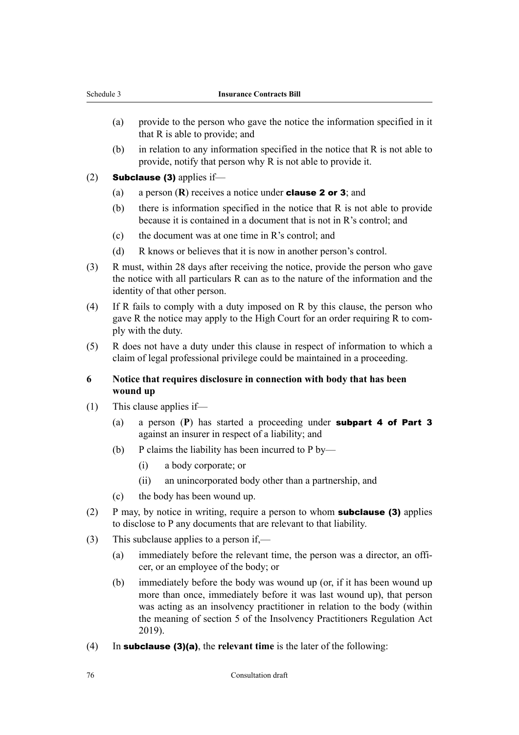(a) provide to the person who gave the notice the information specified in it that R is able to provide; and

(b) in relation to any information specified in the notice that R is not able to provide, notify that person why R is not able to provide it.

(2) **Subclause (3)** applies if—

(a) a person (**R**) receives a notice under **clause 2 or 3**; and

(b) there is information specified in the notice that R is not able to provide because it is contained in a document that is not in R's control; and

(c) the document was at one time in R's control; and

(d) R knows or believes that it is now in another person's control.

(3) R must, within 28 days after receiving the notice, provide the person who gave the notice with all particulars R can as to the nature of the information and the identity of that other person.

(4) If R fails to comply with a duty imposed on R by this clause, the person who gave R the notice may apply to the High Court for an order requiring R to comply with the duty.

(5) R does not have a duty under this clause in respect of information to which a claim of legal professional privilege could be maintained in a proceeding.

### 6 Notice that requires disclosure in connection with body that has been wound up

(1) This clause applies if—

(a) a person (**P**) has started a proceeding under **subpart 4 of Part 3** against an insurer in respect of a liability; and

(b) P claims the liability has been incurred to P by—

(i) a body corporate; or

(ii) an unincorporated body other than a partnership, and

(c) the body has been wound up.

(2) P may, by notice in writing, require a person to whom **subclause (3)** applies to disclose to P any documents that are relevant to that liability.

(3) This subclause applies to a person if,—

(a) immediately before the relevant time, the person was a director, an officer, or an employee of the body; or

(b) immediately before the body was wound up (or, if it has been wound up more than once, immediately before it was last wound up), that person was acting as an insolvency practitioner in relation to the body (within the meaning of section 5 of the Insolvency Practitioners Regulation Act 2019).

(4) In **subclause (3)(a)**, the **relevant time** is the later of the following: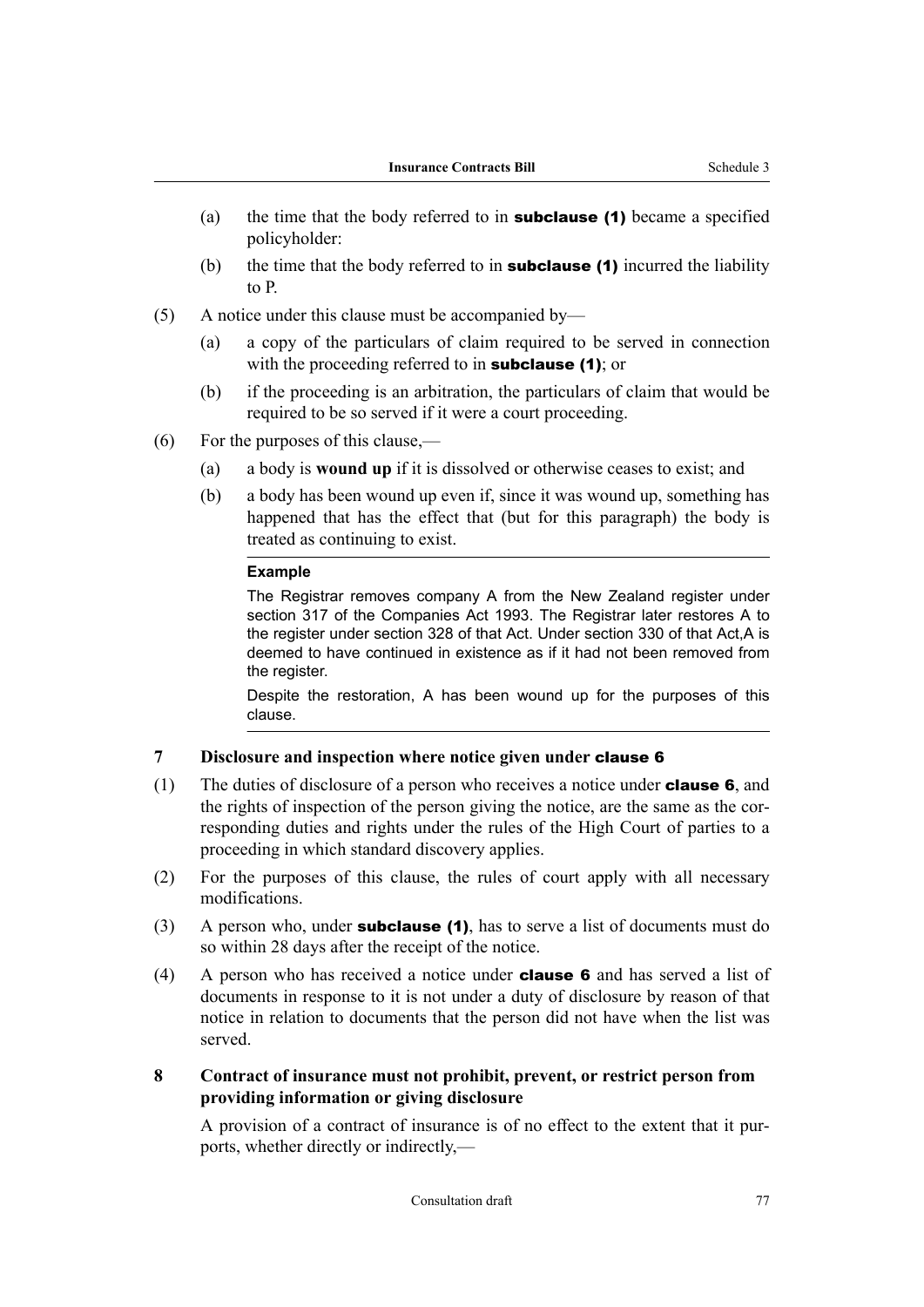(a) the time that the body referred to in **subclause (1)** became a specified policyholder:

(b) the time that the body referred to in **subclause (1)** incurred the liability to P.

(5) A notice under this clause must be accompanied by—

(a) a copy of the particulars of claim required to be served in connection with the proceeding referred to in **subclause (1)**; or

(b) if the proceeding is an arbitration, the particulars of claim that would be required to be so served if it were a court proceeding.

(6) For the purposes of this clause,—

(a) a body is **wound up** if it is dissolved or otherwise ceases to exist; and

(b) a body has been wound up even if, since it was wound up, something has happened that has the effect that (but for this paragraph) the body is treated as continuing to exist.

**Example**

The Registrar removes company A from the New Zealand register under section 317 of the Companies Act 1993. The Registrar later restores A to the register under section 328 of that Act. Under section 330 of that Act,A is deemed to have continued in existence as if it had not been removed from the register.

Despite the restoration, A has been wound up for the purposes of this clause.

### 7 Disclosure and inspection where notice given under clause 6

(1) The duties of disclosure of a person who receives a notice under **clause 6**, and the rights of inspection of the person giving the notice, are the same as the corresponding duties and rights under the rules of the High Court of parties to a proceeding in which standard discovery applies.

(2) For the purposes of this clause, the rules of court apply with all necessary modifications.

(3) A person who, under **subclause (1)**, has to serve a list of documents must do so within 28 days after the receipt of the notice.

(4) A person who has received a notice under **clause 6** and has served a list of documents in response to it is not under a duty of disclosure by reason of that notice in relation to documents that the person did not have when the list was served.

### 8 Contract of insurance must not prohibit, prevent, or restrict person from providing information or giving disclosure

A provision of a contract of insurance is of no effect to the extent that it purports, whether directly or indirectly,—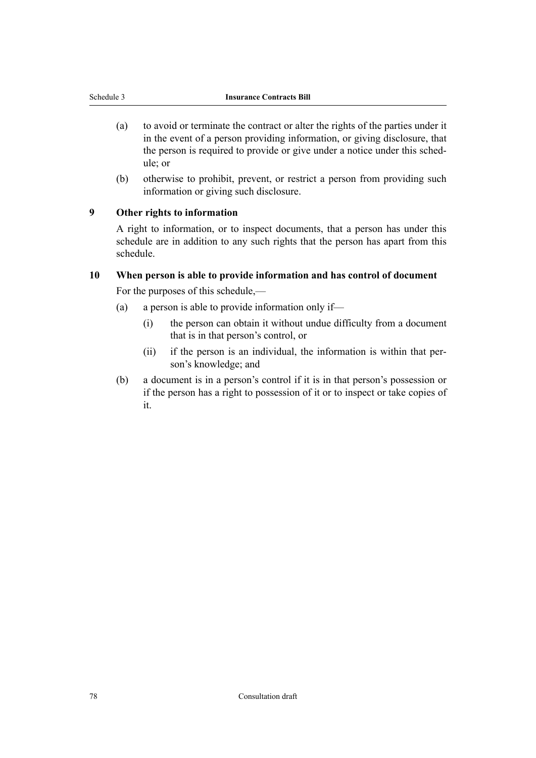(a) to avoid or terminate the contract or alter the rights of the parties under it in the event of a person providing information, or giving disclosure, that the person is required to provide or give under a notice under this schedule; or

(b) otherwise to prohibit, prevent, or restrict a person from providing such information or giving such disclosure.

**9 Other rights to information**

A right to information, or to inspect documents, that a person has under this schedule are in addition to any such rights that the person has apart from this schedule.

**10 When person is able to provide information and has control of document**

For the purposes of this schedule,—

(a) a person is able to provide information only if—

 (i) the person can obtain it without undue difficulty from a document that is in that person's control, or

 (ii) if the person is an individual, the information is within that person's knowledge; and

(b) a document is in a person's control if it is in that person's possession or if the person has a right to possession of it or to inspect or take copies of it.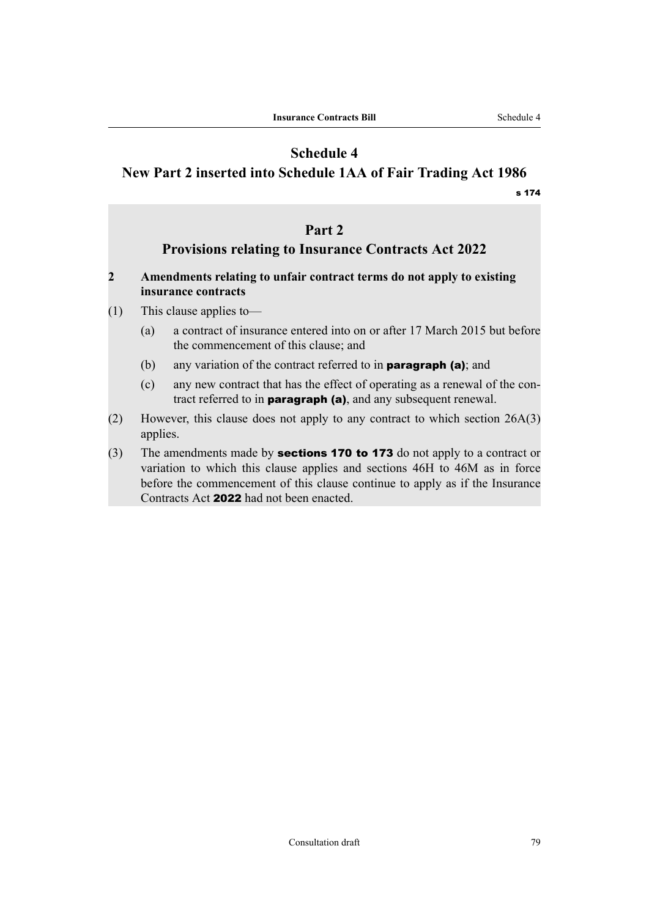# Schedule 4
## New Part 2 inserted into Schedule 1AA of Fair Trading Act 1986

s 174

## Part 2
## Provisions relating to Insurance Contracts Act 2022

**2 Amendments relating to unfair contract terms do not apply to existing insurance contracts**

(1) This clause applies to—

(a) a contract of insurance entered into on or after 17 March 2015 but before the commencement of this clause; and

(b) any variation of the contract referred to in **paragraph (a)**; and

(c) any new contract that has the effect of operating as a renewal of the contract referred to in **paragraph (a)**, and any subsequent renewal.

(2) However, this clause does not apply to any contract to which section 26A(3) applies.

(3) The amendments made by **sections 170 to 173** do not apply to a contract or variation to which this clause applies and sections 46H to 46M as in force before the commencement of this clause continue to apply as if the Insurance Contracts Act **2022** had not been enacted.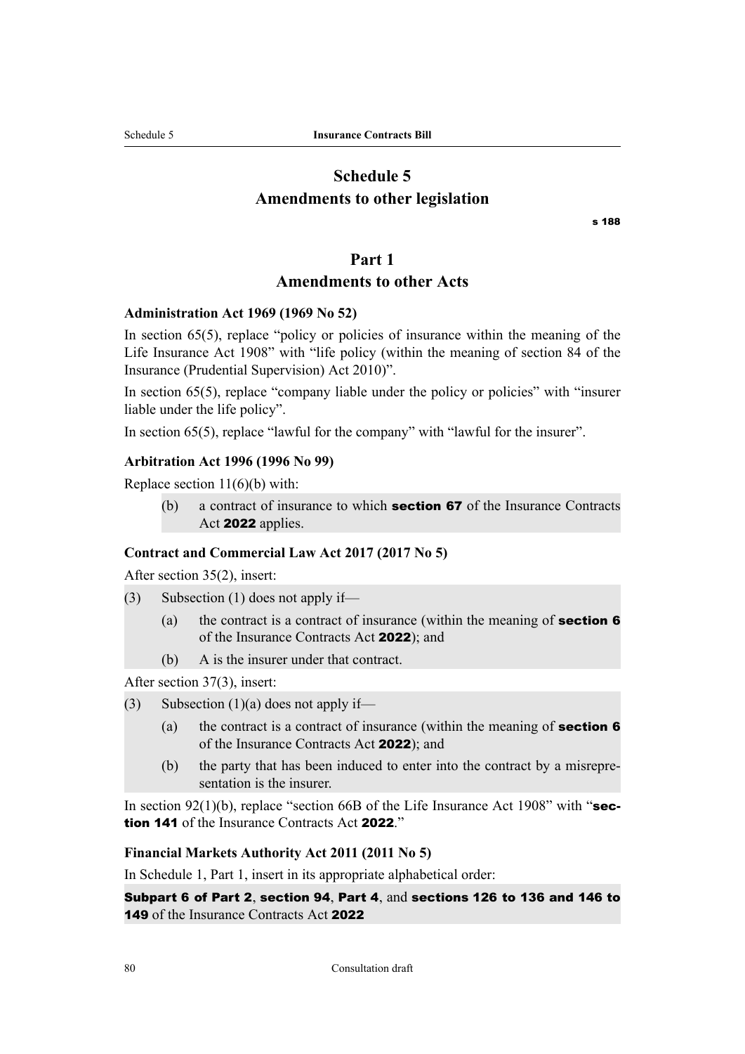# Schedule 5
# Amendments to other legislation

**s 188**

## Part 1
## Amendments to other Acts

### Administration Act 1969 (1969 No 52)

In section 65(5), replace "policy or policies of insurance within the meaning of the Life Insurance Act 1908" with "life policy (within the meaning of section 84 of the Insurance (Prudential Supervision) Act 2010)".

In section 65(5), replace "company liable under the policy or policies" with "insurer liable under the life policy".

In section 65(5), replace "lawful for the company" with "lawful for the insurer".

### Arbitration Act 1996 (1996 No 99)

Replace section 11(6)(b) with:

> (b) a contract of insurance to which **section 67** of the Insurance Contracts Act **2022** applies.

### Contract and Commercial Law Act 2017 (2017 No 5)

After section 35(2), insert:

> (3) Subsection (1) does not apply if—
>
> (a) the contract is a contract of insurance (within the meaning of **section 6** of the Insurance Contracts Act **2022**); and
>
> (b) A is the insurer under that contract.

After section 37(3), insert:

> (3) Subsection (1)(a) does not apply if—
>
> (a) the contract is a contract of insurance (within the meaning of **section 6** of the Insurance Contracts Act **2022**); and
>
> (b) the party that has been induced to enter into the contract by a misrepresentation is the insurer.

In section 92(1)(b), replace "section 66B of the Life Insurance Act 1908" with "**section 141** of the Insurance Contracts Act **2022**."

### Financial Markets Authority Act 2011 (2011 No 5)

In Schedule 1, Part 1, insert in its appropriate alphabetical order:

> **Subpart 6 of Part 2**, **section 94**, **Part 4**, and **sections 126 to 136 and 146 to 149** of the Insurance Contracts Act **2022**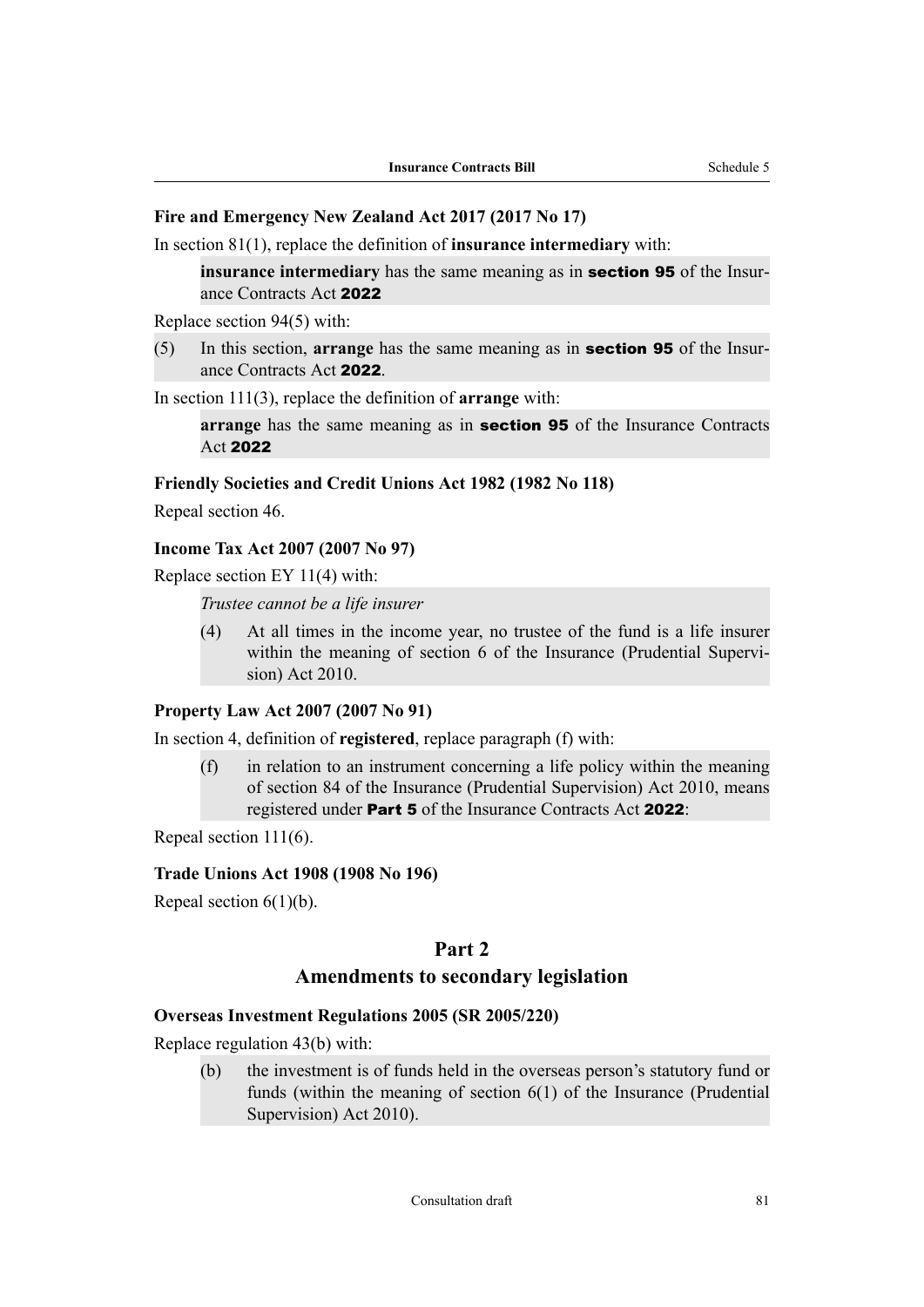### Fire and Emergency New Zealand Act 2017 (2017 No 17)

In section 81(1), replace the definition of **insurance intermediary** with:

> **insurance intermediary** has the same meaning as in **section 95** of the Insurance Contracts Act **2022**

Replace section 94(5) with:

> (5) In this section, **arrange** has the same meaning as in **section 95** of the Insurance Contracts Act **2022**.

In section 111(3), replace the definition of **arrange** with:

> **arrange** has the same meaning as in **section 95** of the Insurance Contracts Act **2022**

### Friendly Societies and Credit Unions Act 1982 (1982 No 118)

Repeal section 46.

### Income Tax Act 2007 (2007 No 97)

Replace section EY 11(4) with:

> *Trustee cannot be a life insurer*
>
> (4) At all times in the income year, no trustee of the fund is a life insurer within the meaning of section 6 of the Insurance (Prudential Supervision) Act 2010.

### Property Law Act 2007 (2007 No 91)

In section 4, definition of **registered**, replace paragraph (f) with:

> (f) in relation to an instrument concerning a life policy within the meaning of section 84 of the Insurance (Prudential Supervision) Act 2010, means registered under **Part 5** of the Insurance Contracts Act **2022**:

Repeal section 111(6).

### Trade Unions Act 1908 (1908 No 196)

Repeal section 6(1)(b).

## Part 2
## Amendments to secondary legislation

### Overseas Investment Regulations 2005 (SR 2005/220)

Replace regulation 43(b) with:

> (b) the investment is of funds held in the overseas person's statutory fund or funds (within the meaning of section 6(1) of the Insurance (Prudential Supervision) Act 2010).